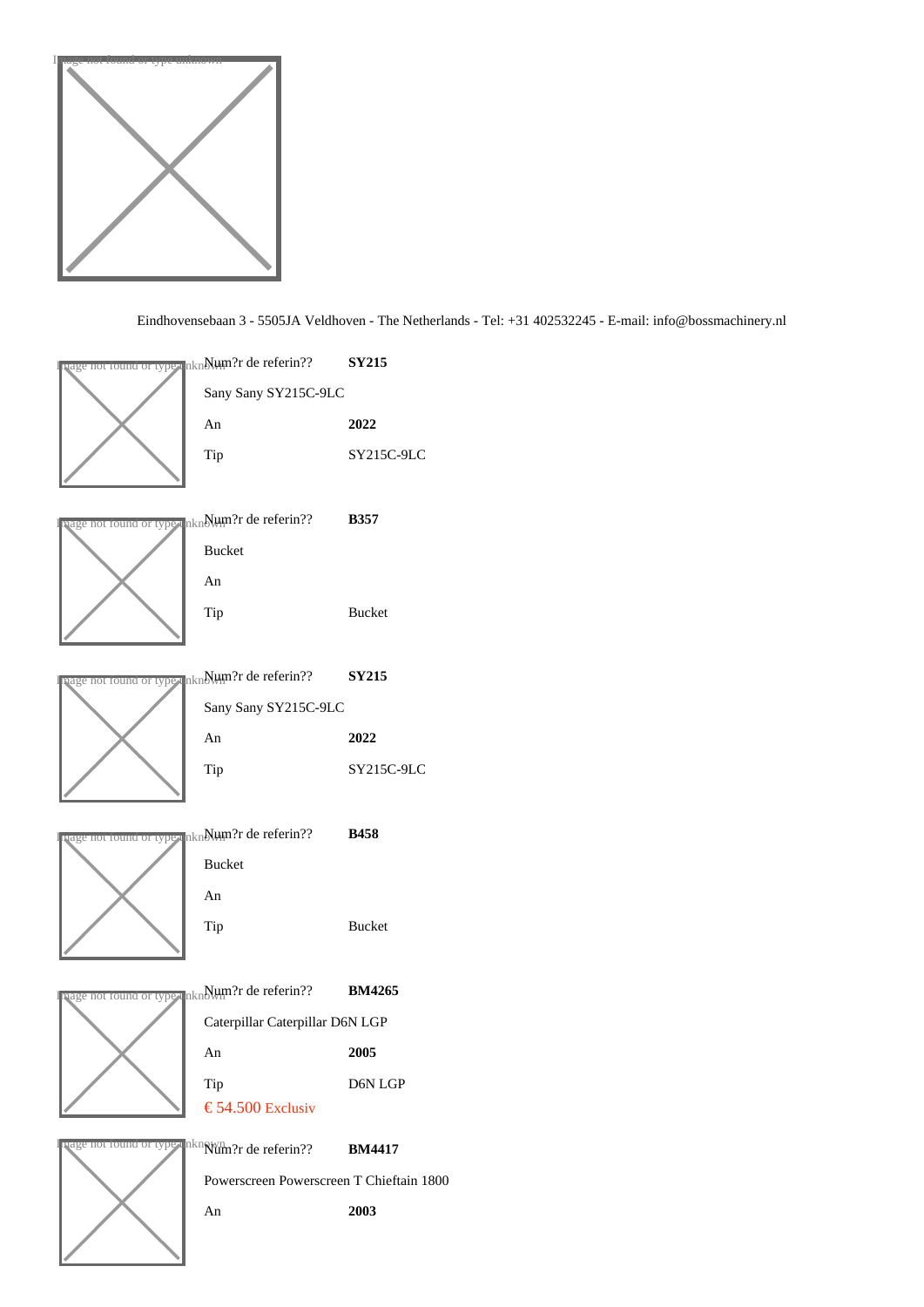Eindhovensebaan 3 - 5505JA Veldhoven - The Netherlands - Tel: +31 402532245 - E-mail: info@bossmachinery.nl

| Num?r de referin?? | **SY215** |
|---|---|
| Sany Sany SY215C-9LC | |
| An | **2022** |
| Tip | SY215C-9LC |

| Num?r de referin?? | **B357** |
|---|---|
| Bucket | |
| An | |
| Tip | Bucket |

| Num?r de referin?? | **SY215** |
|---|---|
| Sany Sany SY215C-9LC | |
| An | **2022** |
| Tip | SY215C-9LC |

| Num?r de referin?? | **B458** |
|---|---|
| Bucket | |
| An | |
| Tip | Bucket |

| Num?r de referin?? | **BM4265** |
|---|---|
| Caterpillar Caterpillar D6N LGP | |
| An | **2005** |
| Tip | D6N LGP |

€ 54.500 Exclusiv

| Num?r de referin?? | **BM4417** |
|---|---|
| Powerscreen Powerscreen T Chieftain 1800 | |
| An | **2003** |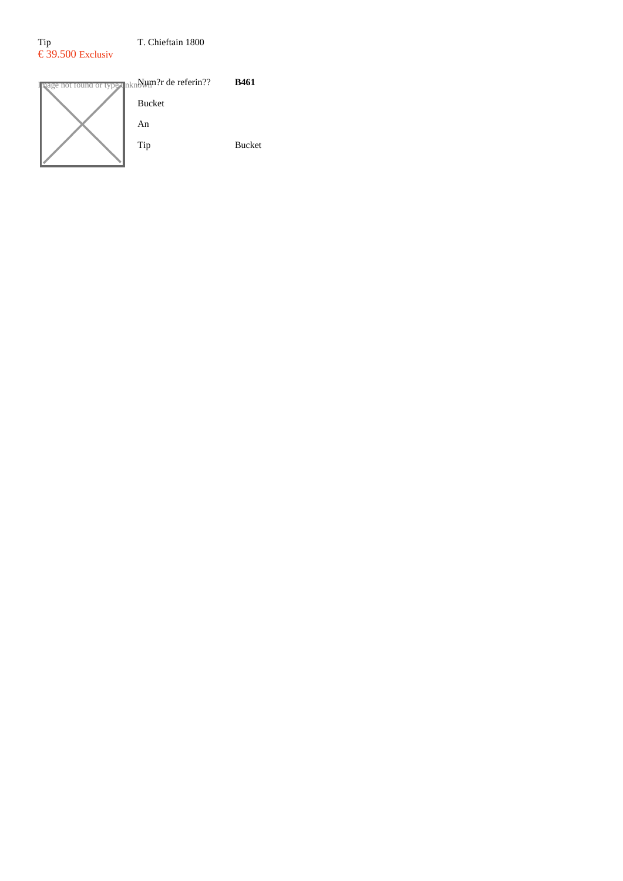Tip T. Chieftain 1800

€ 39.500 Exclusiv

Image not found or type unknown

| Num?r de referin?? | **B461** |
| --- | --- |
| Bucket | |
| An | |
| Tip | Bucket |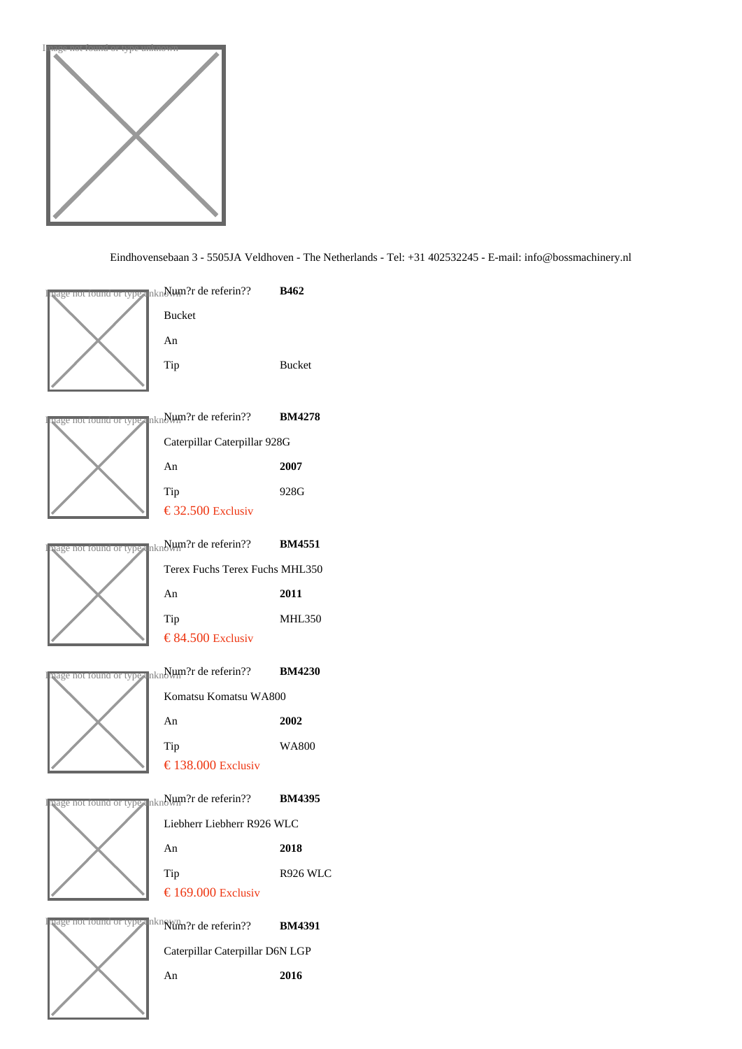Eindhovensebaan 3 - 5505JA Veldhoven - The Netherlands - Tel: +31 402532245 - E-mail: info@bossmachinery.nl

Num?r de referin?? **B462**

Bucket

An

Tip Bucket

Num?r de referin?? **BM4278**

Caterpillar Caterpillar 928G

An **2007**

Tip 928G

€ 32.500 Exclusiv

Num?r de referin?? **BM4551**

Terex Fuchs Terex Fuchs MHL350

An **2011**

Tip MHL350

€ 84.500 Exclusiv

Num?r de referin?? **BM4230**

Komatsu Komatsu WA800

An **2002**

Tip WA800

€ 138.000 Exclusiv

Num?r de referin?? **BM4395**

Liebherr Liebherr R926 WLC

An **2018**

Tip R926 WLC

€ 169.000 Exclusiv

Num?r de referin?? **BM4391**

Caterpillar Caterpillar D6N LGP

An **2016**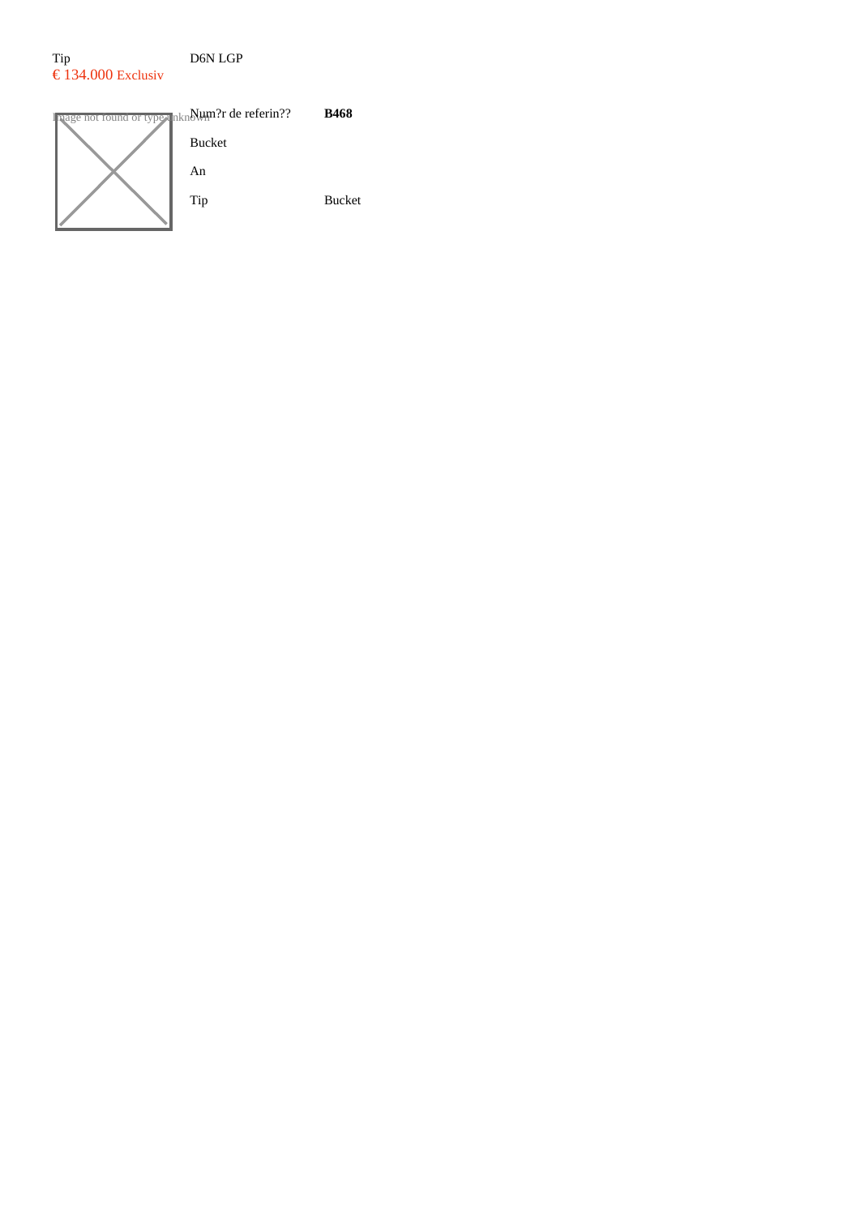Tip D6N LGP

€ 134.000 Exclusiv

Image not found or type unknown

| Num?r de referin?? | **B468** |
|---|---|
| Bucket | |
| An | |
| Tip | Bucket |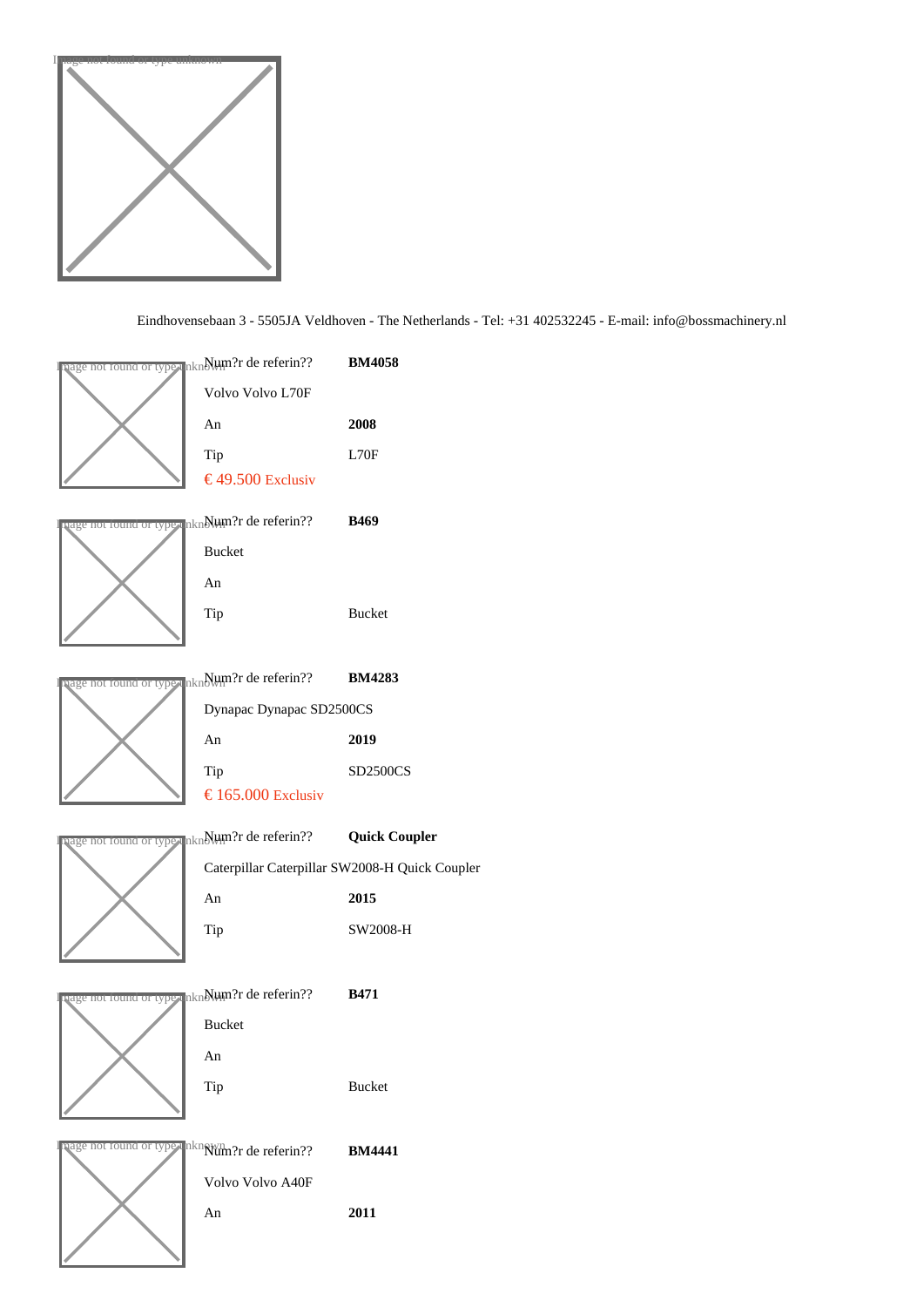Eindhovensebaan 3 - 5505JA Veldhoven - The Netherlands - Tel: +31 402532245 - E-mail: info@bossmachinery.nl

| Num?r de referin?? | **BM4058** |
|---|---|
| Volvo Volvo L70F | |
| An | **2008** |
| Tip | L70F |
| € 49.500 Exclusiv | |

| Num?r de referin?? | **B469** |
|---|---|
| Bucket | |
| An | |
| Tip | Bucket |

| Num?r de referin?? | **BM4283** |
|---|---|
| Dynapac Dynapac SD2500CS | |
| An | **2019** |
| Tip | SD2500CS |
| € 165.000 Exclusiv | |

| Num?r de referin?? | **Quick Coupler** |
|---|---|
| Caterpillar Caterpillar SW2008-H Quick Coupler | |
| An | **2015** |
| Tip | SW2008-H |

| Num?r de referin?? | **B471** |
|---|---|
| Bucket | |
| An | |
| Tip | Bucket |

| Num?r de referin?? | **BM4441** |
|---|---|
| Volvo Volvo A40F | |
| An | **2011** |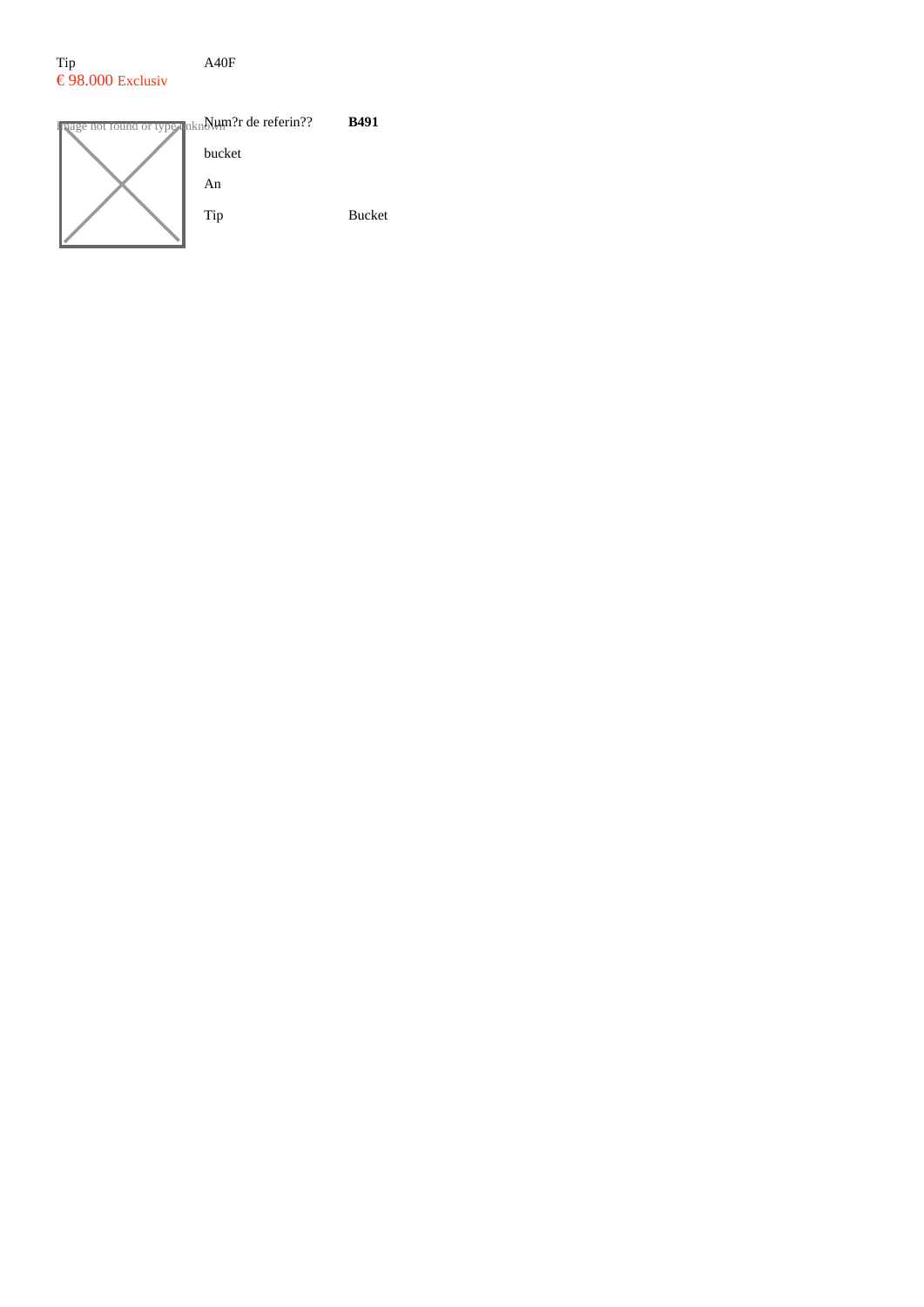| Tip | A40F |
|---|---|
| € 98.000 Exclusiv | |

Image not found or type unknown

| Num?r de referin?? | **B491** |
|---|---|
| bucket | |
| An | |
| Tip | Bucket |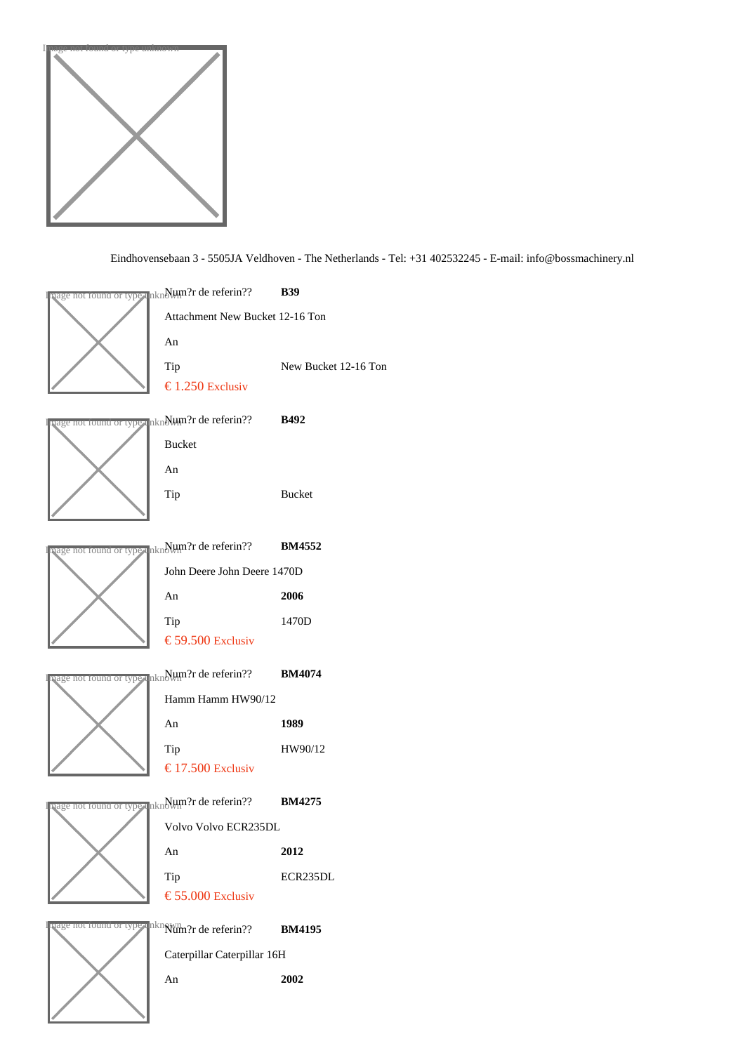Eindhovensebaan 3 - 5505JA Veldhoven - The Netherlands - Tel: +31 402532245 - E-mail: info@bossmachinery.nl

| Num?r de referin?? | **B39** |
|---|---|
| Attachment New Bucket 12-16 Ton | |
| An | |
| Tip | New Bucket 12-16 Ton |
| € 1.250 Exclusiv | |

| Num?r de referin?? | **B492** |
|---|---|
| Bucket | |
| An | |
| Tip | Bucket |

| Num?r de referin?? | **BM4552** |
|---|---|
| John Deere John Deere 1470D | |
| An | **2006** |
| Tip | 1470D |
| € 59.500 Exclusiv | |

| Num?r de referin?? | **BM4074** |
|---|---|
| Hamm Hamm HW90/12 | |
| An | **1989** |
| Tip | HW90/12 |
| € 17.500 Exclusiv | |

| Num?r de referin?? | **BM4275** |
|---|---|
| Volvo Volvo ECR235DL | |
| An | **2012** |
| Tip | ECR235DL |
| € 55.000 Exclusiv | |

| Num?r de referin?? | **BM4195** |
|---|---|
| Caterpillar Caterpillar 16H | |
| An | **2002** |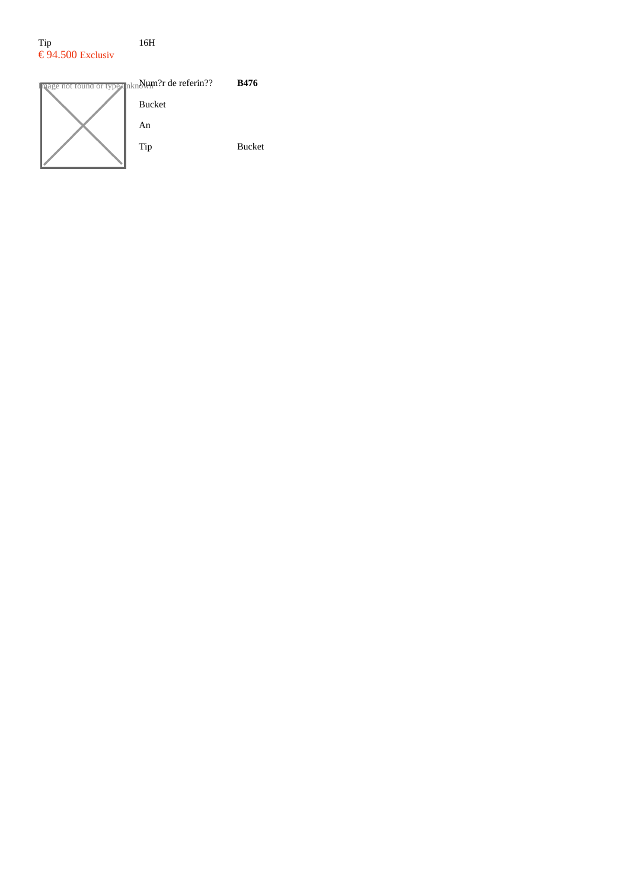Tip 16H

€ 94.500 Exclusiv

Image not found or type unknown

| Num?r de referin?? | **B476** |
| --- | --- |
| Bucket | |
| An | |
| Tip | Bucket |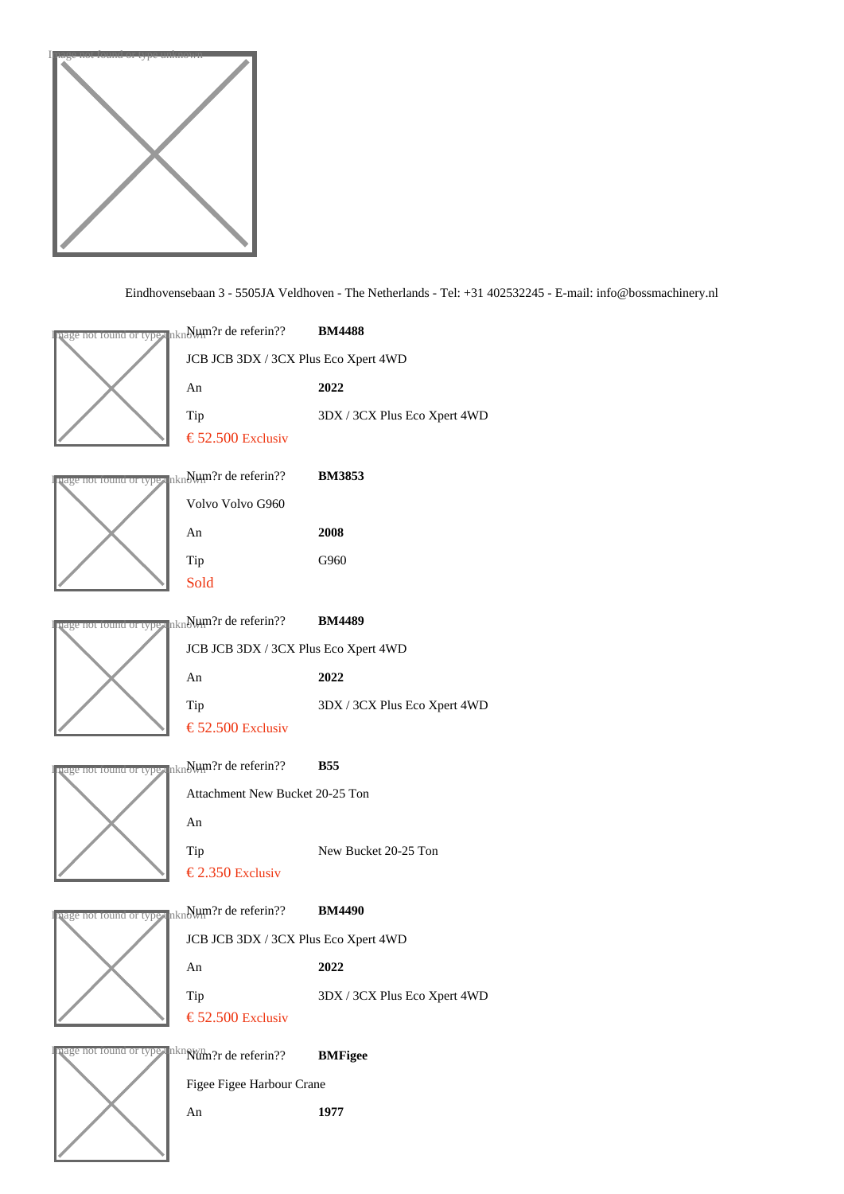Eindhovensebaan 3 - 5505JA Veldhoven - The Netherlands - Tel: +31 402532245 - E-mail: info@bossmachinery.nl

Num?r de referin?? **BM4488**

JCB JCB 3DX / 3CX Plus Eco Xpert 4WD

| | |
|---|---|
| An | **2022** |
| Tip | 3DX / 3CX Plus Eco Xpert 4WD |

€ 52.500 Exclusiv

Num?r de referin?? **BM3853**

Volvo Volvo G960

| | |
|---|---|
| An | **2008** |
| Tip | G960 |

Sold

Num?r de referin?? **BM4489**

JCB JCB 3DX / 3CX Plus Eco Xpert 4WD

| | |
|---|---|
| An | **2022** |
| Tip | 3DX / 3CX Plus Eco Xpert 4WD |

€ 52.500 Exclusiv

Num?r de referin?? **B55**

Attachment New Bucket 20-25 Ton

| | |
|---|---|
| An | |
| Tip | New Bucket 20-25 Ton |

€ 2.350 Exclusiv

Num?r de referin?? **BM4490**

JCB JCB 3DX / 3CX Plus Eco Xpert 4WD

| | |
|---|---|
| An | **2022** |
| Tip | 3DX / 3CX Plus Eco Xpert 4WD |

€ 52.500 Exclusiv

Num?r de referin?? **BMFigee**

Figee Figee Harbour Crane

| | |
|---|---|
| An | **1977** |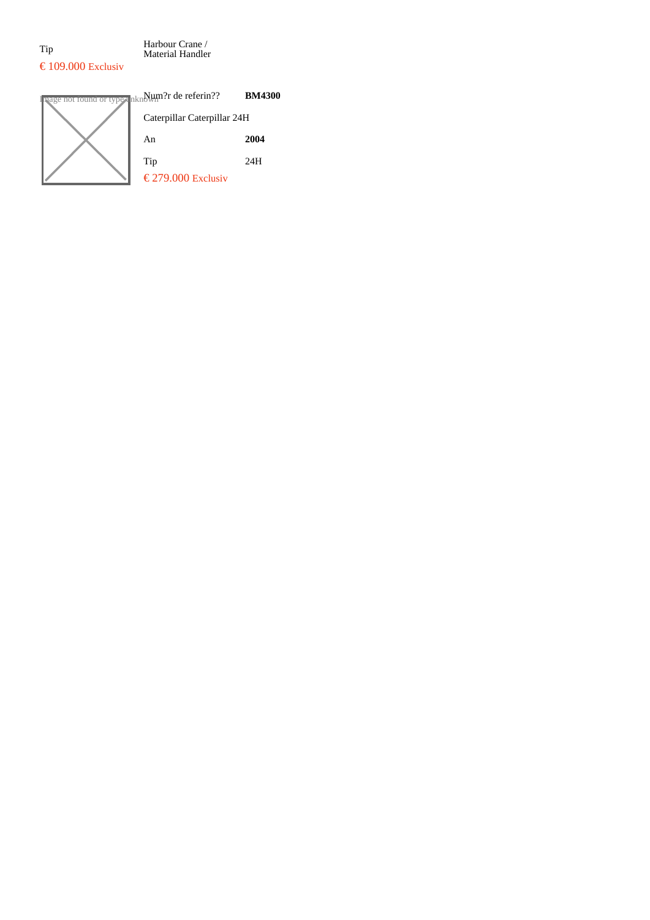| Tip | Harbour Crane / Material Handler |
|---|---|

€ 109.000 Exclusiv

Image not found or type unknown

| Num?r de referin?? | **BM4300** |
|---|---|
| Caterpillar Caterpillar 24H | |
| An | **2004** |
| Tip | 24H |

€ 279.000 Exclusiv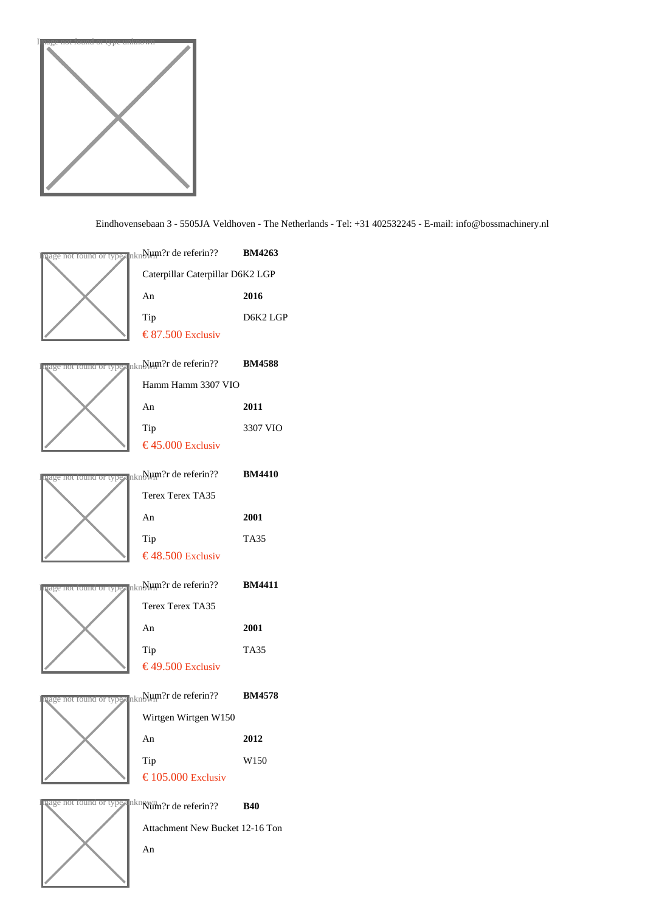Eindhovensebaan 3 - 5505JA Veldhoven - The Netherlands - Tel: +31 402532245 - E-mail: info@bossmachinery.nl

| Num?r de referin?? | **BM4263** |
|---|---|
| Caterpillar Caterpillar D6K2 LGP | |
| An | **2016** |
| Tip | D6K2 LGP |
| € 87.500 Exclusiv | |

| Num?r de referin?? | **BM4588** |
|---|---|
| Hamm Hamm 3307 VIO | |
| An | **2011** |
| Tip | 3307 VIO |
| € 45.000 Exclusiv | |

| Num?r de referin?? | **BM4410** |
|---|---|
| Terex Terex TA35 | |
| An | **2001** |
| Tip | TA35 |
| € 48.500 Exclusiv | |

| Num?r de referin?? | **BM4411** |
|---|---|
| Terex Terex TA35 | |
| An | **2001** |
| Tip | TA35 |
| € 49.500 Exclusiv | |

| Num?r de referin?? | **BM4578** |
|---|---|
| Wirtgen Wirtgen W150 | |
| An | **2012** |
| Tip | W150 |
| € 105.000 Exclusiv | |

| Num?r de referin?? | **B40** |
|---|---|
| Attachment New Bucket 12-16 Ton | |
| An | |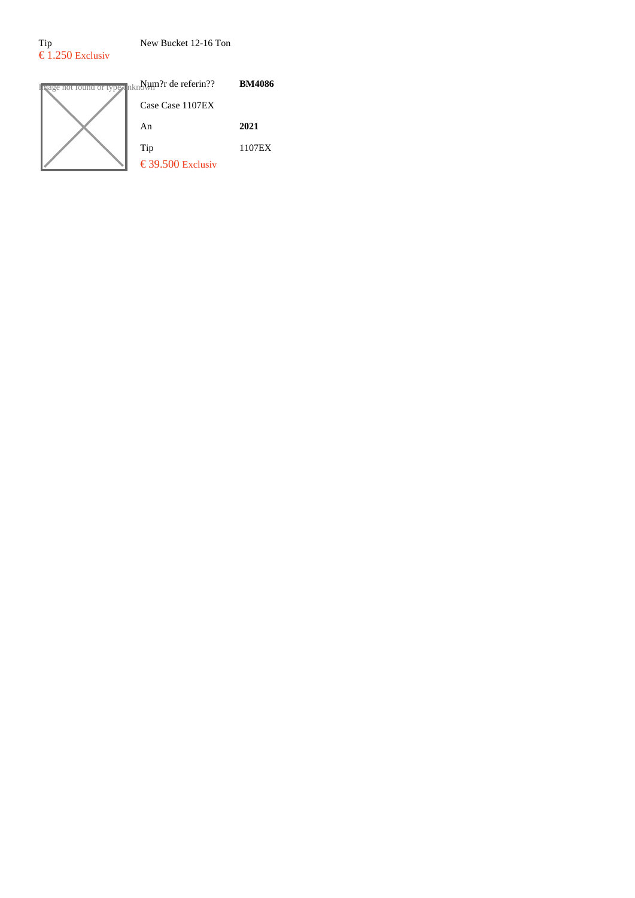Tip
€ 1.250 Exclusiv

New Bucket 12-16 Ton

Image not found or type unknown

| Num?r de referin?? | **BM4086** |
|---|---|
| Case Case 1107EX | |
| An | **2021** |
| Tip | 1107EX |

€ 39.500 Exclusiv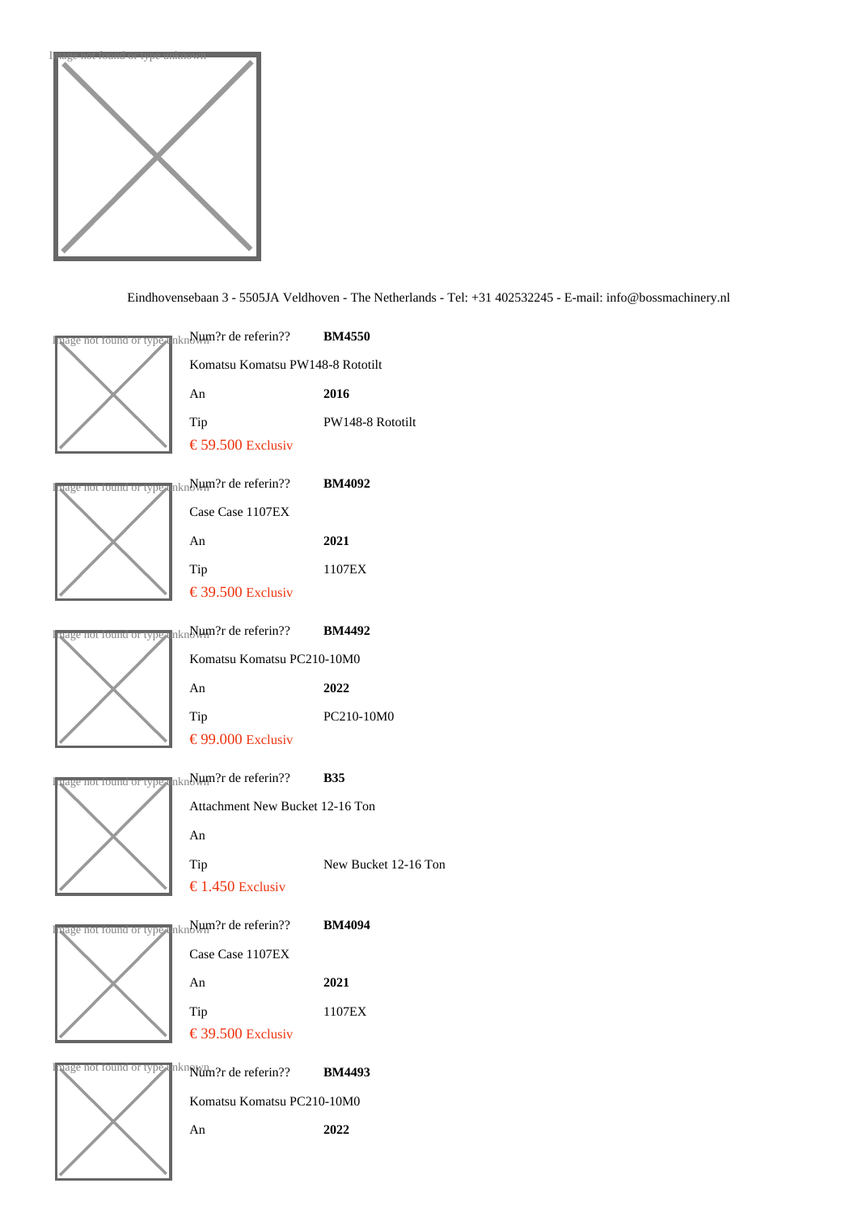Eindhovensebaan 3 - 5505JA Veldhoven - The Netherlands - Tel: +31 402532245 - E-mail: info@bossmachinery.nl

Num?r de referin?? **BM4550**

Komatsu Komatsu PW148-8 Rototilt

An **2016**

Tip PW148-8 Rototilt

€ 59.500 Exclusiv

Num?r de referin?? **BM4092**

Case Case 1107EX

An **2021**

Tip 1107EX

€ 39.500 Exclusiv

Num?r de referin?? **BM4492**

Komatsu Komatsu PC210-10M0

An **2022**

Tip PC210-10M0

€ 99.000 Exclusiv

Num?r de referin?? **B35**

Attachment New Bucket 12-16 Ton

An

Tip New Bucket 12-16 Ton

€ 1.450 Exclusiv

Num?r de referin?? **BM4094**

Case Case 1107EX

An **2021**

Tip 1107EX

€ 39.500 Exclusiv

Num?r de referin?? **BM4493**

Komatsu Komatsu PC210-10M0

An **2022**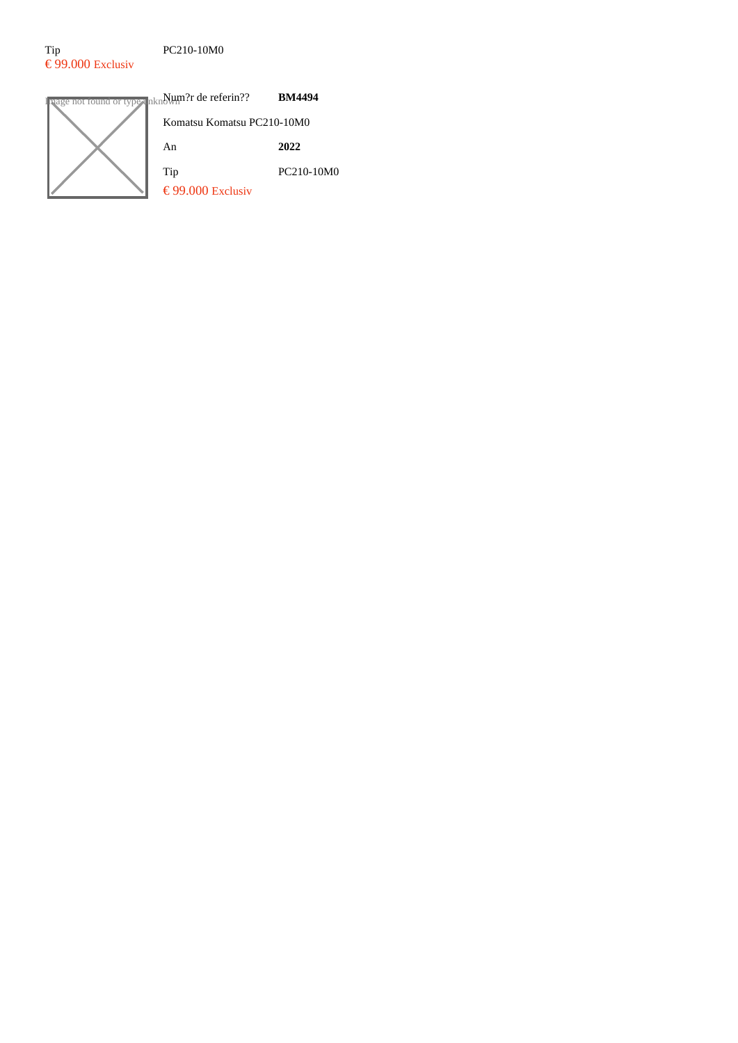| Tip | PC210-10M0 |
|---|---|

€ 99.000 Exclusiv

| Num?r de referin?? | **BM4494** |
|---|---|
| Komatsu Komatsu PC210-10M0 | |
| An | **2022** |
| Tip | PC210-10M0 |

€ 99.000 Exclusiv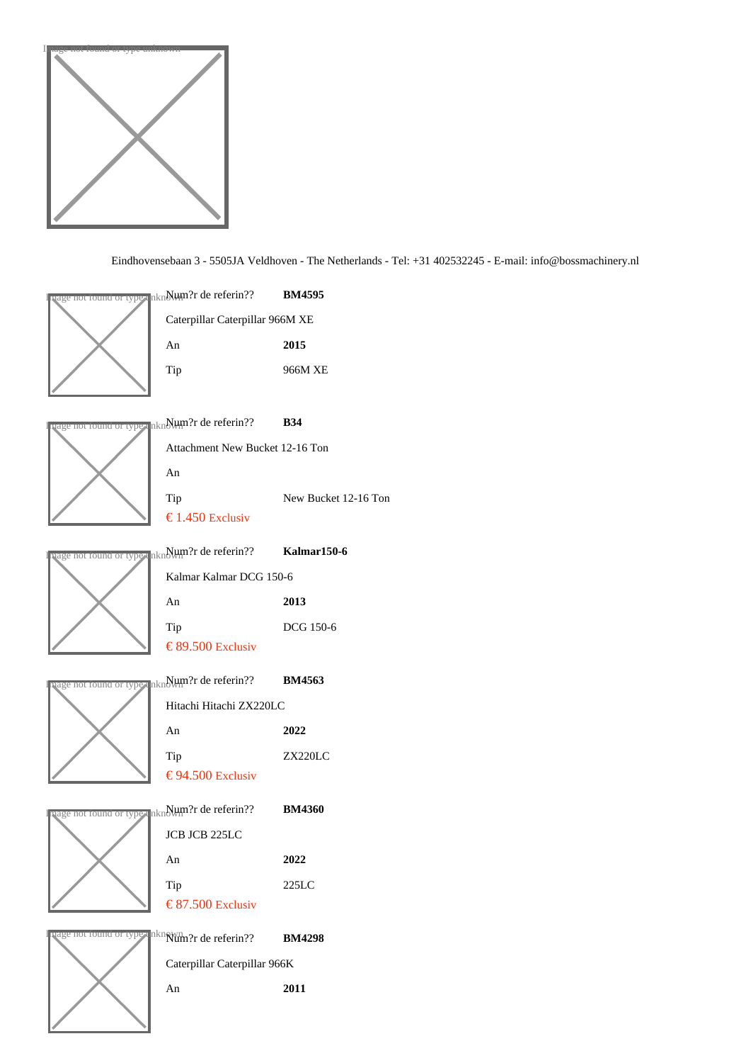Eindhovensebaan 3 - 5505JA Veldhoven - The Netherlands - Tel: +31 402532245 - E-mail: info@bossmachinery.nl

| Num?r de referin?? | **BM4595** |
|---|---|
| Caterpillar Caterpillar 966M XE | |
| An | **2015** |
| Tip | 966M XE |

| Num?r de referin?? | **B34** |
|---|---|
| Attachment New Bucket 12-16 Ton | |
| An | |
| Tip | New Bucket 12-16 Ton |
| € 1.450 Exclusiv | |

| Num?r de referin?? | **Kalmar150-6** |
|---|---|
| Kalmar Kalmar DCG 150-6 | |
| An | **2013** |
| Tip | DCG 150-6 |
| € 89.500 Exclusiv | |

| Num?r de referin?? | **BM4563** |
|---|---|
| Hitachi Hitachi ZX220LC | |
| An | **2022** |
| Tip | ZX220LC |
| € 94.500 Exclusiv | |

| Num?r de referin?? | **BM4360** |
|---|---|
| JCB JCB 225LC | |
| An | **2022** |
| Tip | 225LC |
| € 87.500 Exclusiv | |

| Num?r de referin?? | **BM4298** |
|---|---|
| Caterpillar Caterpillar 966K | |
| An | **2011** |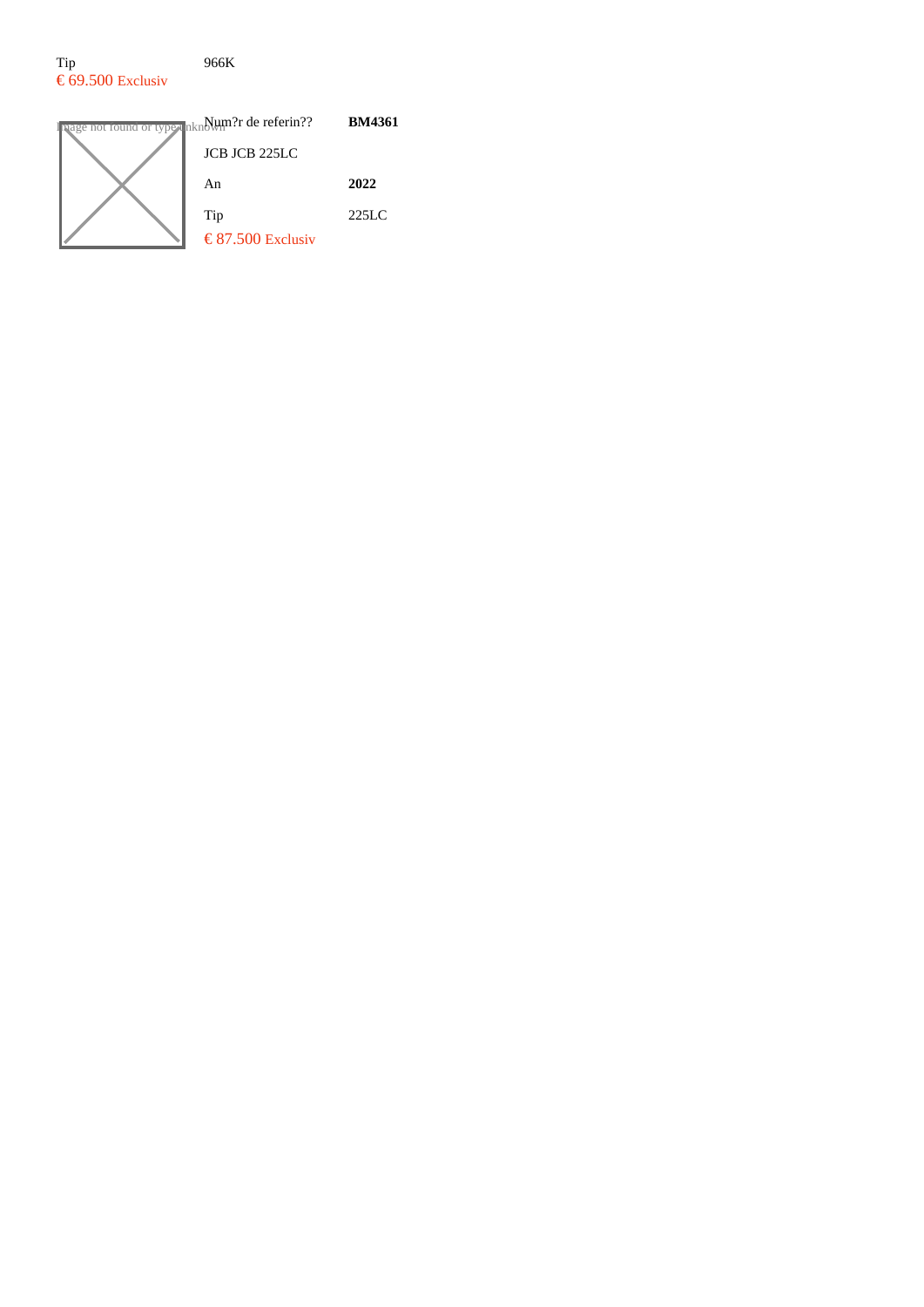| Tip | 966K |
|---|---|

€ 69.500 Exclusiv

Image not found or type unknown

| Num?r de referin?? | **BM4361** |
|---|---|
| JCB JCB 225LC | |
| An | **2022** |
| Tip | 225LC |

€ 87.500 Exclusiv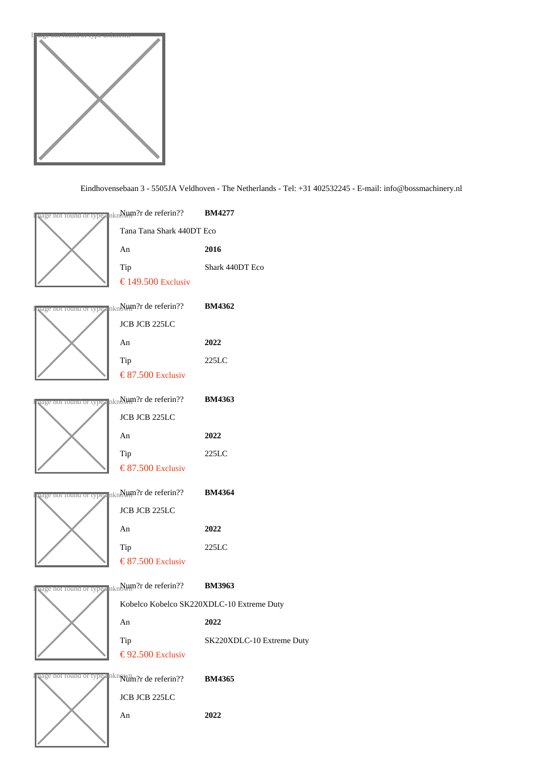Image not found or type unknown

Eindhovensebaan 3 - 5505JA Veldhoven - The Netherlands - Tel: +31 402532245 - E-mail: info@bossmachinery.nl

Image not found or type unknown

Num?r de referin?? **BM4277**

Tana Tana Shark 440DT Eco

An **2016**

Tip Shark 440DT Eco

€ 149.500 Exclusiv

Image not found or type unknown

Num?r de referin?? **BM4362**

JCB JCB 225LC

An **2022**

Tip 225LC

€ 87.500 Exclusiv

Image not found or type unknown

Num?r de referin?? **BM4363**

JCB JCB 225LC

An **2022**

Tip 225LC

€ 87.500 Exclusiv

Image not found or type unknown

Num?r de referin?? **BM4364**

JCB JCB 225LC

An **2022**

Tip 225LC

€ 87.500 Exclusiv

Image not found or type unknown

Num?r de referin?? **BM3963**

Kobelco Kobelco SK220XDLC-10 Extreme Duty

An **2022**

Tip SK220XDLC-10 Extreme Duty

€ 92.500 Exclusiv

Image not found or type unknown

Num?r de referin?? **BM4365**

JCB JCB 225LC

An **2022**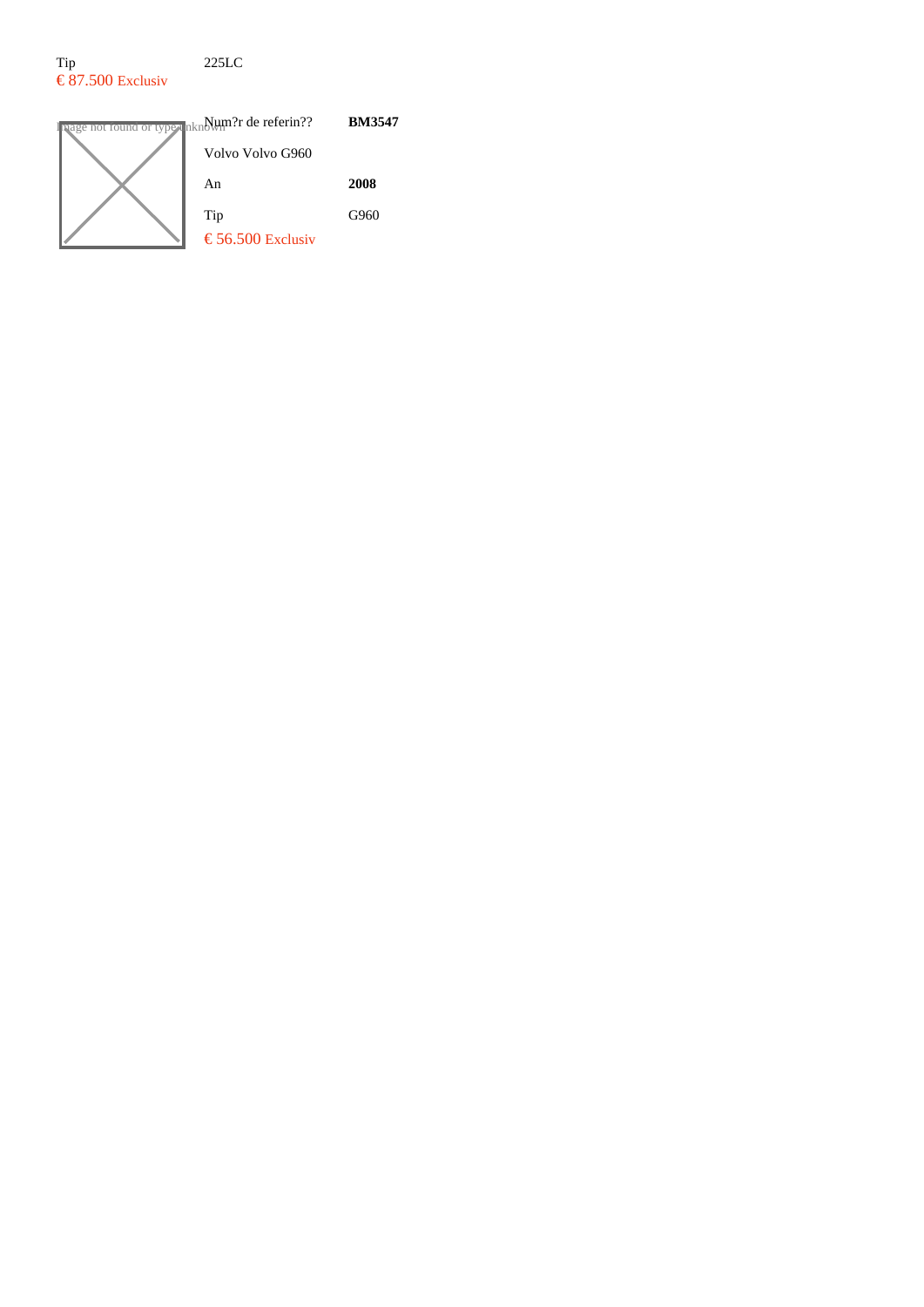| Tip | 225LC |
| --- | --- |

€ 87.500 Exclusiv

Image not found or type unknown

| Num?r de referin?? | **BM3547** |
| --- | --- |
| Volvo Volvo G960 | |
| An | **2008** |
| Tip | G960 |

€ 56.500 Exclusiv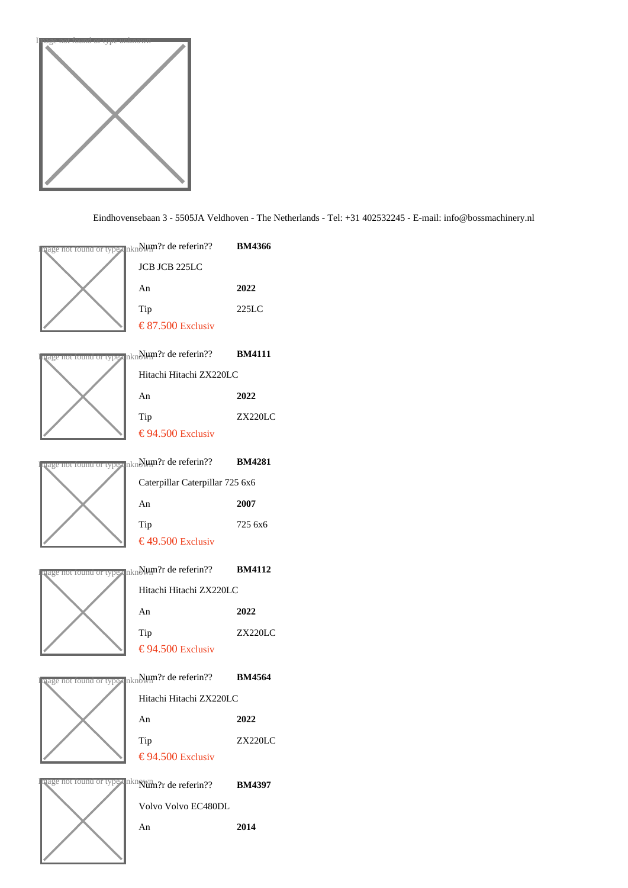Eindhovensebaan 3 - 5505JA Veldhoven - The Netherlands - Tel: +31 402532245 - E-mail: info@bossmachinery.nl

| | |
|---|---|
| Num?r de referin?? | **BM4366** |
| JCB JCB 225LC | |
| An | **2022** |
| Tip | 225LC |
| € 87.500 Exclusiv | |

| | |
|---|---|
| Num?r de referin?? | **BM4111** |
| Hitachi Hitachi ZX220LC | |
| An | **2022** |
| Tip | ZX220LC |
| € 94.500 Exclusiv | |

| | |
|---|---|
| Num?r de referin?? | **BM4281** |
| Caterpillar Caterpillar 725 6x6 | |
| An | **2007** |
| Tip | 725 6x6 |
| € 49.500 Exclusiv | |

| | |
|---|---|
| Num?r de referin?? | **BM4112** |
| Hitachi Hitachi ZX220LC | |
| An | **2022** |
| Tip | ZX220LC |
| € 94.500 Exclusiv | |

| | |
|---|---|
| Num?r de referin?? | **BM4564** |
| Hitachi Hitachi ZX220LC | |
| An | **2022** |
| Tip | ZX220LC |
| € 94.500 Exclusiv | |

| | |
|---|---|
| Num?r de referin?? | **BM4397** |
| Volvo Volvo EC480DL | |
| An | **2014** |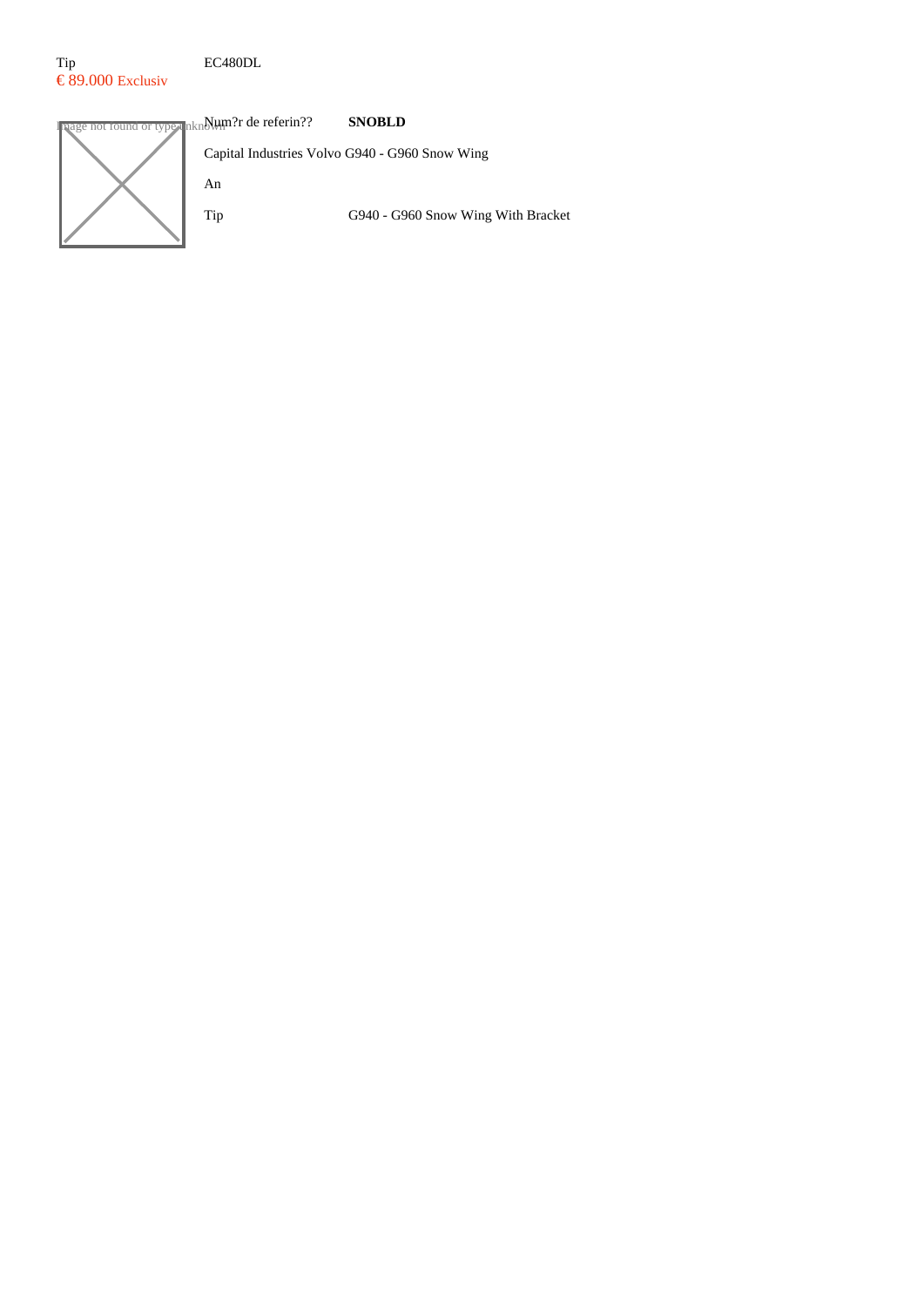Tip EC480DL

€ 89.000 Exclusiv

Image not found or type unknown

| Num?r de referin?? | **SNOBLD** |
|---|---|
| Capital Industries Volvo G940 - G960 Snow Wing | |
| An | |
| Tip | G940 - G960 Snow Wing With Bracket |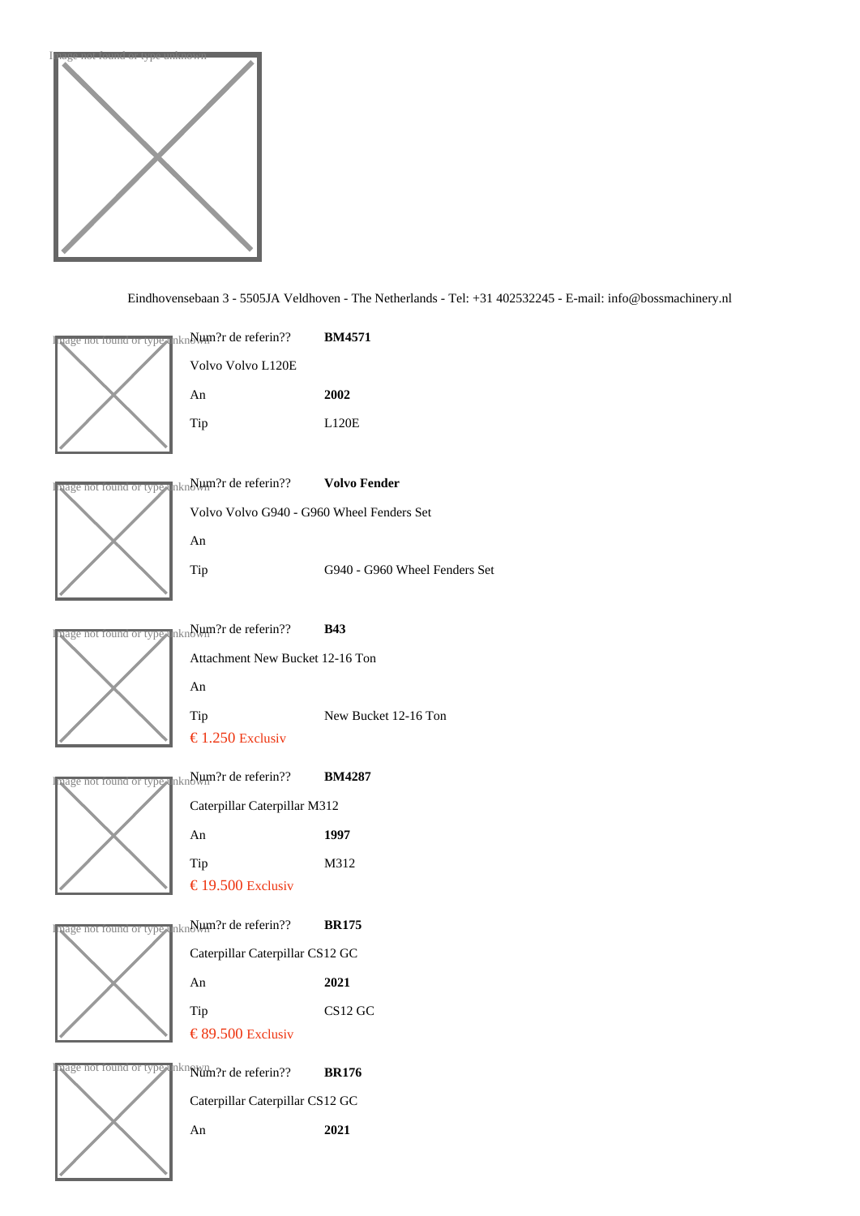Eindhovensebaan 3 - 5505JA Veldhoven - The Netherlands - Tel: +31 402532245 - E-mail: info@bossmachinery.nl

Num?r de referin?? **BM4571**

Volvo Volvo L120E

An **2002**

Tip L120E

Num?r de referin?? **Volvo Fender**

Volvo Volvo G940 - G960 Wheel Fenders Set

An

Tip G940 - G960 Wheel Fenders Set

Num?r de referin?? **B43**

Attachment New Bucket 12-16 Ton

An

Tip New Bucket 12-16 Ton

€ 1.250 Exclusiv

Num?r de referin?? **BM4287**

Caterpillar Caterpillar M312

An **1997**

Tip M312

€ 19.500 Exclusiv

Num?r de referin?? **BR175**

Caterpillar Caterpillar CS12 GC

An **2021**

Tip CS12 GC

€ 89.500 Exclusiv

Num?r de referin?? **BR176**

Caterpillar Caterpillar CS12 GC

An **2021**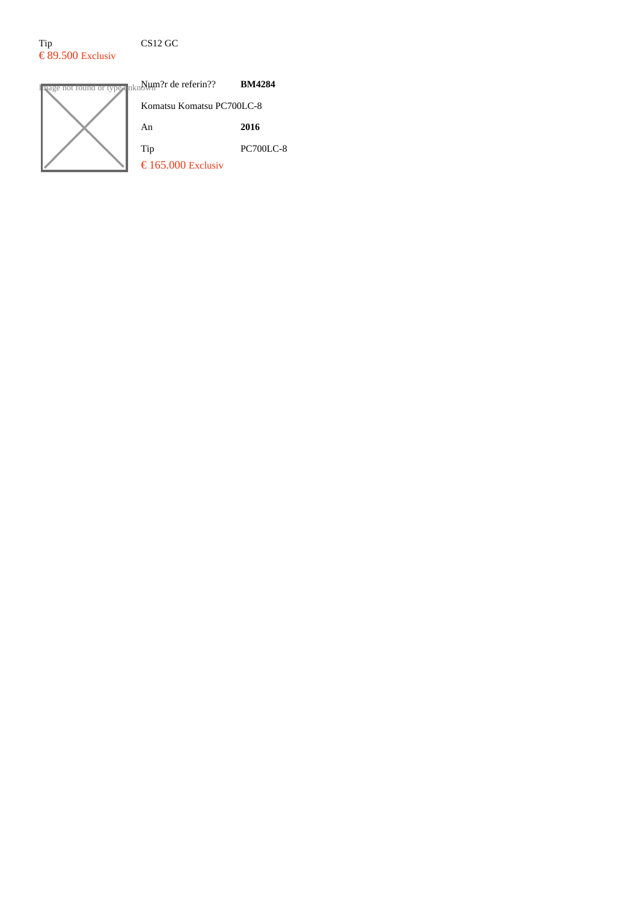| Tip | CS12 GC |
| --- | --- |

€ 89.500 Exclusiv

Image not found or type unknown

| Num?r de referin?? | **BM4284** |
| --- | --- |

Komatsu Komatsu PC700LC-8

| An | **2016** |
| --- | --- |
| Tip | PC700LC-8 |

€ 165.000 Exclusiv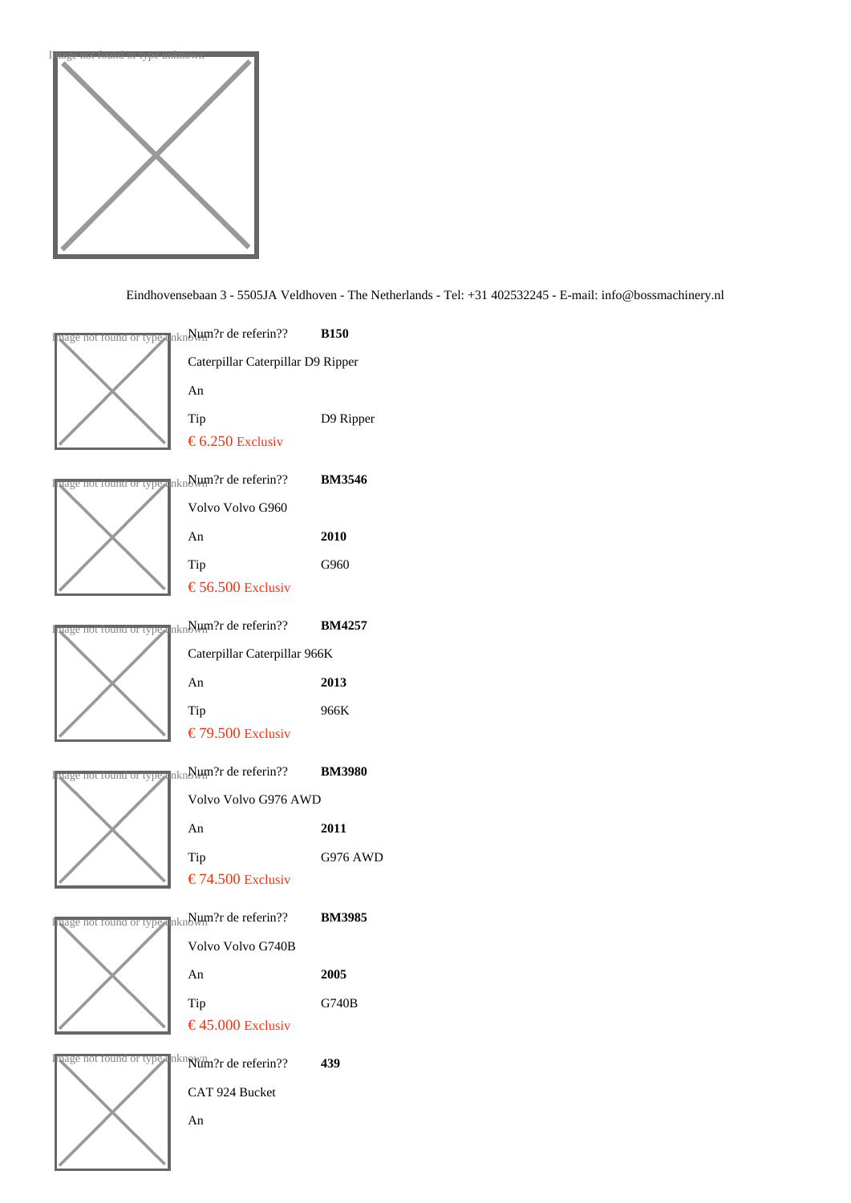Eindhovensebaan 3 - 5505JA Veldhoven - The Netherlands - Tel: +31 402532245 - E-mail: info@bossmachinery.nl

Num?r de referin?? **B150**

Caterpillar Caterpillar D9 Ripper

An

Tip D9 Ripper

€ 6.250 Exclusiv

Num?r de referin?? **BM3546**

Volvo Volvo G960

An **2010**

Tip G960

€ 56.500 Exclusiv

Num?r de referin?? **BM4257**

Caterpillar Caterpillar 966K

An **2013**

Tip 966K

€ 79.500 Exclusiv

Num?r de referin?? **BM3980**

Volvo Volvo G976 AWD

An **2011**

Tip G976 AWD

€ 74.500 Exclusiv

Num?r de referin?? **BM3985**

Volvo Volvo G740B

An **2005**

Tip G740B

€ 45.000 Exclusiv

Num?r de referin?? **439**

CAT 924 Bucket

An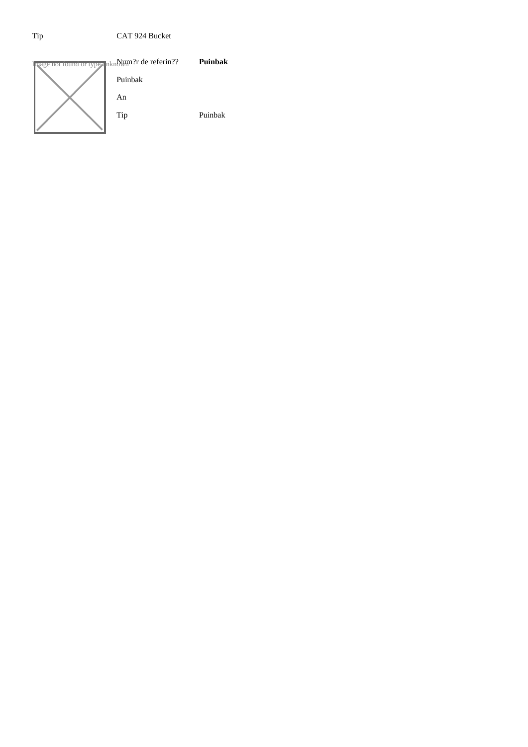| Tip | CAT 924 Bucket |
|---|---|

Image not found or type unknown

| Num?r de referin?? | **Puinbak** |
|---|---|
| Puinbak | |
| An | |
| Tip | Puinbak |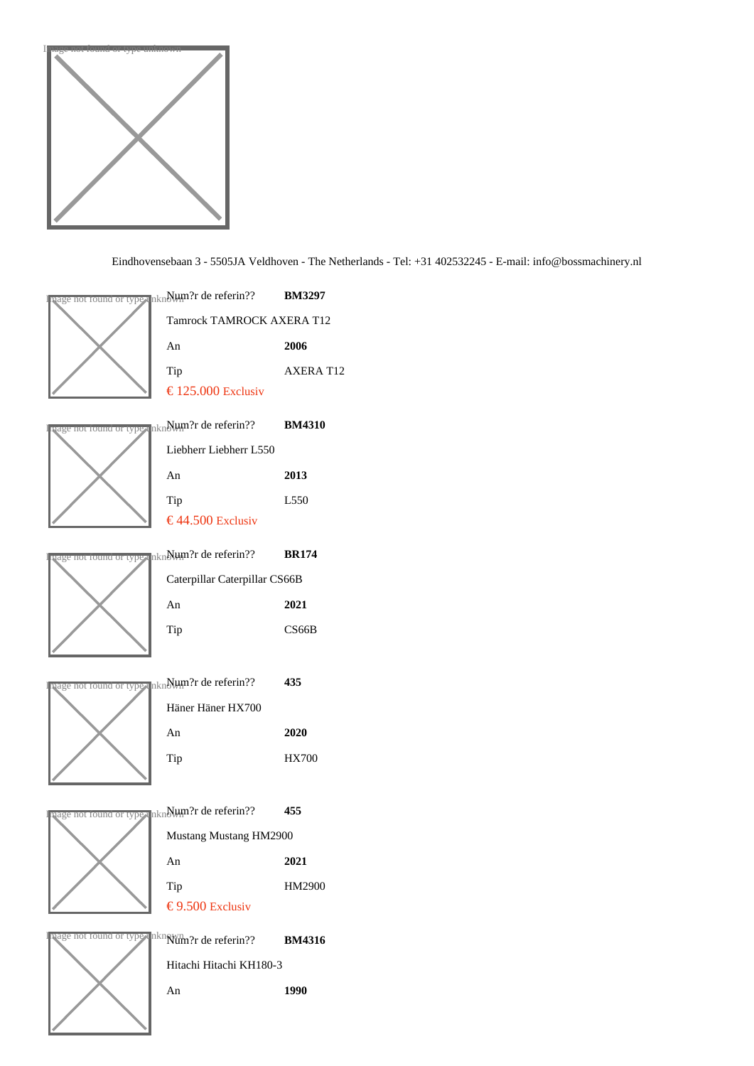Eindhovensebaan 3 - 5505JA Veldhoven - The Netherlands - Tel: +31 402532245 - E-mail: info@bossmachinery.nl

| Num?r de referin?? | **BM3297** |
|---|---|
| Tamrock TAMROCK AXERA T12 | |
| An | **2006** |
| Tip | AXERA T12 |

€ 125.000 Exclusiv

| Num?r de referin?? | **BM4310** |
|---|---|
| Liebherr Liebherr L550 | |
| An | **2013** |
| Tip | L550 |

€ 44.500 Exclusiv

| Num?r de referin?? | **BR174** |
|---|---|
| Caterpillar Caterpillar CS66B | |
| An | **2021** |
| Tip | CS66B |

| Num?r de referin?? | **435** |
|---|---|
| Häner Häner HX700 | |
| An | **2020** |
| Tip | HX700 |

| Num?r de referin?? | **455** |
|---|---|
| Mustang Mustang HM2900 | |
| An | **2021** |
| Tip | HM2900 |

€ 9.500 Exclusiv

| Num?r de referin?? | **BM4316** |
|---|---|
| Hitachi Hitachi KH180-3 | |
| An | **1990** |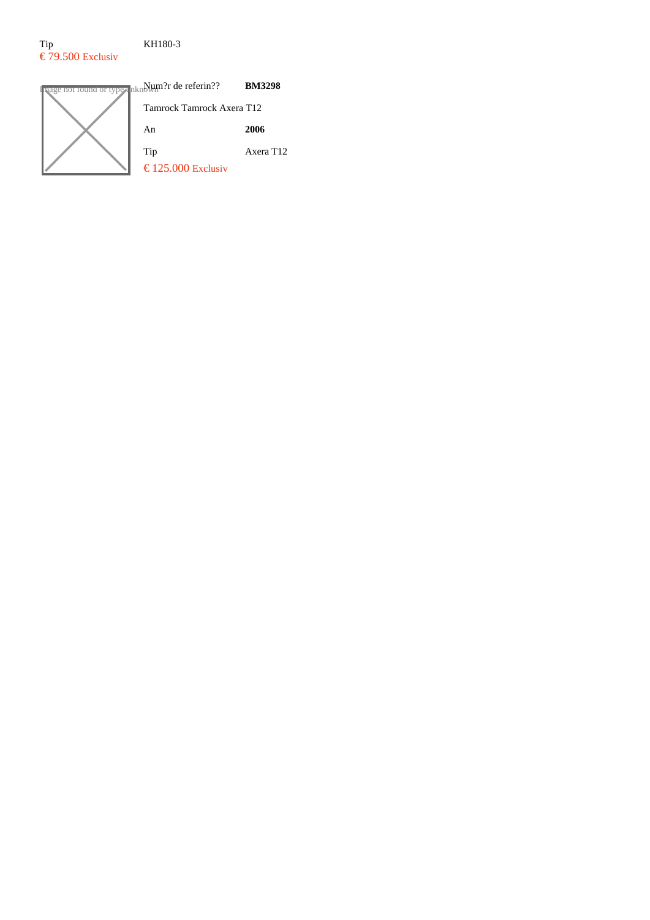Tip KH180-3

€ 79.500 Exclusiv

Image not found or type unknown

| Num?r de referin?? | **BM3298** |
| --- | --- |
| Tamrock Tamrock Axera T12 | |
| An | **2006** |
| Tip | Axera T12 |

€ 125.000 Exclusiv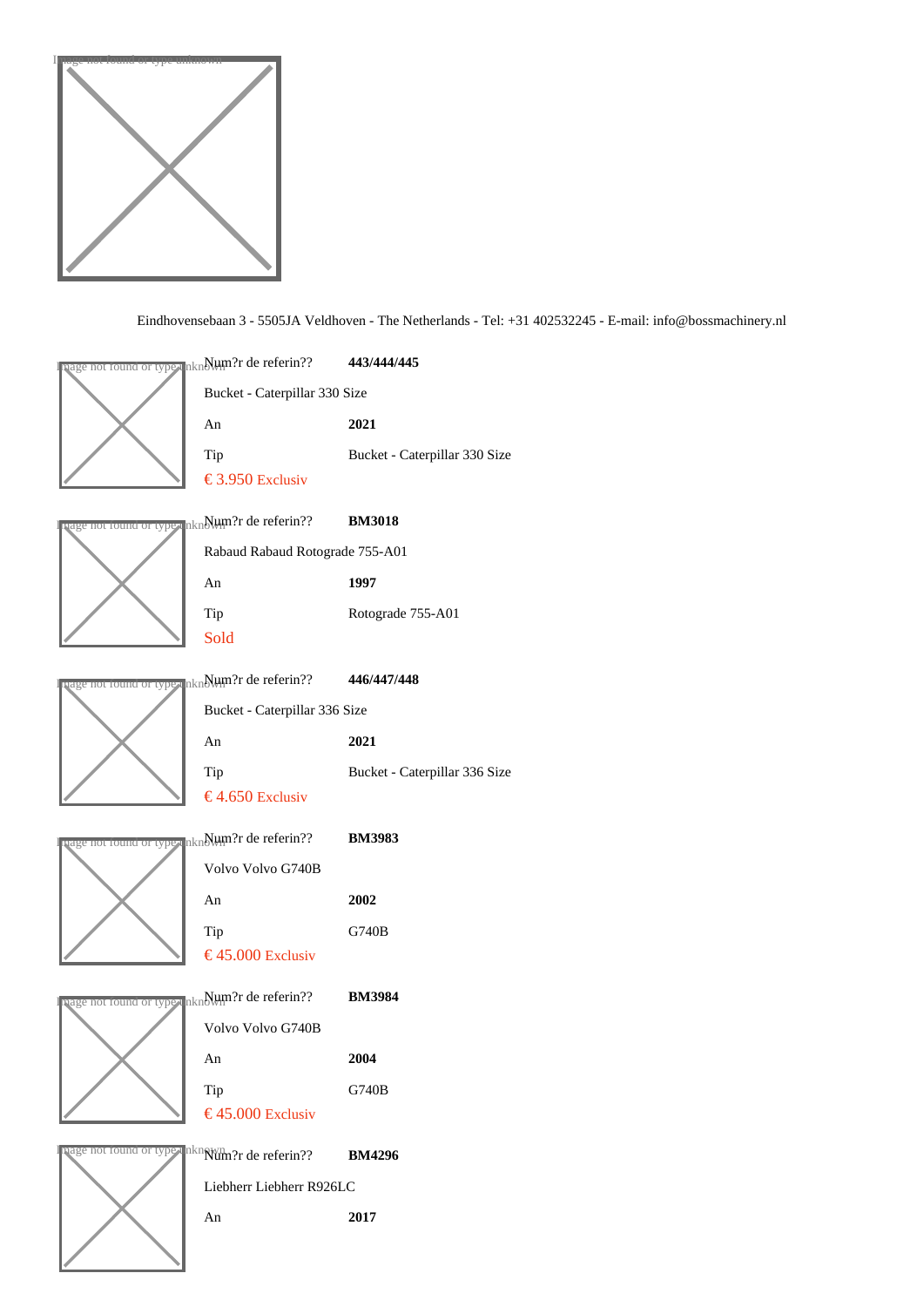Eindhovensebaan 3 - 5505JA Veldhoven - The Netherlands - Tel: +31 402532245 - E-mail: info@bossmachinery.nl

Num?r de referin?? **443/444/445**

Bucket - Caterpillar 330 Size

An **2021**

Tip Bucket - Caterpillar 330 Size

€ 3.950 Exclusiv

Num?r de referin?? **BM3018**

Rabaud Rabaud Rotograde 755-A01

An **1997**

Tip Rotograde 755-A01

Sold

Num?r de referin?? **446/447/448**

Bucket - Caterpillar 336 Size

An **2021**

Tip Bucket - Caterpillar 336 Size

€ 4.650 Exclusiv

Num?r de referin?? **BM3983**

Volvo Volvo G740B

An **2002**

Tip G740B

€ 45.000 Exclusiv

Num?r de referin?? **BM3984**

Volvo Volvo G740B

An **2004**

Tip G740B

€ 45.000 Exclusiv

Num?r de referin?? **BM4296**

Liebherr Liebherr R926LC

An **2017**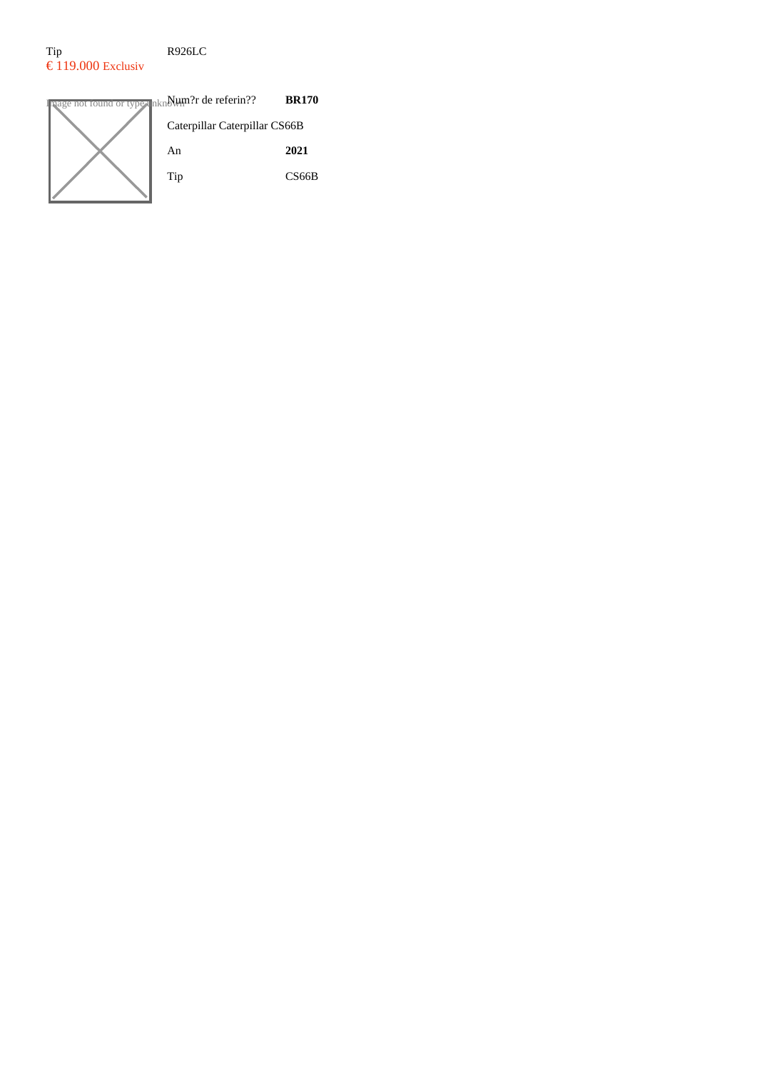Tip R926LC

€ 119.000 Exclusiv

Image not found or type unknown

| Num?r de referin?? | **BR170** |
|---|---|
| Caterpillar Caterpillar CS66B | |
| An | **2021** |
| Tip | CS66B |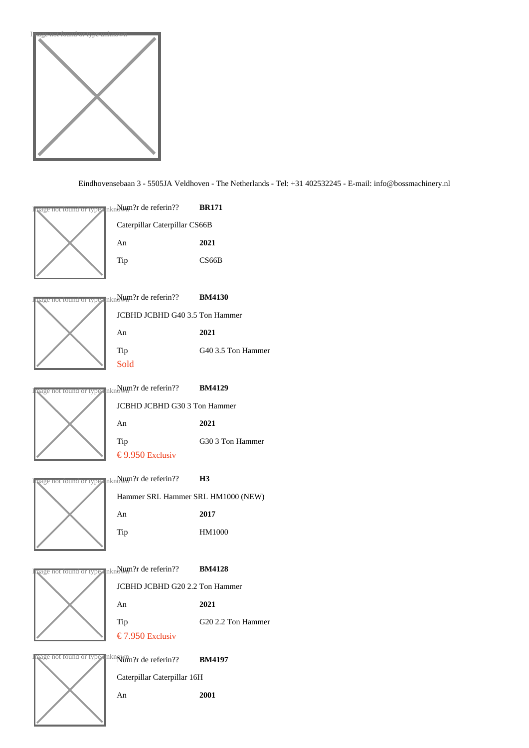Eindhovensebaan 3 - 5505JA Veldhoven - The Netherlands - Tel: +31 402532245 - E-mail: info@bossmachinery.nl

| Num?r de referin?? | **BR171** |
|---|---|
| Caterpillar Caterpillar CS66B | |
| An | **2021** |
| Tip | CS66B |

| Num?r de referin?? | **BM4130** |
|---|---|
| JCBHD JCBHD G40 3.5 Ton Hammer | |
| An | **2021** |
| Tip | G40 3.5 Ton Hammer |

Sold

| Num?r de referin?? | **BM4129** |
|---|---|
| JCBHD JCBHD G30 3 Ton Hammer | |
| An | **2021** |
| Tip | G30 3 Ton Hammer |

€ 9.950 Exclusiv

| Num?r de referin?? | **H3** |
|---|---|
| Hammer SRL Hammer SRL HM1000 (NEW) | |
| An | **2017** |
| Tip | HM1000 |

| Num?r de referin?? | **BM4128** |
|---|---|
| JCBHD JCBHD G20 2.2 Ton Hammer | |
| An | **2021** |
| Tip | G20 2.2 Ton Hammer |

€ 7.950 Exclusiv

| Num?r de referin?? | **BM4197** |
|---|---|
| Caterpillar Caterpillar 16H | |
| An | **2001** |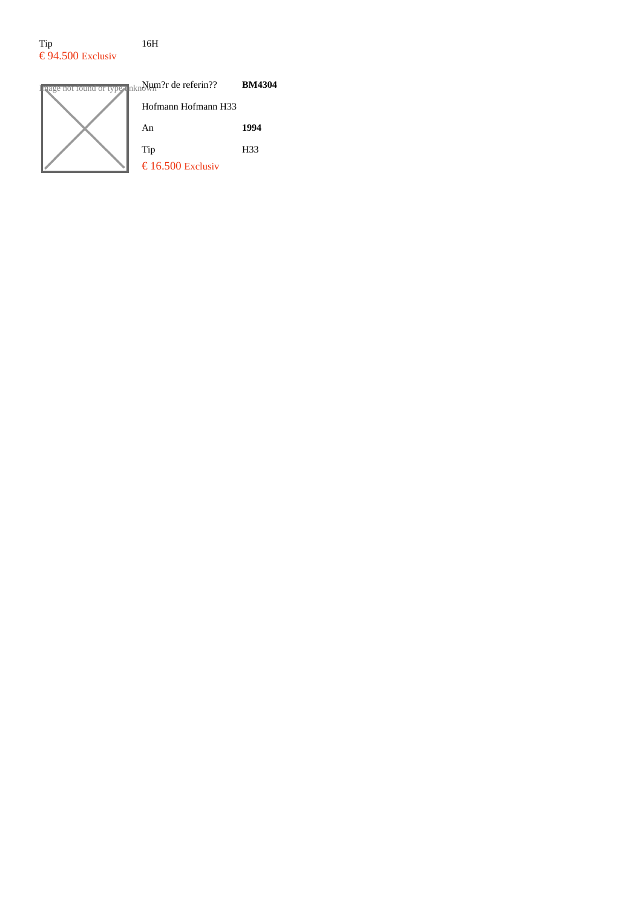| Tip | 16H |
|---|---|

€ 94.500 Exclusiv

Image not found or type unknown

| Num?r de referin?? | **BM4304** |
|---|---|
| Hofmann Hofmann H33 | |
| An | **1994** |
| Tip | H33 |

€ 16.500 Exclusiv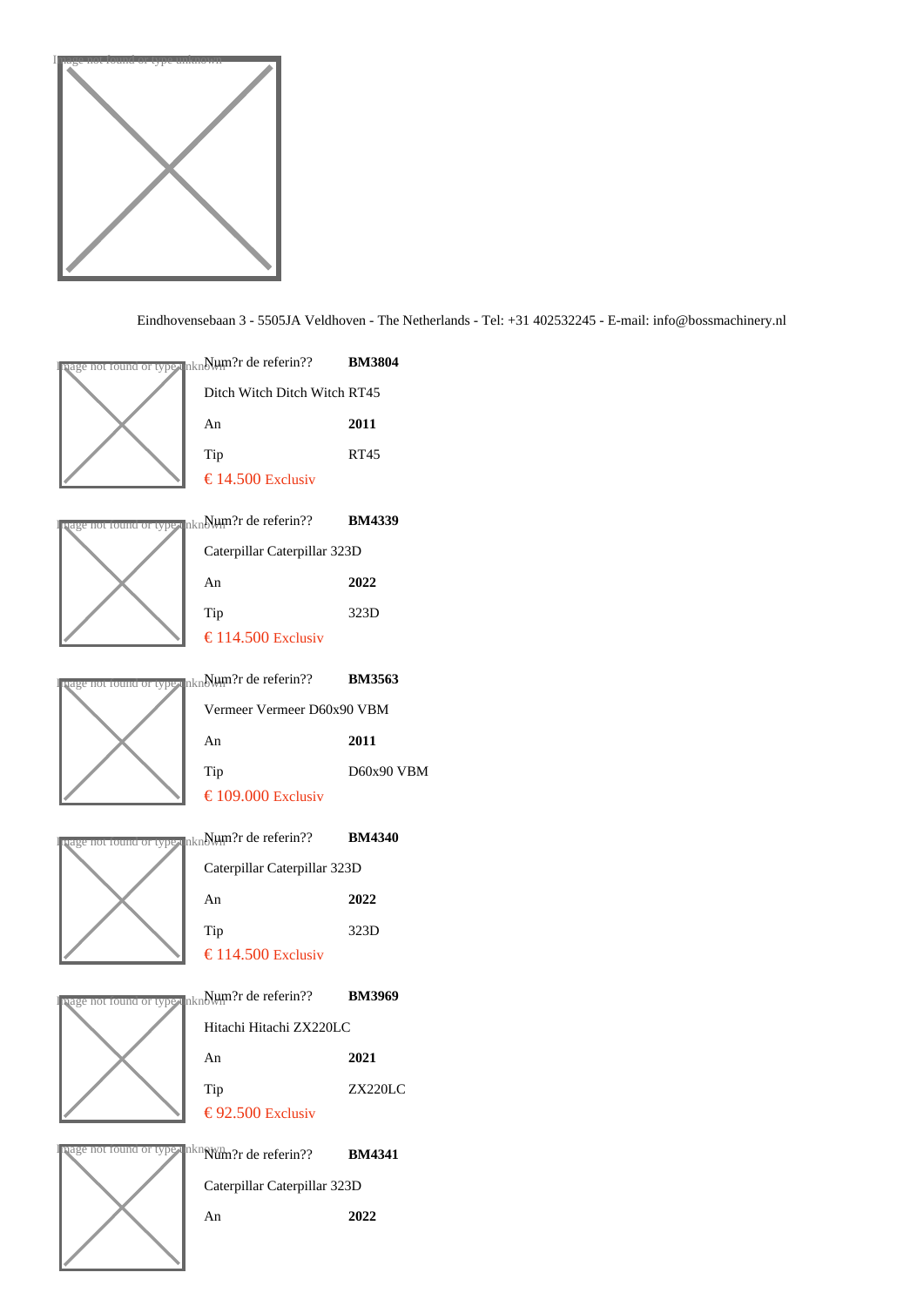Eindhovensebaan 3 - 5505JA Veldhoven - The Netherlands - Tel: +31 402532245 - E-mail: info@bossmachinery.nl

| Num?r de referin?? | **BM3804** |
| --- | --- |
| Ditch Witch Ditch Witch RT45 | |
| An | **2011** |
| Tip | RT45 |

€ 14.500 Exclusiv

| Num?r de referin?? | **BM4339** |
| --- | --- |
| Caterpillar Caterpillar 323D | |
| An | **2022** |
| Tip | 323D |

€ 114.500 Exclusiv

| Num?r de referin?? | **BM3563** |
| --- | --- |
| Vermeer Vermeer D60x90 VBM | |
| An | **2011** |
| Tip | D60x90 VBM |

€ 109.000 Exclusiv

| Num?r de referin?? | **BM4340** |
| --- | --- |
| Caterpillar Caterpillar 323D | |
| An | **2022** |
| Tip | 323D |

€ 114.500 Exclusiv

| Num?r de referin?? | **BM3969** |
| --- | --- |
| Hitachi Hitachi ZX220LC | |
| An | **2021** |
| Tip | ZX220LC |

€ 92.500 Exclusiv

| Num?r de referin?? | **BM4341** |
| --- | --- |
| Caterpillar Caterpillar 323D | |
| An | **2022** |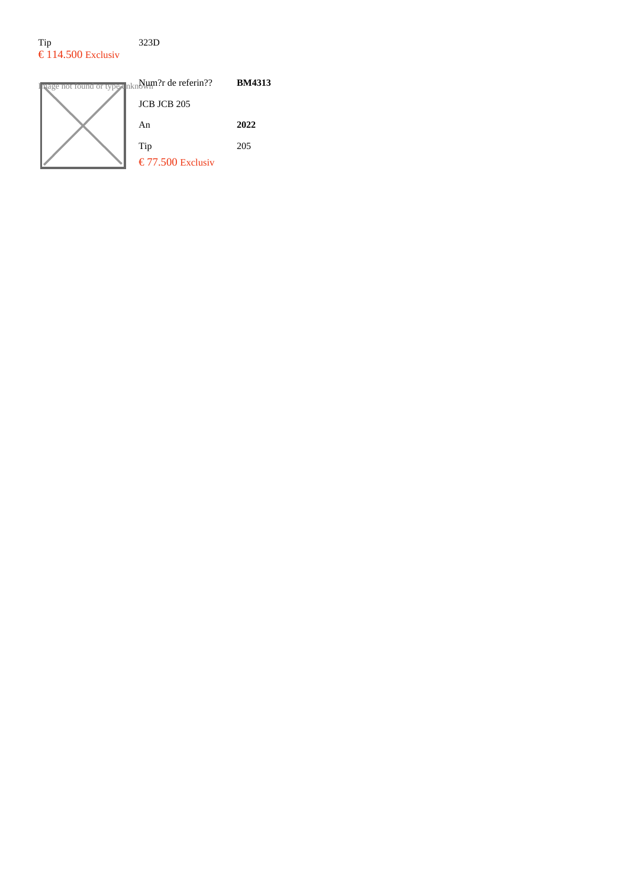| Tip | 323D |
|---|---|

€ 114.500 Exclusiv

Image not found or type unknown

| Num?r de referin?? | **BM4313** |
|---|---|
| JCB JCB 205 | |
| An | **2022** |
| Tip | 205 |

€ 77.500 Exclusiv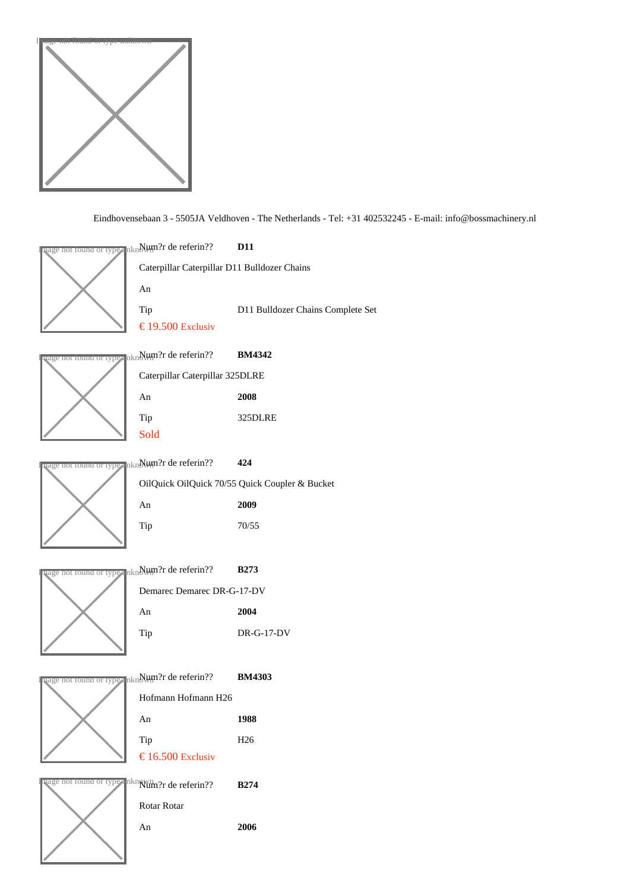Eindhovensebaan 3 - 5505JA Veldhoven - The Netherlands - Tel: +31 402532245 - E-mail: info@bossmachinery.nl

Num?r de referin?? **D11**

Caterpillar Caterpillar D11 Bulldozer Chains

An

Tip D11 Bulldozer Chains Complete Set

€ 19.500 Exclusiv

Num?r de referin?? **BM4342**

Caterpillar Caterpillar 325DLRE

An **2008**

Tip 325DLRE

Sold

Num?r de referin?? **424**

OilQuick OilQuick 70/55 Quick Coupler & Bucket

An **2009**

Tip 70/55

Num?r de referin?? **B273**

Demarec Demarec DR-G-17-DV

An **2004**

Tip DR-G-17-DV

Num?r de referin?? **BM4303**

Hofmann Hofmann H26

An **1988**

Tip H26

€ 16.500 Exclusiv

Num?r de referin?? **B274**

Rotar Rotar

An **2006**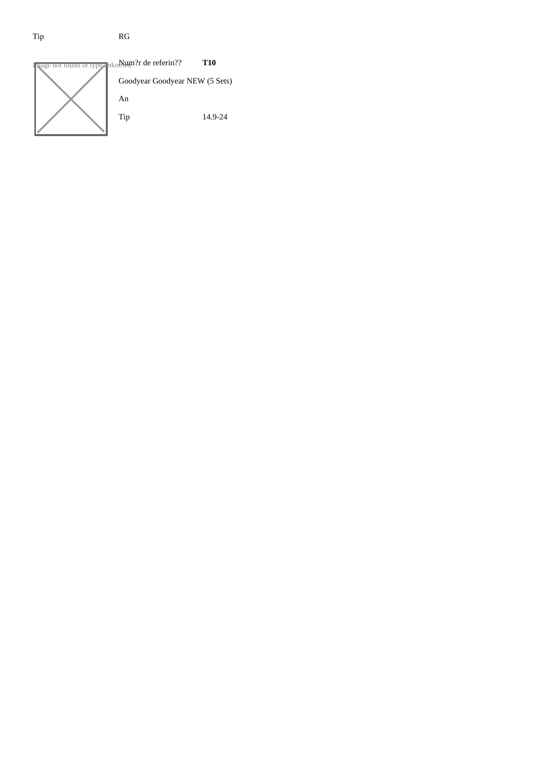Tip RG

Image not found or type unknown

| Num?r de referin?? | **T10** |
|---|---|
| Goodyear Goodyear NEW (5 Sets) | |
| An | |
| Tip | 14.9-24 |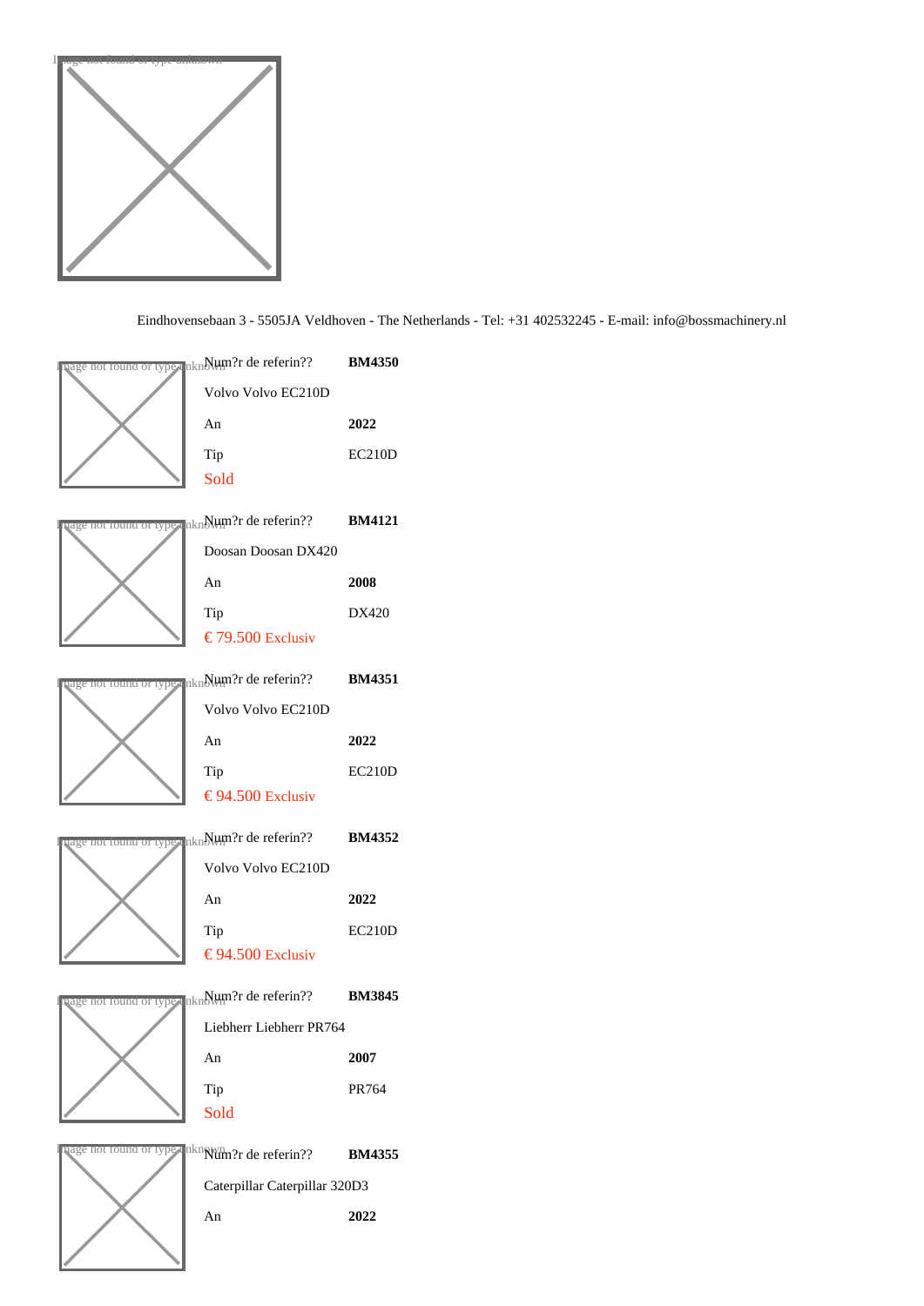Image not found or type unknown

Eindhovensebaan 3 - 5505JA Veldhoven - The Netherlands - Tel: +31 402532245 - E-mail: info@bossmachinery.nl

Image not found or type unknown

| Num?r de referin?? | **BM4350** |
|---|---|
| Volvo Volvo EC210D | |
| An | **2022** |
| Tip | EC210D |

Sold

Image not found or type unknown

| Num?r de referin?? | **BM4121** |
|---|---|
| Doosan Doosan DX420 | |
| An | **2008** |
| Tip | DX420 |

€ 79.500 Exclusiv

Image not found or type unknown

| Num?r de referin?? | **BM4351** |
|---|---|
| Volvo Volvo EC210D | |
| An | **2022** |
| Tip | EC210D |

€ 94.500 Exclusiv

Image not found or type unknown

| Num?r de referin?? | **BM4352** |
|---|---|
| Volvo Volvo EC210D | |
| An | **2022** |
| Tip | EC210D |

€ 94.500 Exclusiv

Image not found or type unknown

| Num?r de referin?? | **BM3845** |
|---|---|
| Liebherr Liebherr PR764 | |
| An | **2007** |
| Tip | PR764 |

Sold

Image not found or type unknown

| Num?r de referin?? | **BM4355** |
|---|---|
| Caterpillar Caterpillar 320D3 | |
| An | **2022** |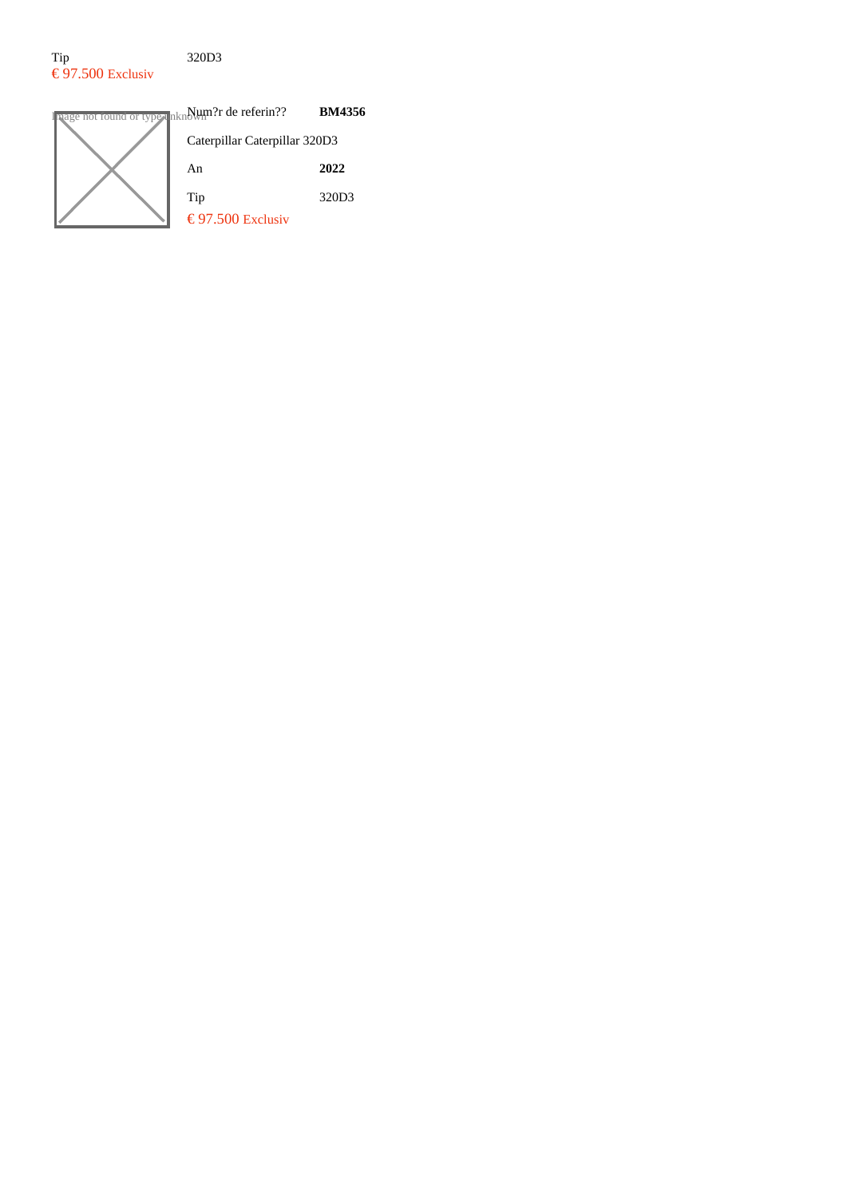| Tip | 320D3 |
|---|---|

€ 97.500 Exclusiv

Image not found or type unknown

| Num?r de referin?? | **BM4356** |
|---|---|

Caterpillar Caterpillar 320D3

| An | **2022** |
|---|---|
| Tip | 320D3 |

€ 97.500 Exclusiv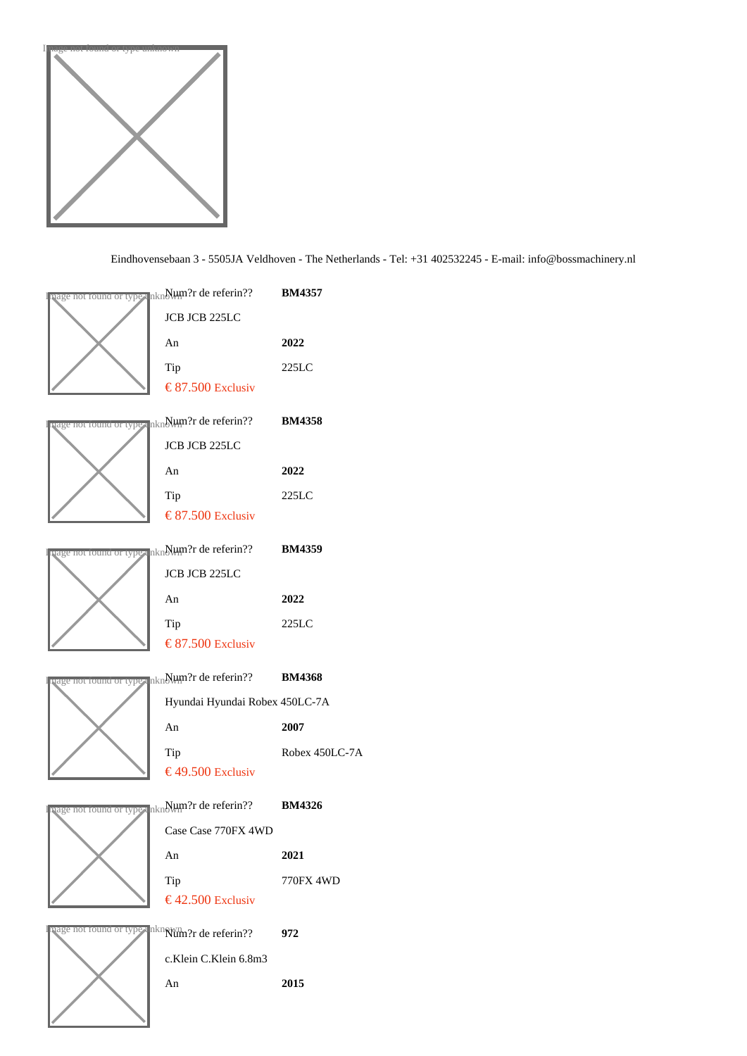Eindhovensebaan 3 - 5505JA Veldhoven - The Netherlands - Tel: +31 402532245 - E-mail: info@bossmachinery.nl

| Num?r de referin?? | **BM4357** |
|---|---|
| JCB JCB 225LC | |
| An | **2022** |
| Tip | 225LC |
| € 87.500 Exclusiv | |

| Num?r de referin?? | **BM4358** |
|---|---|
| JCB JCB 225LC | |
| An | **2022** |
| Tip | 225LC |
| € 87.500 Exclusiv | |

| Num?r de referin?? | **BM4359** |
|---|---|
| JCB JCB 225LC | |
| An | **2022** |
| Tip | 225LC |
| € 87.500 Exclusiv | |

| Num?r de referin?? | **BM4368** |
|---|---|
| Hyundai Hyundai Robex 450LC-7A | |
| An | **2007** |
| Tip | Robex 450LC-7A |
| € 49.500 Exclusiv | |

| Num?r de referin?? | **BM4326** |
|---|---|
| Case Case 770FX 4WD | |
| An | **2021** |
| Tip | 770FX 4WD |
| € 42.500 Exclusiv | |

| Num?r de referin?? | **972** |
|---|---|
| c.Klein C.Klein 6.8m3 | |
| An | **2015** |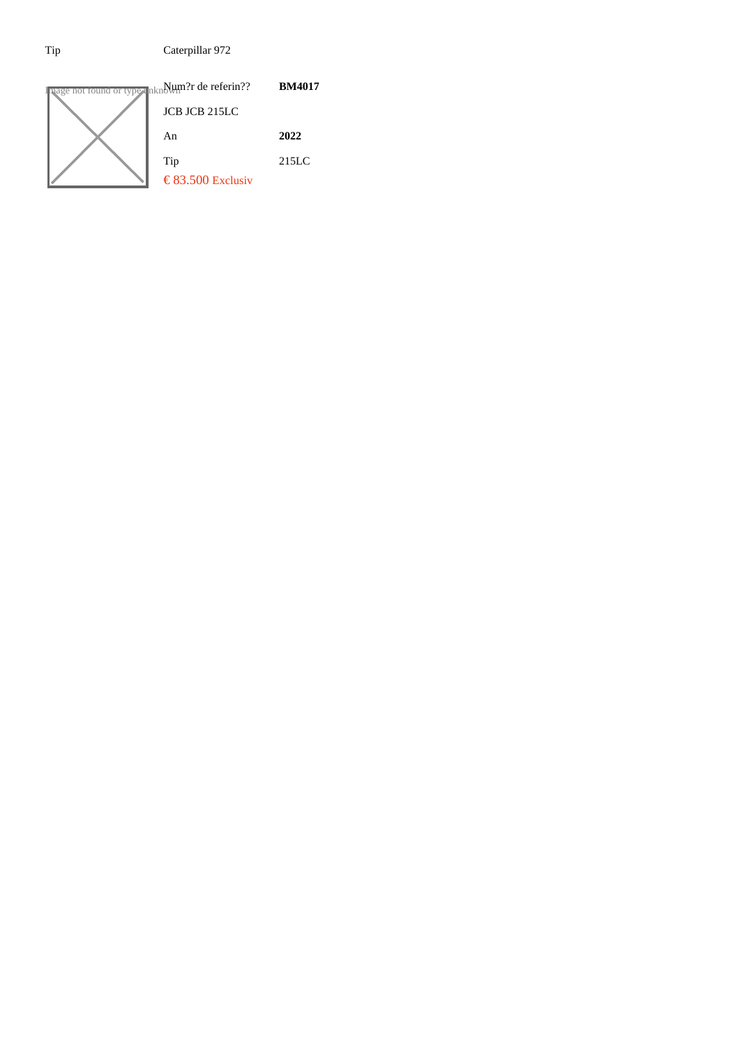| Tip | Caterpillar 972 |
|---|---|

Image not found or type unknown

| Num?r de referin?? | **BM4017** |
|---|---|
| JCB JCB 215LC | |
| An | **2022** |
| Tip | 215LC |

€ 83.500 Exclusiv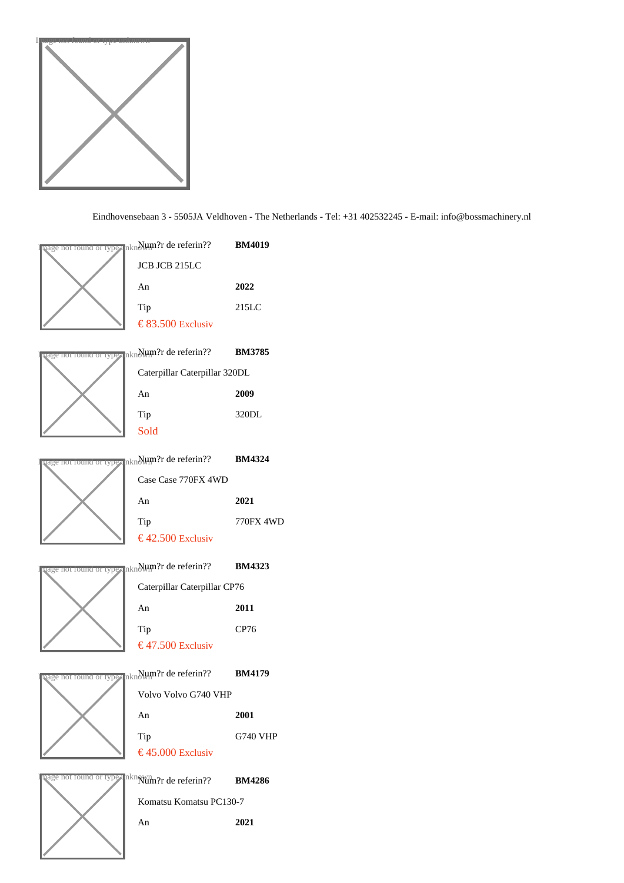Eindhovensebaan 3 - 5505JA Veldhoven - The Netherlands - Tel: +31 402532245 - E-mail: info@bossmachinery.nl

| Num?r de referin?? | **BM4019** |
|---|---|
| JCB JCB 215LC | |
| An | **2022** |
| Tip | 215LC |
| € 83.500 Exclusiv | |

| Num?r de referin?? | **BM3785** |
|---|---|
| Caterpillar Caterpillar 320DL | |
| An | **2009** |
| Tip | 320DL |
| Sold | |

| Num?r de referin?? | **BM4324** |
|---|---|
| Case Case 770FX 4WD | |
| An | **2021** |
| Tip | 770FX 4WD |
| € 42.500 Exclusiv | |

| Num?r de referin?? | **BM4323** |
|---|---|
| Caterpillar Caterpillar CP76 | |
| An | **2011** |
| Tip | CP76 |
| € 47.500 Exclusiv | |

| Num?r de referin?? | **BM4179** |
|---|---|
| Volvo Volvo G740 VHP | |
| An | **2001** |
| Tip | G740 VHP |
| € 45.000 Exclusiv | |

| Num?r de referin?? | **BM4286** |
|---|---|
| Komatsu Komatsu PC130-7 | |
| An | **2021** |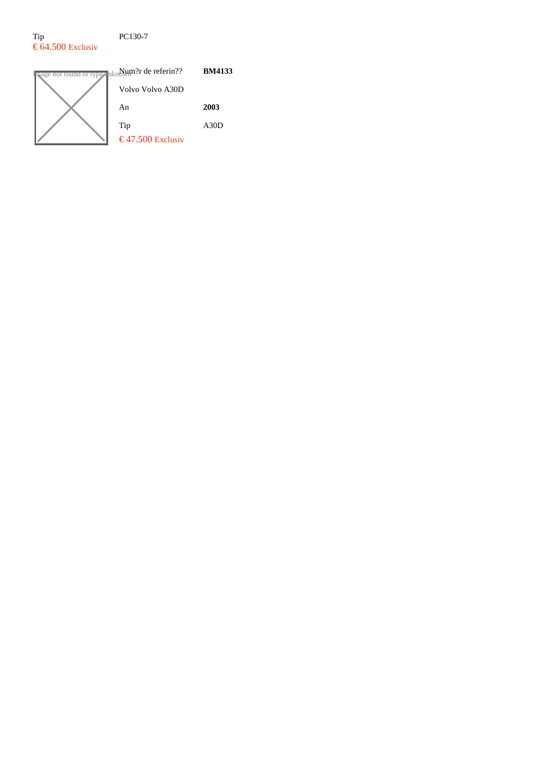| Tip | PC130-7 |
|---|---|

€ 64.500 Exclusiv

Image not found or type unknown

| Num?r de referin?? | **BM4133** |
|---|---|
| Volvo Volvo A30D | |
| An | **2003** |
| Tip | A30D |

€ 47.500 Exclusiv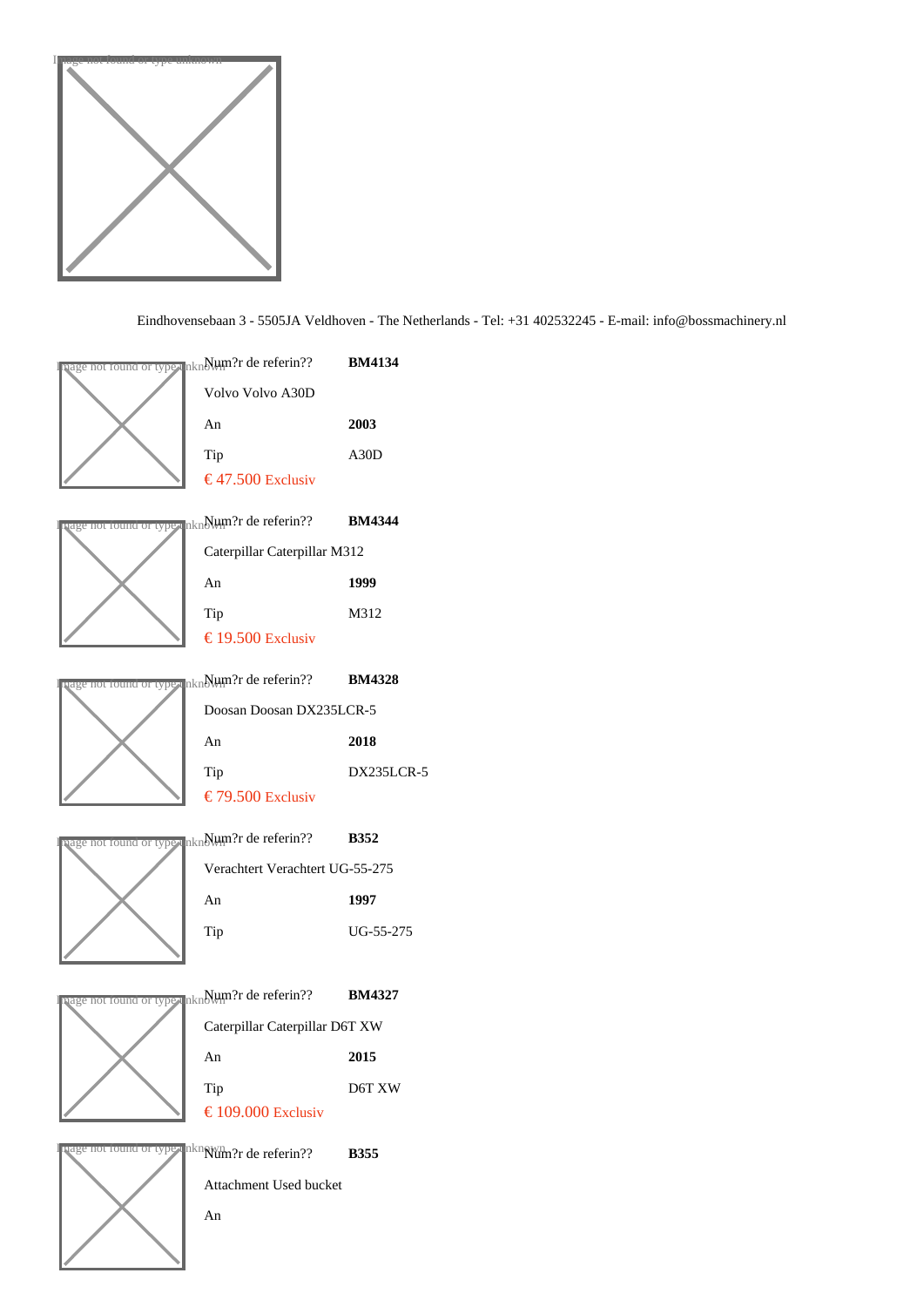Image not found or type unknown

Eindhovensebaan 3 - 5505JA Veldhoven - The Netherlands - Tel: +31 402532245 - E-mail: info@bossmachinery.nl

Image not found or type unknown

| Num?r de referin?? | **BM4134** |
|---|---|
| Volvo Volvo A30D | |
| An | **2003** |
| Tip | A30D |

€ 47.500 Exclusiv

Image not found or type unknown

| Num?r de referin?? | **BM4344** |
|---|---|
| Caterpillar Caterpillar M312 | |
| An | **1999** |
| Tip | M312 |

€ 19.500 Exclusiv

Image not found or type unknown

| Num?r de referin?? | **BM4328** |
|---|---|
| Doosan Doosan DX235LCR-5 | |
| An | **2018** |
| Tip | DX235LCR-5 |

€ 79.500 Exclusiv

Image not found or type unknown

| Num?r de referin?? | **B352** |
|---|---|
| Verachtert Verachtert UG-55-275 | |
| An | **1997** |
| Tip | UG-55-275 |

Image not found or type unknown

| Num?r de referin?? | **BM4327** |
|---|---|
| Caterpillar Caterpillar D6T XW | |
| An | **2015** |
| Tip | D6T XW |

€ 109.000 Exclusiv

Image not found or type unknown

| Num?r de referin?? | **B355** |
|---|---|
| Attachment Used bucket | |
| An | |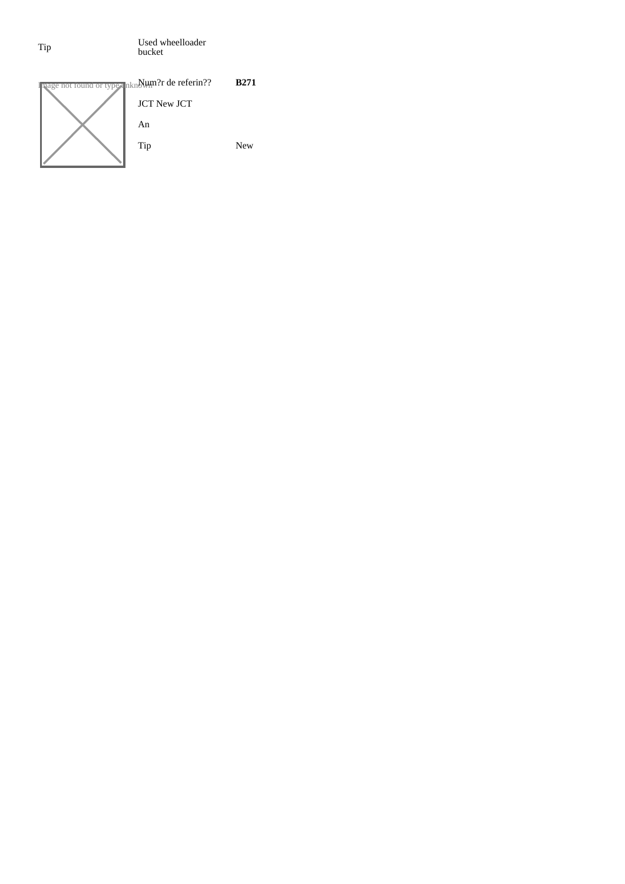Tip | Used wheelloader bucket

Image not found or type unknown

| | |
|---|---|
| Num?r de referin?? | **B271** |
| JCT New JCT | |
| An | |
| Tip | New |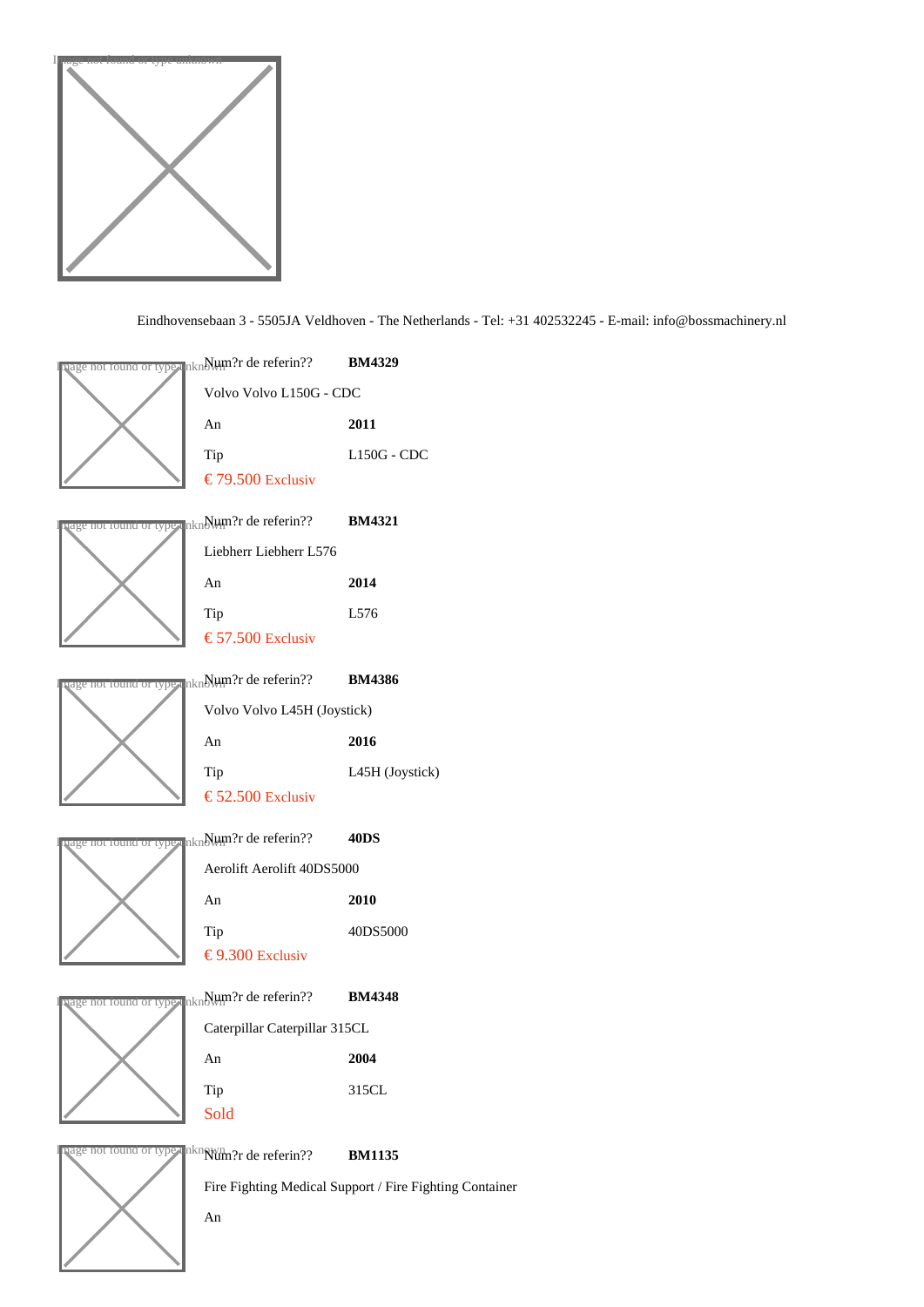Eindhovensebaan 3 - 5505JA Veldhoven - The Netherlands - Tel: +31 402532245 - E-mail: info@bossmachinery.nl

Num?r de referin?? **BM4329**

Volvo Volvo L150G - CDC

An **2011**

Tip L150G - CDC

€ 79.500 Exclusiv

Num?r de referin?? **BM4321**

Liebherr Liebherr L576

An **2014**

Tip L576

€ 57.500 Exclusiv

Num?r de referin?? **BM4386**

Volvo Volvo L45H (Joystick)

An **2016**

Tip L45H (Joystick)

€ 52.500 Exclusiv

Num?r de referin?? **40DS**

Aerolift Aerolift 40DS5000

An **2010**

Tip 40DS5000

€ 9.300 Exclusiv

Num?r de referin?? **BM4348**

Caterpillar Caterpillar 315CL

An **2004**

Tip 315CL

Sold

Num?r de referin?? **BM1135**

Fire Fighting Medical Support / Fire Fighting Container

An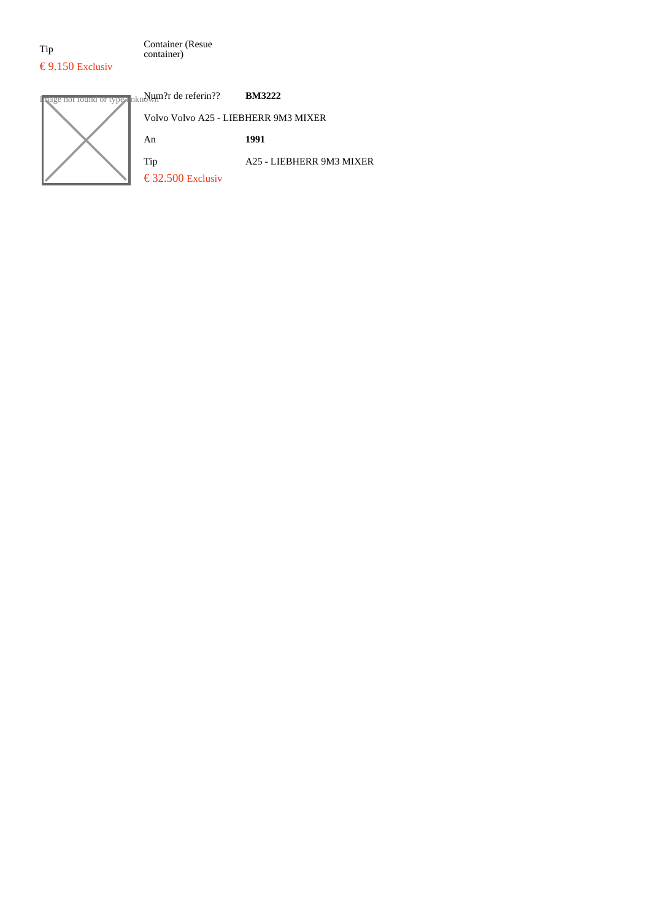| Tip | Container (Resue container) |
| --- | --- |

€ 9.150 Exclusiv

Image not found or type unknown

| Num?r de referin?? | **BM3222** |
| --- | --- |

Volvo Volvo A25 - LIEBHERR 9M3 MIXER

| An | **1991** |
| --- | --- |
| Tip | A25 - LIEBHERR 9M3 MIXER |

€ 32.500 Exclusiv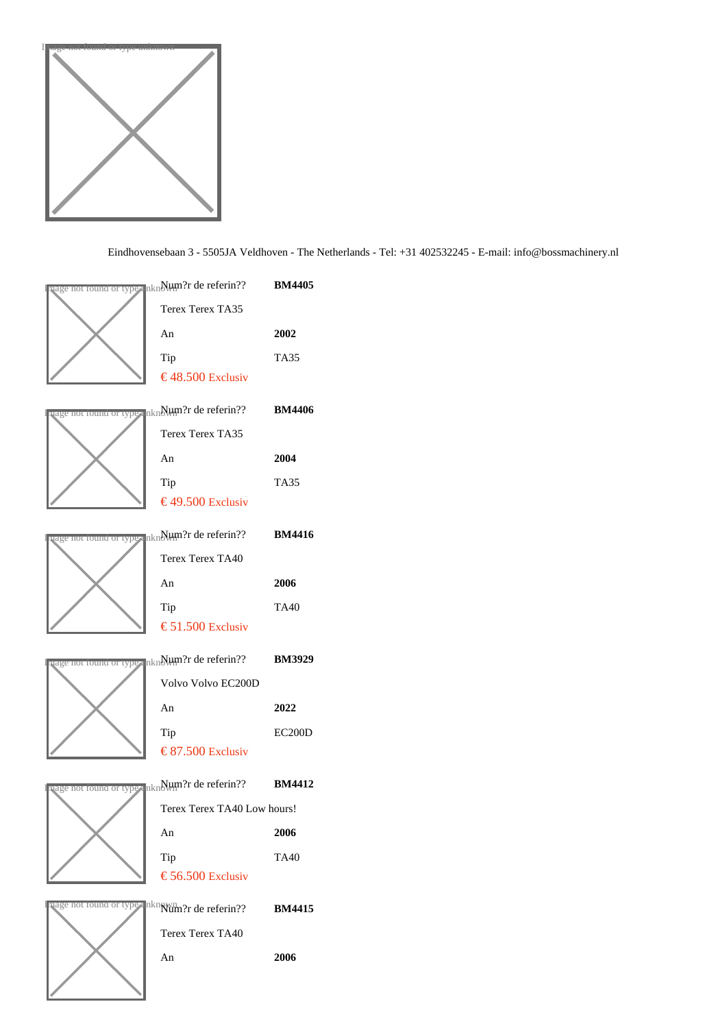Eindhovensebaan 3 - 5505JA Veldhoven - The Netherlands - Tel: +31 402532245 - E-mail: info@bossmachinery.nl

Num?r de referin?? **BM4405**

Terex Terex TA35

An **2002**

Tip TA35

€ 48.500 Exclusiv

Num?r de referin?? **BM4406**

Terex Terex TA35

An **2004**

Tip TA35

€ 49.500 Exclusiv

Num?r de referin?? **BM4416**

Terex Terex TA40

An **2006**

Tip TA40

€ 51.500 Exclusiv

Num?r de referin?? **BM3929**

Volvo Volvo EC200D

An **2022**

Tip EC200D

€ 87.500 Exclusiv

Num?r de referin?? **BM4412**

Terex Terex TA40 Low hours!

An **2006**

Tip TA40

€ 56.500 Exclusiv

Num?r de referin?? **BM4415**

Terex Terex TA40

An **2006**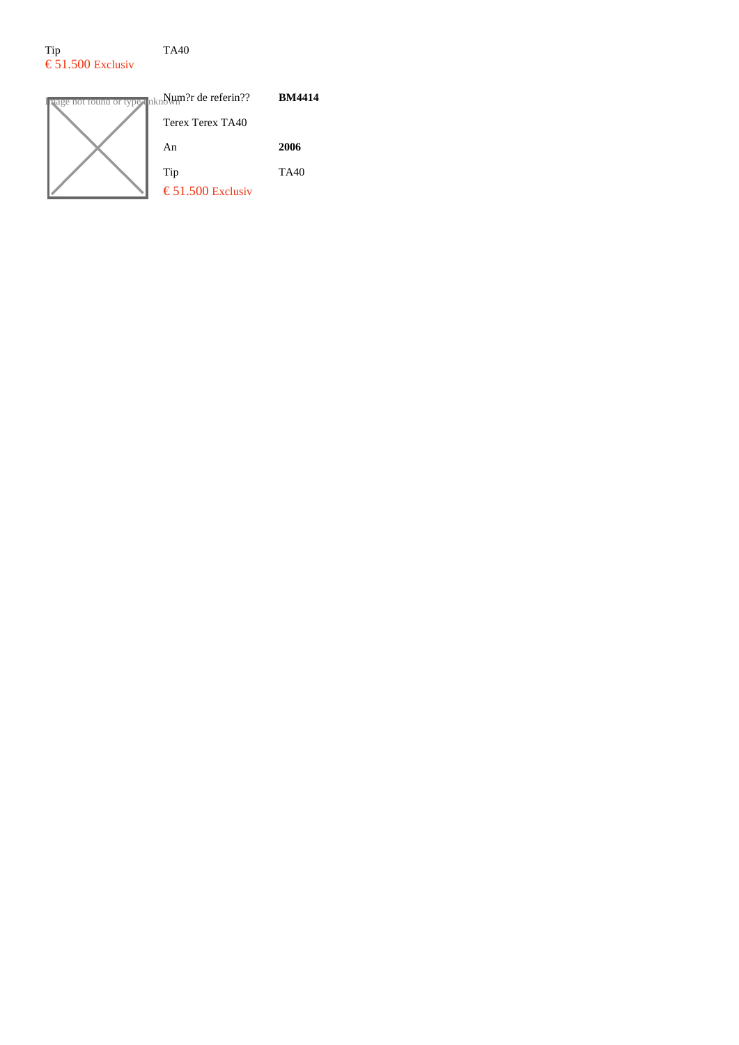| Tip | TA40 |
|---|---|
| € 51.500 Exclusiv | |

Image not found or type unknown

| Num?r de referin?? | **BM4414** |
|---|---|
| Terex Terex TA40 | |
| An | **2006** |
| Tip | TA40 |
| € 51.500 Exclusiv | |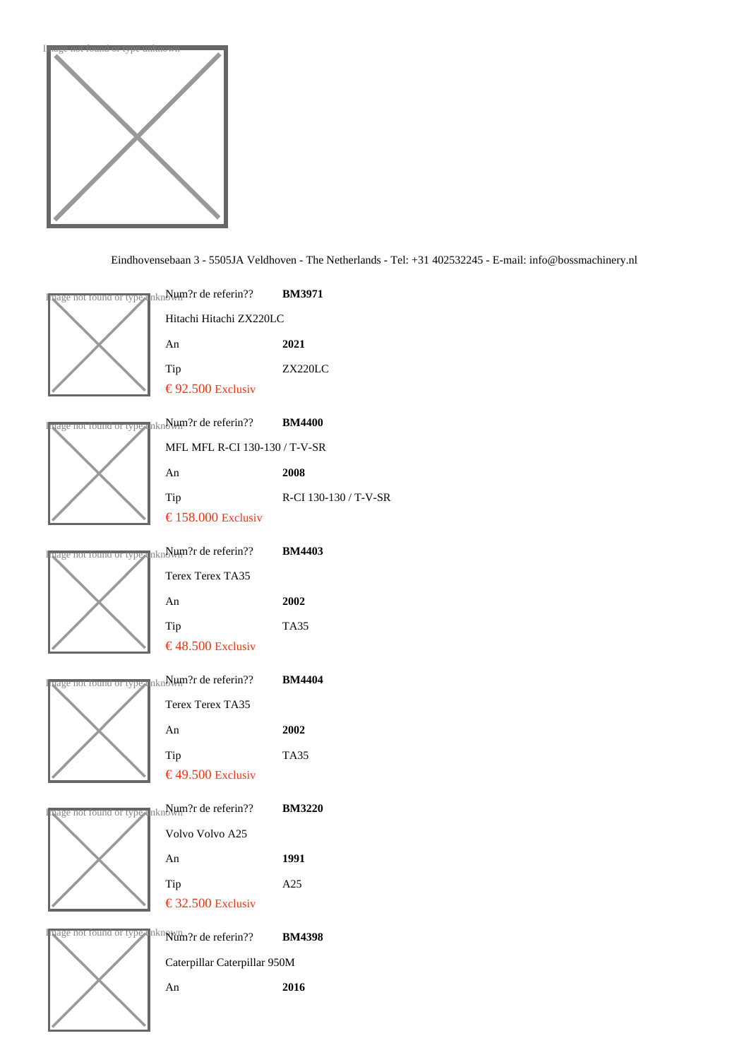Eindhovensebaan 3 - 5505JA Veldhoven - The Netherlands - Tel: +31 402532245 - E-mail: info@bossmachinery.nl

| Num?r de referin?? | **BM3971** |
|---|---|
| Hitachi Hitachi ZX220LC | |
| An | **2021** |
| Tip | ZX220LC |
| € 92.500 Exclusiv | |

| Num?r de referin?? | **BM4400** |
|---|---|
| MFL MFL R-CI 130-130 / T-V-SR | |
| An | **2008** |
| Tip | R-CI 130-130 / T-V-SR |
| € 158.000 Exclusiv | |

| Num?r de referin?? | **BM4403** |
|---|---|
| Terex Terex TA35 | |
| An | **2002** |
| Tip | TA35 |
| € 48.500 Exclusiv | |

| Num?r de referin?? | **BM4404** |
|---|---|
| Terex Terex TA35 | |
| An | **2002** |
| Tip | TA35 |
| € 49.500 Exclusiv | |

| Num?r de referin?? | **BM3220** |
|---|---|
| Volvo Volvo A25 | |
| An | **1991** |
| Tip | A25 |
| € 32.500 Exclusiv | |

| Num?r de referin?? | **BM4398** |
|---|---|
| Caterpillar Caterpillar 950M | |
| An | **2016** |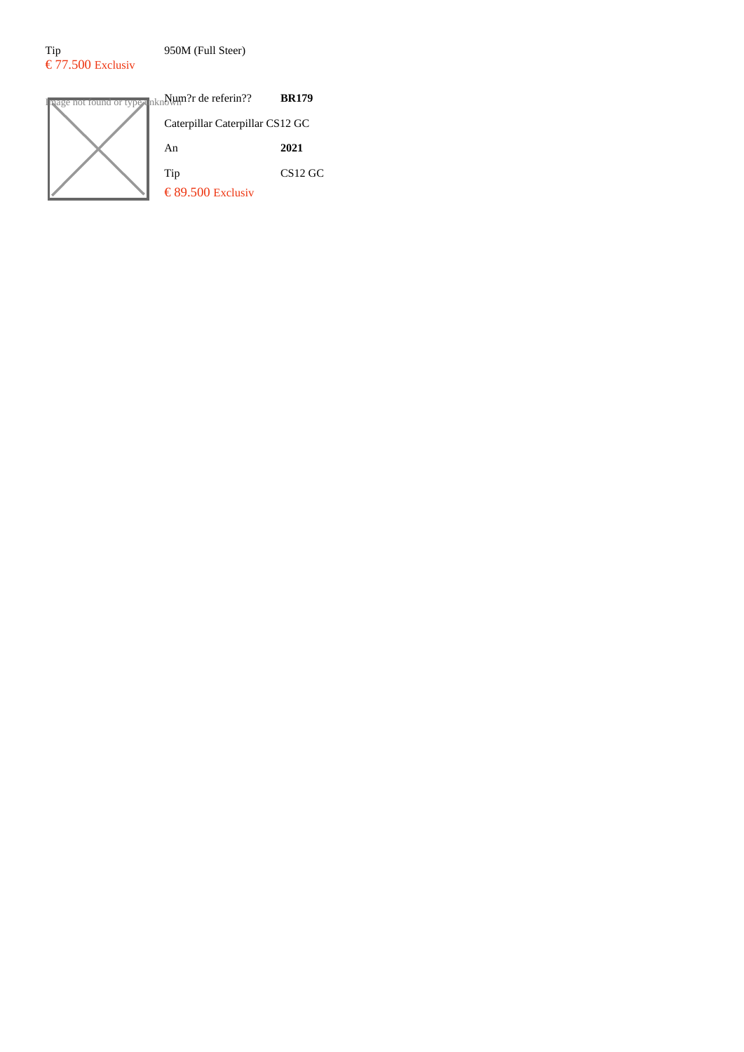| Tip | 950M (Full Steer) |
| --- | --- |
| € 77.500 Exclusiv | |

Image not found or type unknown

| Num?r de referin?? | **BR179** |
| --- | --- |
| Caterpillar Caterpillar CS12 GC | |
| An | **2021** |
| Tip | CS12 GC |
| € 89.500 Exclusiv | |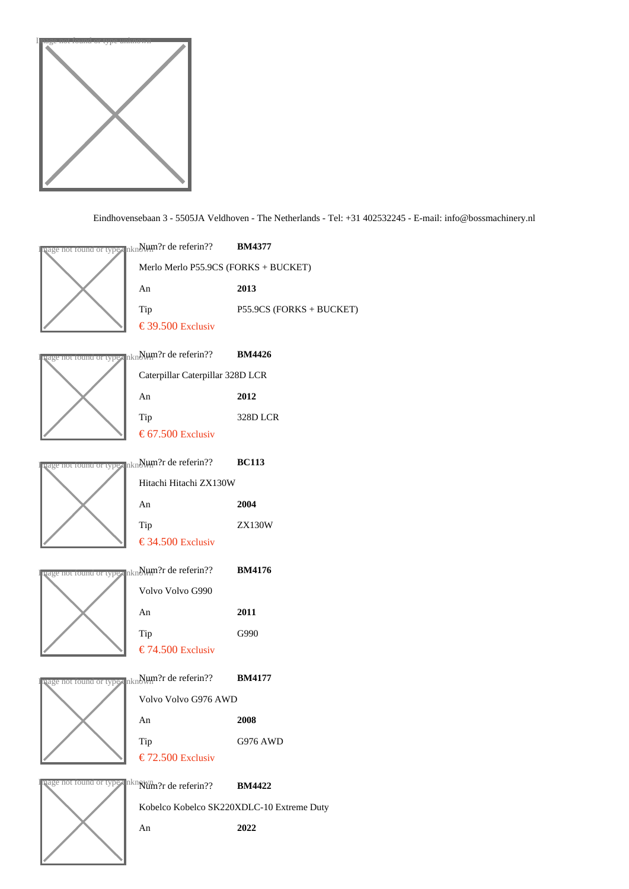Eindhovensebaan 3 - 5505JA Veldhoven - The Netherlands - Tel: +31 402532245 - E-mail: info@bossmachinery.nl

Num?r de referin?? **BM4377**

Merlo Merlo P55.9CS (FORKS + BUCKET)

An **2013**

Tip P55.9CS (FORKS + BUCKET)

€ 39.500 Exclusiv

Num?r de referin?? **BM4426**

Caterpillar Caterpillar 328D LCR

An **2012**

Tip 328D LCR

€ 67.500 Exclusiv

Num?r de referin?? **BC113**

Hitachi Hitachi ZX130W

An **2004**

Tip ZX130W

€ 34.500 Exclusiv

Num?r de referin?? **BM4176**

Volvo Volvo G990

An **2011**

Tip G990

€ 74.500 Exclusiv

Num?r de referin?? **BM4177**

Volvo Volvo G976 AWD

An **2008**

Tip G976 AWD

€ 72.500 Exclusiv

Num?r de referin?? **BM4422**

Kobelco Kobelco SK220XDLC-10 Extreme Duty

An **2022**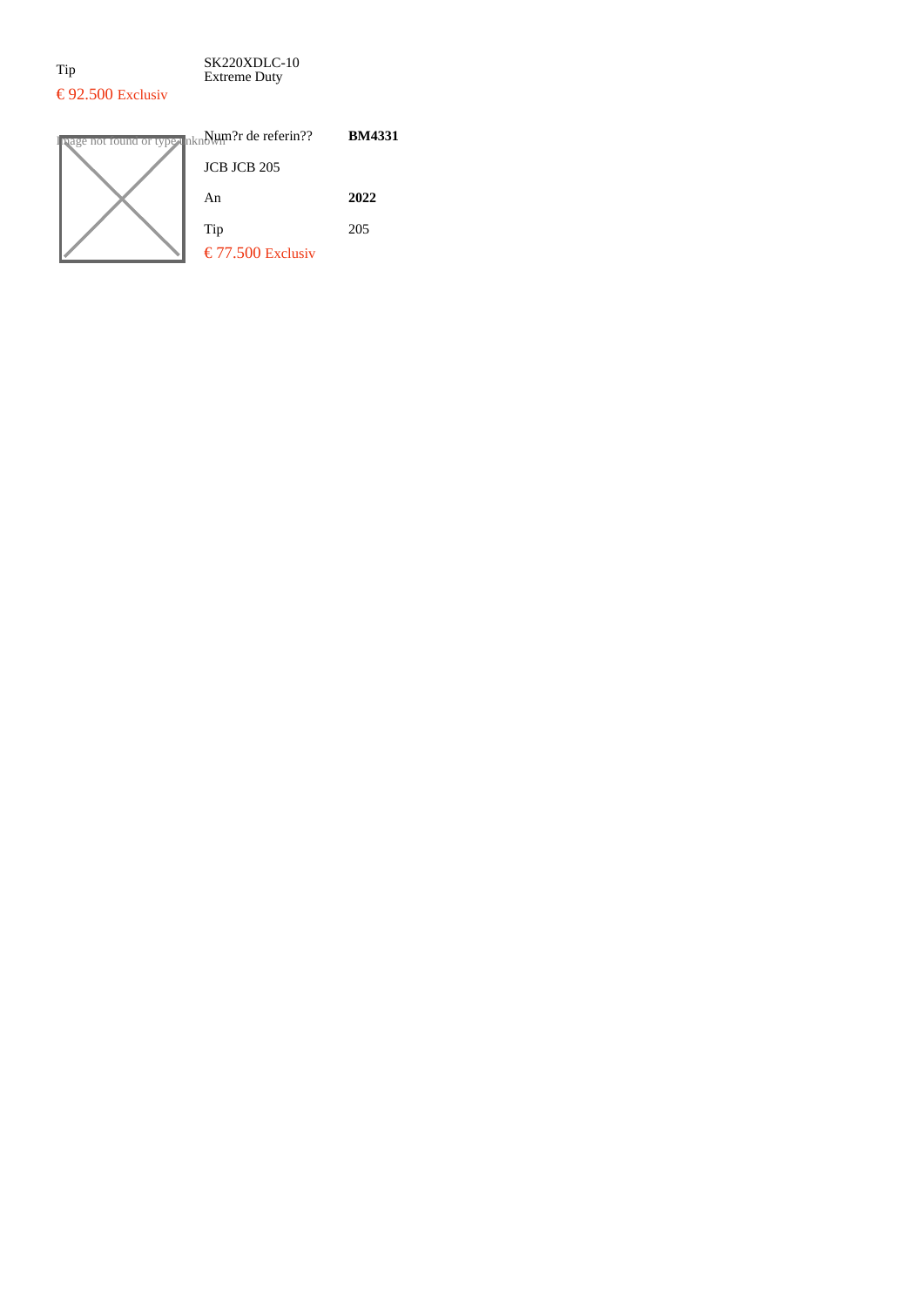Tip | SK220XDLC-10 Extreme Duty

€ 92.500 Exclusiv

Image not found or type unknown

| Num?r de referin?? | **BM4331** |
| --- | --- |
| JCB JCB 205 | |
| An | **2022** |
| Tip | 205 |

€ 77.500 Exclusiv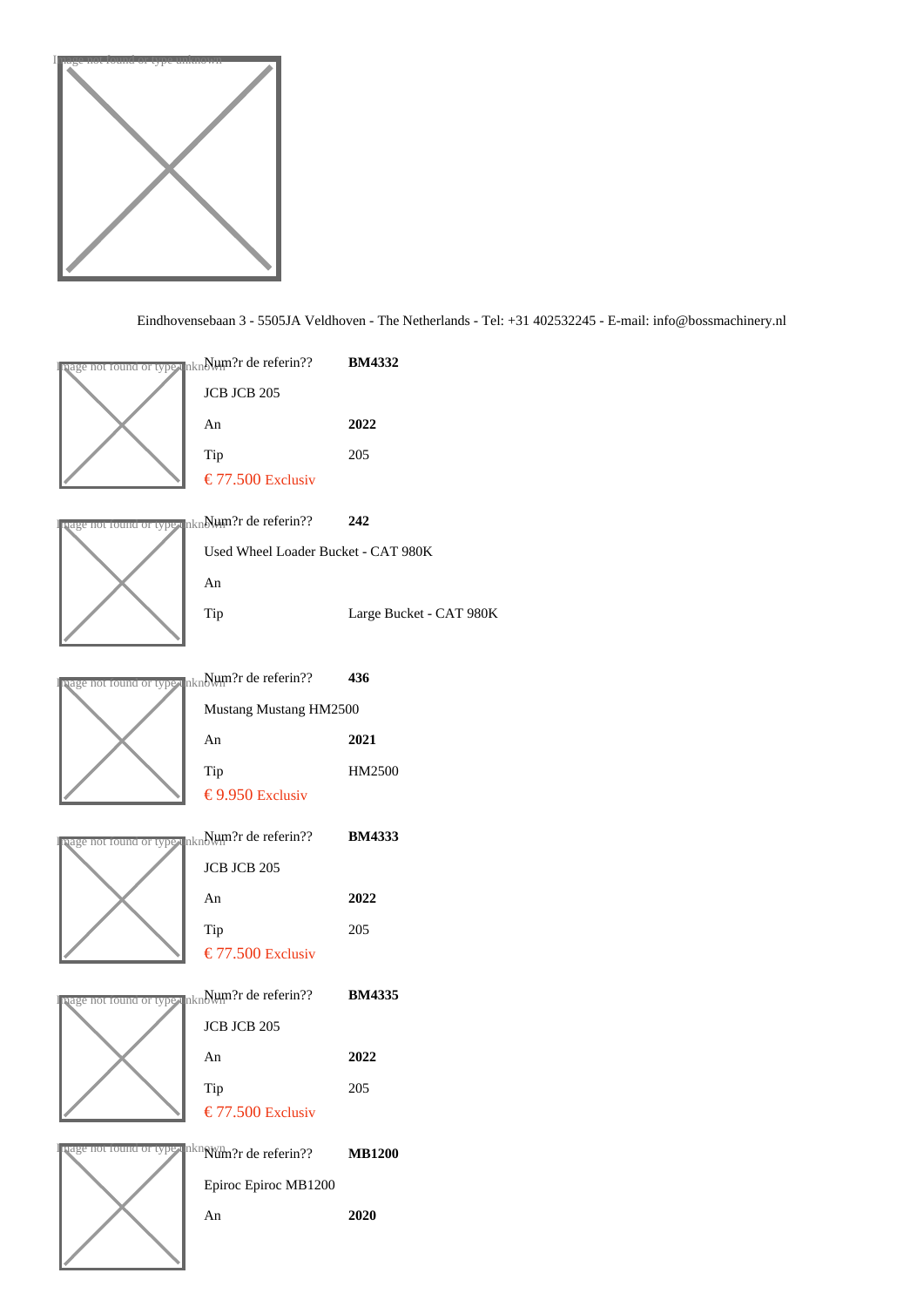Eindhovensebaan 3 - 5505JA Veldhoven - The Netherlands - Tel: +31 402532245 - E-mail: info@bossmachinery.nl

| Num?r de referin?? | **BM4332** |
|---|---|
| JCB JCB 205 | |
| An | **2022** |
| Tip | 205 |
| € 77.500 Exclusiv | |

| Num?r de referin?? | **242** |
|---|---|
| Used Wheel Loader Bucket - CAT 980K | |
| An | |
| Tip | Large Bucket - CAT 980K |

| Num?r de referin?? | **436** |
|---|---|
| Mustang Mustang HM2500 | |
| An | **2021** |
| Tip | HM2500 |
| € 9.950 Exclusiv | |

| Num?r de referin?? | **BM4333** |
|---|---|
| JCB JCB 205 | |
| An | **2022** |
| Tip | 205 |
| € 77.500 Exclusiv | |

| Num?r de referin?? | **BM4335** |
|---|---|
| JCB JCB 205 | |
| An | **2022** |
| Tip | 205 |
| € 77.500 Exclusiv | |

| Num?r de referin?? | **MB1200** |
|---|---|
| Epiroc Epiroc MB1200 | |
| An | **2020** |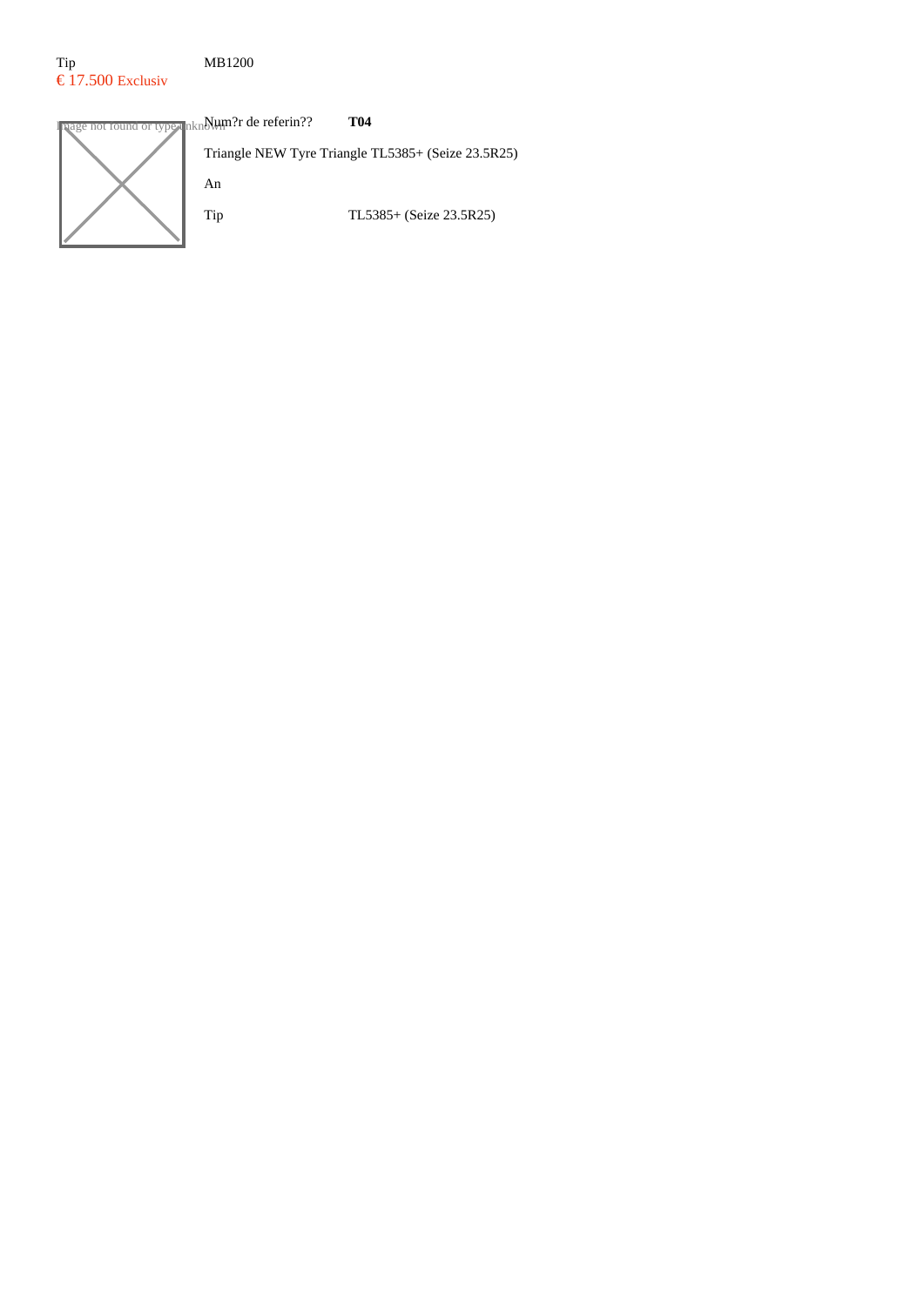Tip MB1200

€ 17.500 Exclusiv

Image not found or type unknown

| Num?r de referin?? | **T04** |
|---|---|

Triangle NEW Tyre Triangle TL5385+ (Seize 23.5R25)

| An | |
|---|---|
| Tip | TL5385+ (Seize 23.5R25) |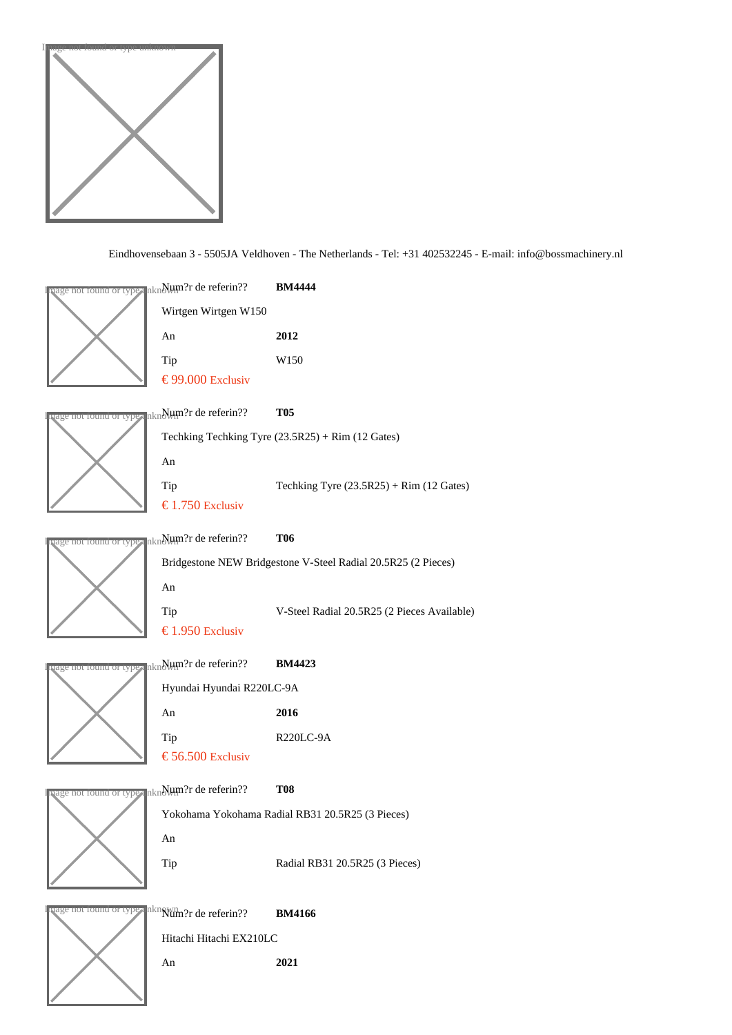Eindhovensebaan 3 - 5505JA Veldhoven - The Netherlands - Tel: +31 402532245 - E-mail: info@bossmachinery.nl

Num?r de referin?? **BM4444**

Wirtgen Wirtgen W150

An **2012**

Tip W150

€ 99.000 Exclusiv

Num?r de referin?? **T05**

Techking Techking Tyre (23.5R25) + Rim (12 Gates)

An

Tip Techking Tyre (23.5R25) + Rim (12 Gates)

€ 1.750 Exclusiv

Num?r de referin?? **T06**

Bridgestone NEW Bridgestone V-Steel Radial 20.5R25 (2 Pieces)

An

Tip V-Steel Radial 20.5R25 (2 Pieces Available)

€ 1.950 Exclusiv

Num?r de referin?? **BM4423**

Hyundai Hyundai R220LC-9A

An **2016**

Tip R220LC-9A

€ 56.500 Exclusiv

Num?r de referin?? **T08**

Yokohama Yokohama Radial RB31 20.5R25 (3 Pieces)

An

Tip Radial RB31 20.5R25 (3 Pieces)

Num?r de referin?? **BM4166**

Hitachi Hitachi EX210LC

An **2021**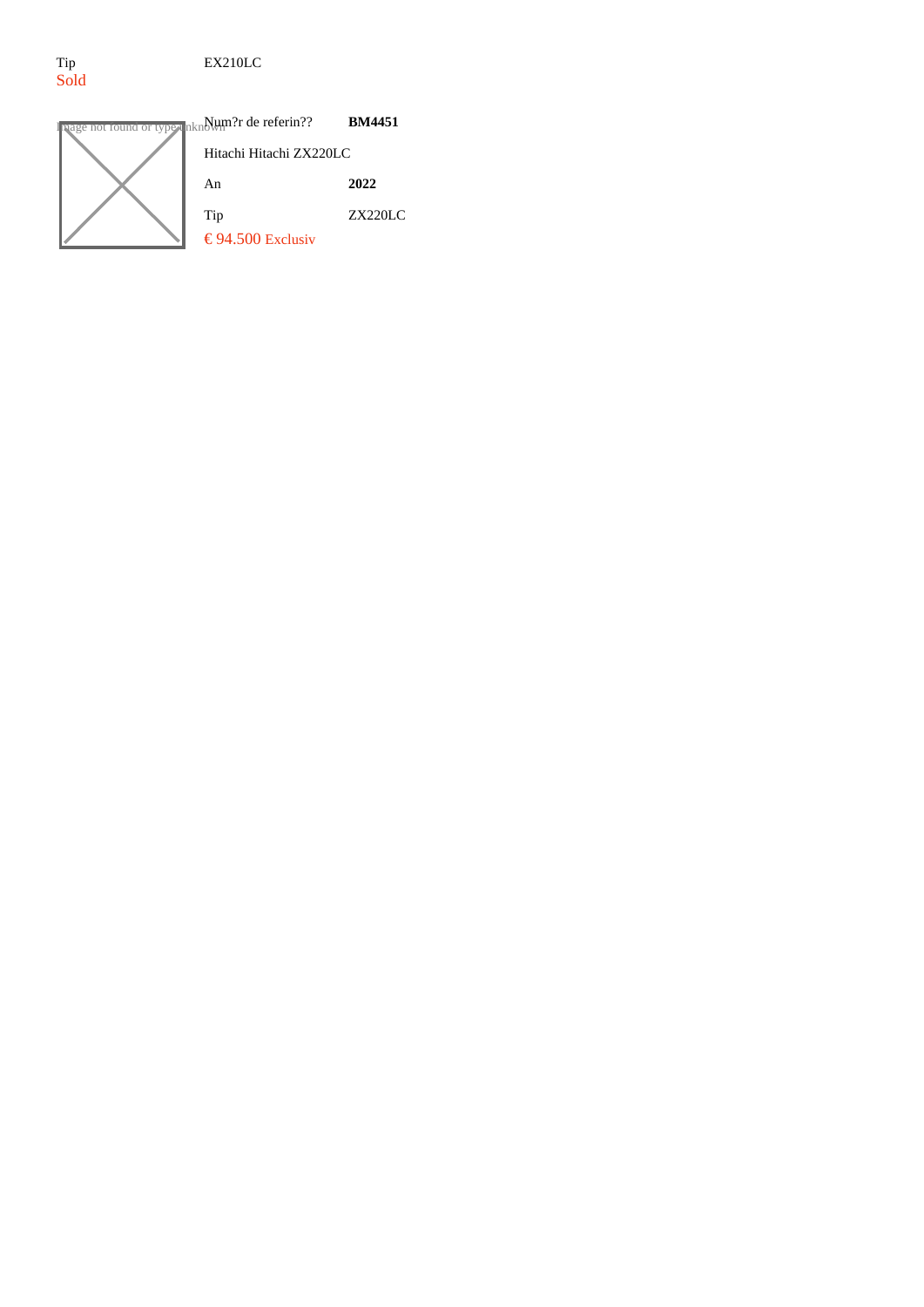| Tip | EX210LC |
| --- | --- |

Sold

Image not found or type unknown

| Num?r de referin?? | **BM4451** |
| --- | --- |
| Hitachi Hitachi ZX220LC | |
| An | **2022** |
| Tip | ZX220LC |

€ 94.500 Exclusiv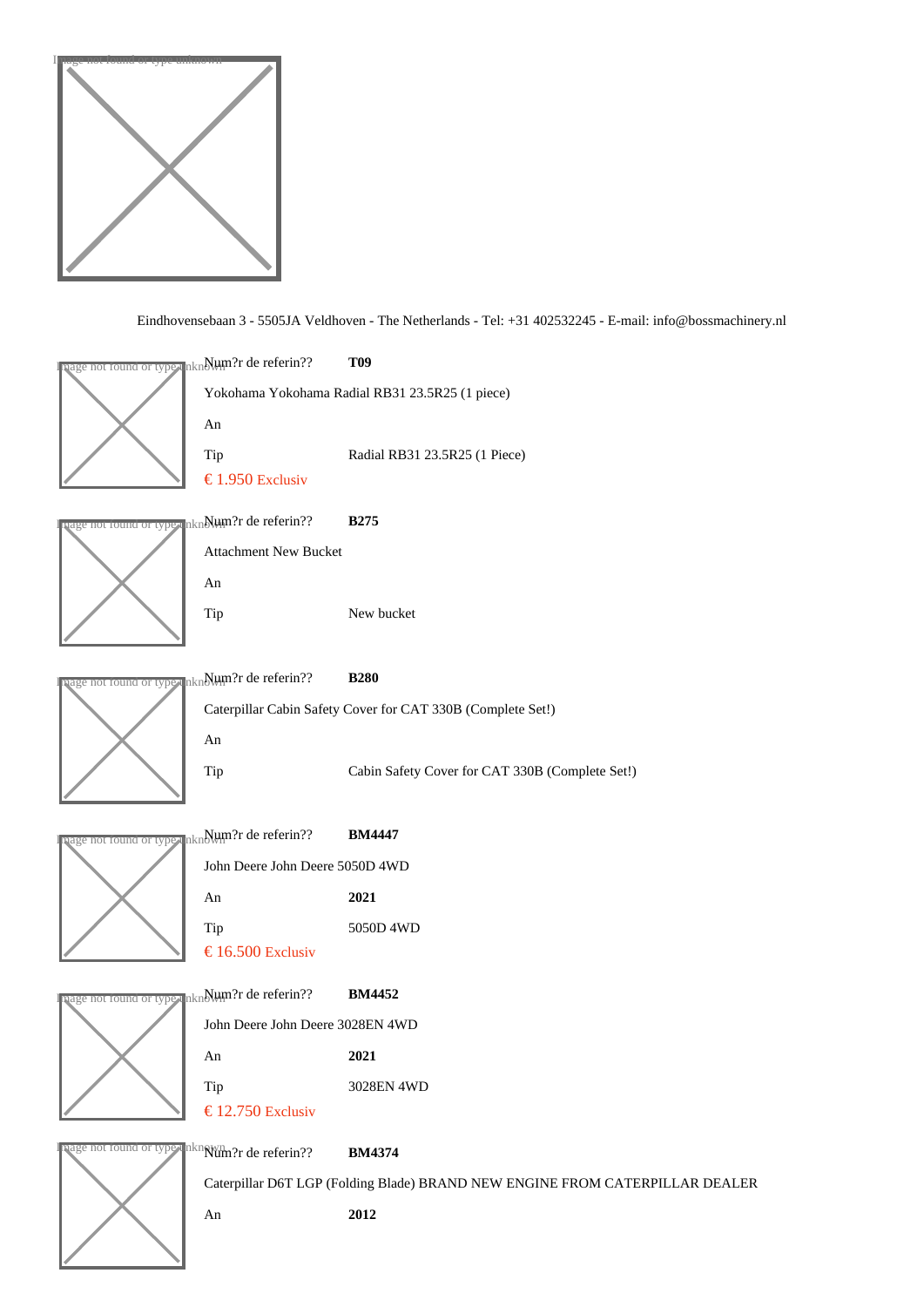Eindhovensebaan 3 - 5505JA Veldhoven - The Netherlands - Tel: +31 402532245 - E-mail: info@bossmachinery.nl

Num?r de referin?? **T09**

Yokohama Yokohama Radial RB31 23.5R25 (1 piece)

An

Tip Radial RB31 23.5R25 (1 Piece)

€ 1.950 Exclusiv

Num?r de referin?? **B275**

Attachment New Bucket

An

Tip New bucket

Num?r de referin?? **B280**

Caterpillar Cabin Safety Cover for CAT 330B (Complete Set!)

An

Tip Cabin Safety Cover for CAT 330B (Complete Set!)

Num?r de referin?? **BM4447**

John Deere John Deere 5050D 4WD

An **2021**

Tip 5050D 4WD

€ 16.500 Exclusiv

Num?r de referin?? **BM4452**

John Deere John Deere 3028EN 4WD

An **2021**

Tip 3028EN 4WD

€ 12.750 Exclusiv

Num?r de referin?? **BM4374**

Caterpillar D6T LGP (Folding Blade) BRAND NEW ENGINE FROM CATERPILLAR DEALER

An **2012**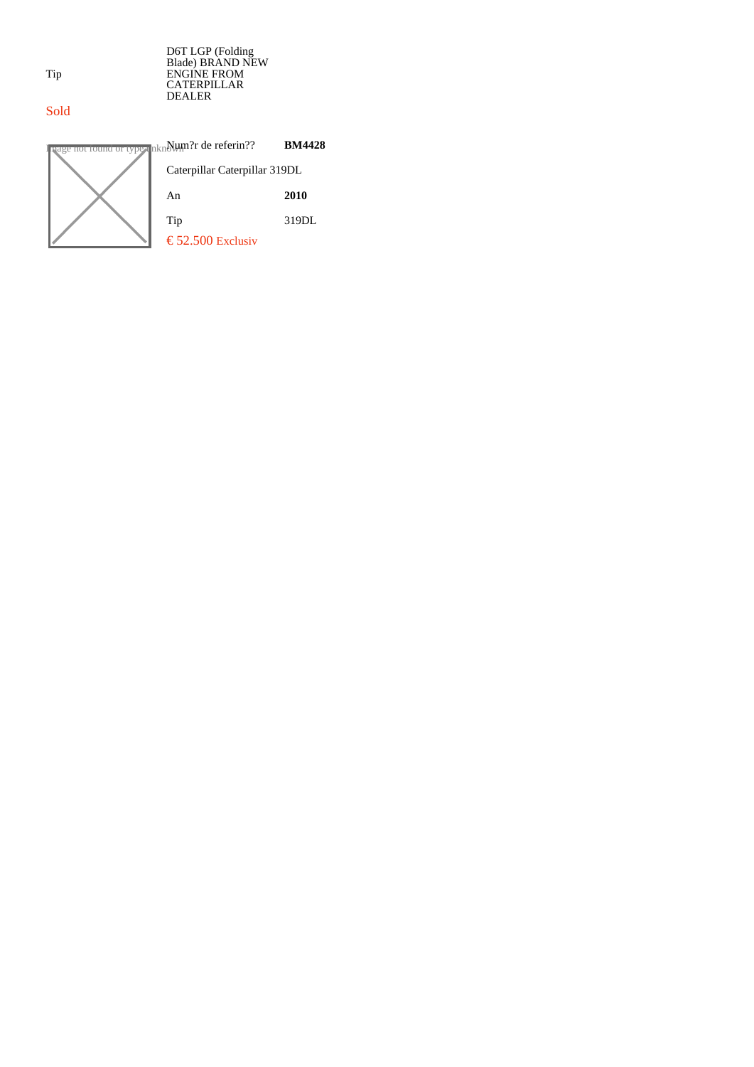| Tip | D6T LGP (Folding Blade) BRAND NEW ENGINE FROM CATERPILLAR DEALER |
|---|---|

Sold

Image not found or type unknown

| Num?r de referin?? | **BM4428** |
|---|---|
| Caterpillar Caterpillar 319DL | |
| An | **2010** |
| Tip | 319DL |

€ 52.500 Exclusiv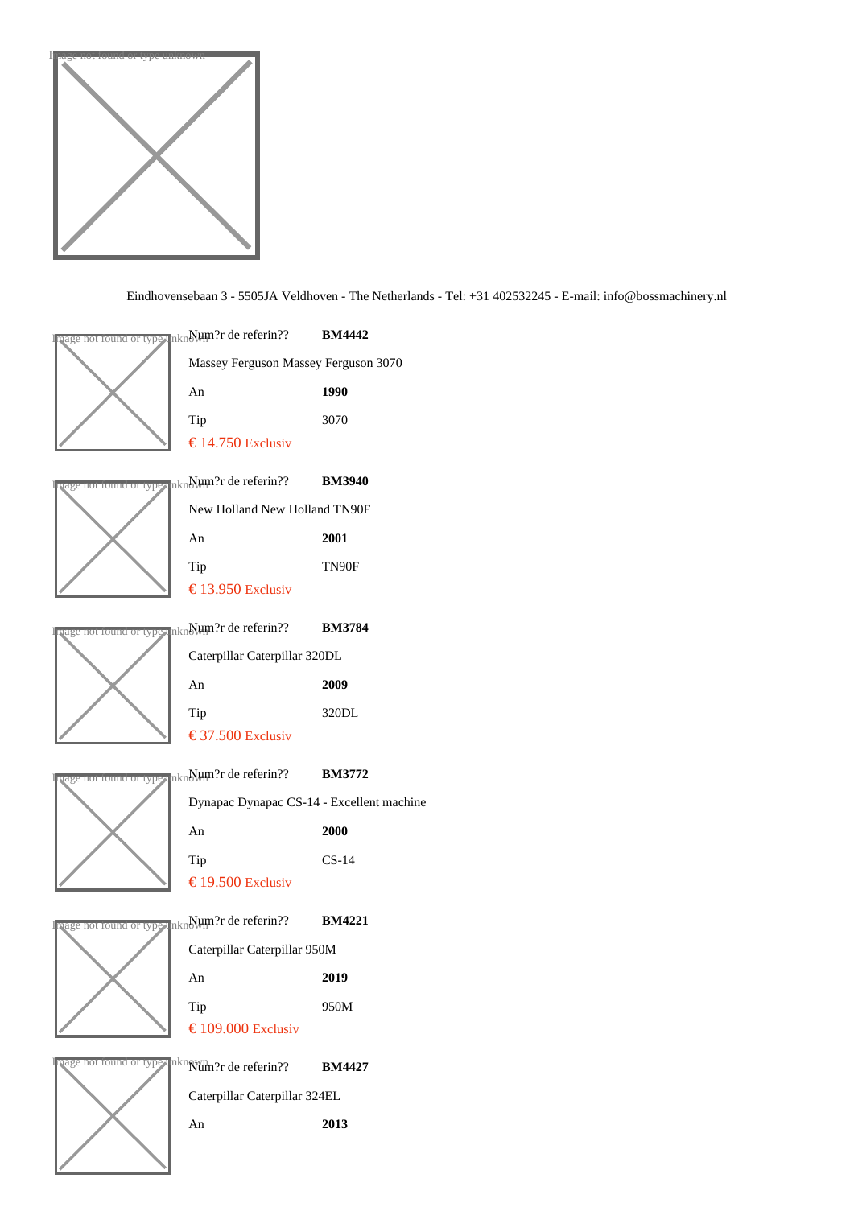Eindhovensebaan 3 - 5505JA Veldhoven - The Netherlands - Tel: +31 402532245 - E-mail: info@bossmachinery.nl

Num?r de referin?? **BM4442**

Massey Ferguson Massey Ferguson 3070

An **1990**

Tip 3070

€ 14.750 Exclusiv

Num?r de referin?? **BM3940**

New Holland New Holland TN90F

An **2001**

Tip TN90F

€ 13.950 Exclusiv

Num?r de referin?? **BM3784**

Caterpillar Caterpillar 320DL

An **2009**

Tip 320DL

€ 37.500 Exclusiv

Num?r de referin?? **BM3772**

Dynapac Dynapac CS-14 - Excellent machine

An **2000**

Tip CS-14

€ 19.500 Exclusiv

Num?r de referin?? **BM4221**

Caterpillar Caterpillar 950M

An **2019**

Tip 950M

€ 109.000 Exclusiv

Num?r de referin?? **BM4427**

Caterpillar Caterpillar 324EL

An **2013**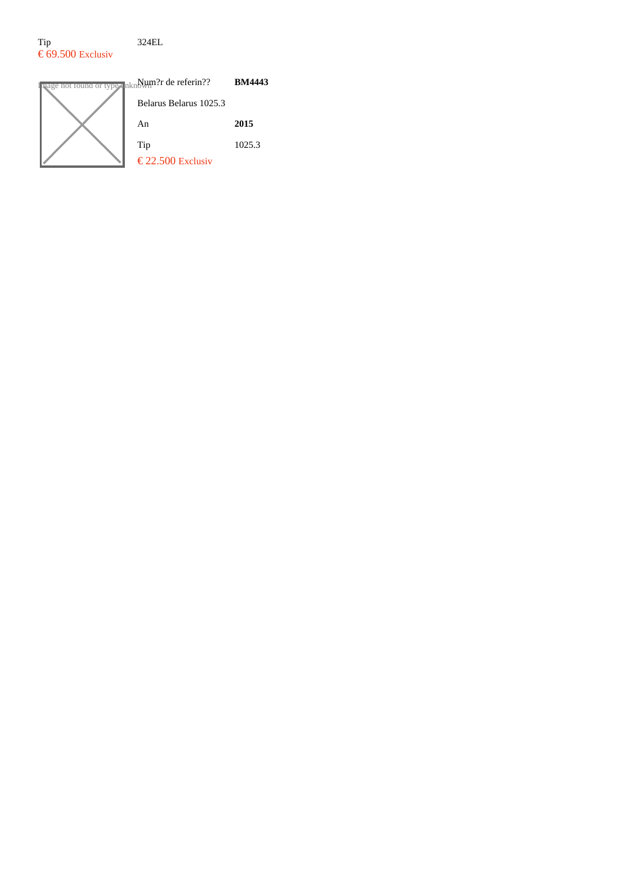| Tip | 324EL |
| --- | --- |

€ 69.500 Exclusiv

Image not found or type unknown

| Num?r de referin?? | **BM4443** |
| --- | --- |
| Belarus Belarus 1025.3 | |
| An | **2015** |
| Tip | 1025.3 |

€ 22.500 Exclusiv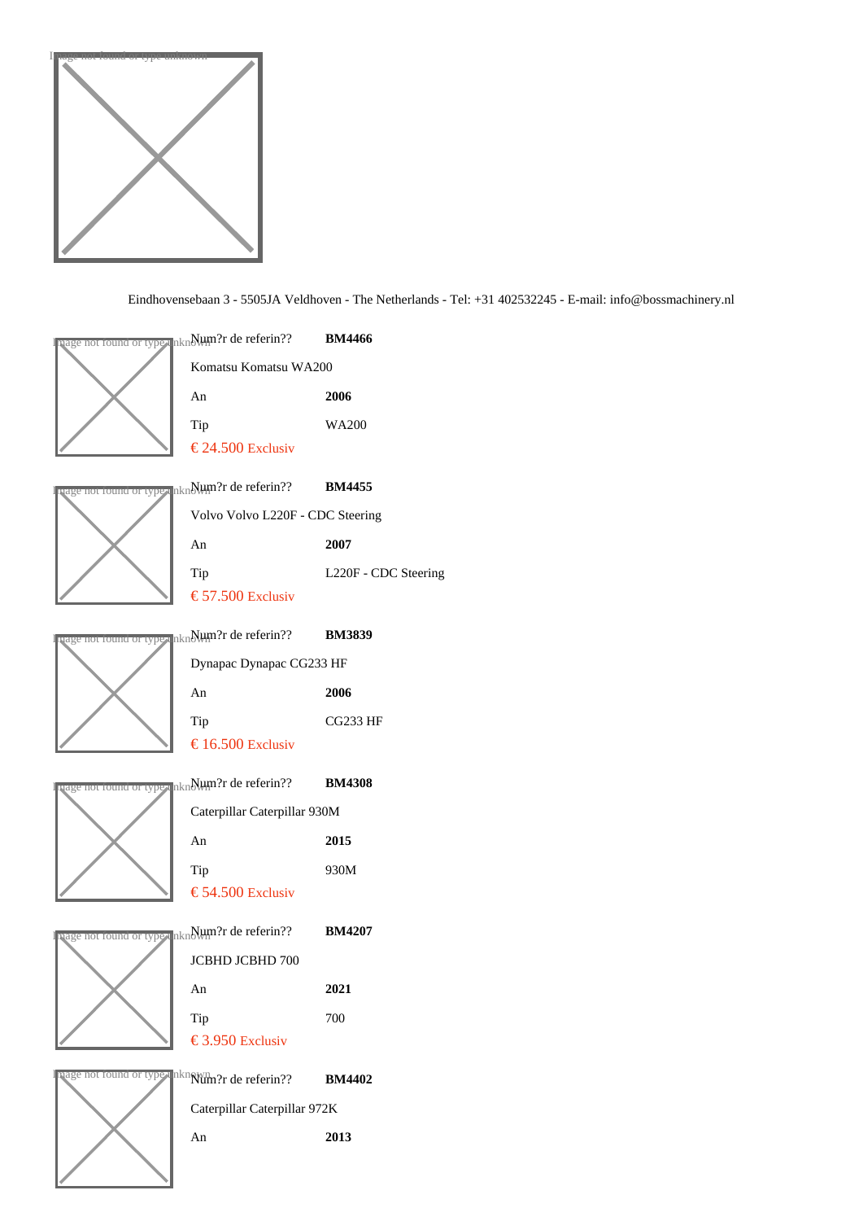Eindhovensebaan 3 - 5505JA Veldhoven - The Netherlands - Tel: +31 402532245 - E-mail: info@bossmachinery.nl

| Num?r de referin?? | **BM4466** |
|---|---|
| Komatsu Komatsu WA200 | |
| An | **2006** |
| Tip | WA200 |
| € 24.500 Exclusiv | |

| Num?r de referin?? | **BM4455** |
|---|---|
| Volvo Volvo L220F - CDC Steering | |
| An | **2007** |
| Tip | L220F - CDC Steering |
| € 57.500 Exclusiv | |

| Num?r de referin?? | **BM3839** |
|---|---|
| Dynapac Dynapac CG233 HF | |
| An | **2006** |
| Tip | CG233 HF |
| € 16.500 Exclusiv | |

| Num?r de referin?? | **BM4308** |
|---|---|
| Caterpillar Caterpillar 930M | |
| An | **2015** |
| Tip | 930M |
| € 54.500 Exclusiv | |

| Num?r de referin?? | **BM4207** |
|---|---|
| JCBHD JCBHD 700 | |
| An | **2021** |
| Tip | 700 |
| € 3.950 Exclusiv | |

| Num?r de referin?? | **BM4402** |
|---|---|
| Caterpillar Caterpillar 972K | |
| An | **2013** |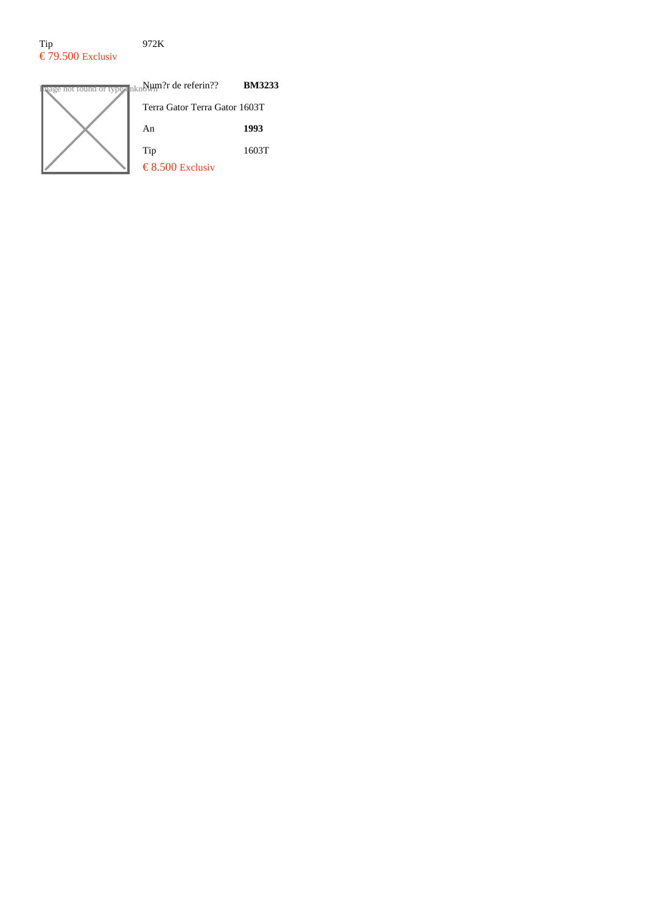| Tip | 972K |
|---|---|

€ 79.500 Exclusiv

Image not found or type unknown

| Num?r de referin?? | **BM3233** |
|---|---|
| Terra Gator Terra Gator 1603T | |
| An | **1993** |
| Tip | 1603T |

€ 8.500 Exclusiv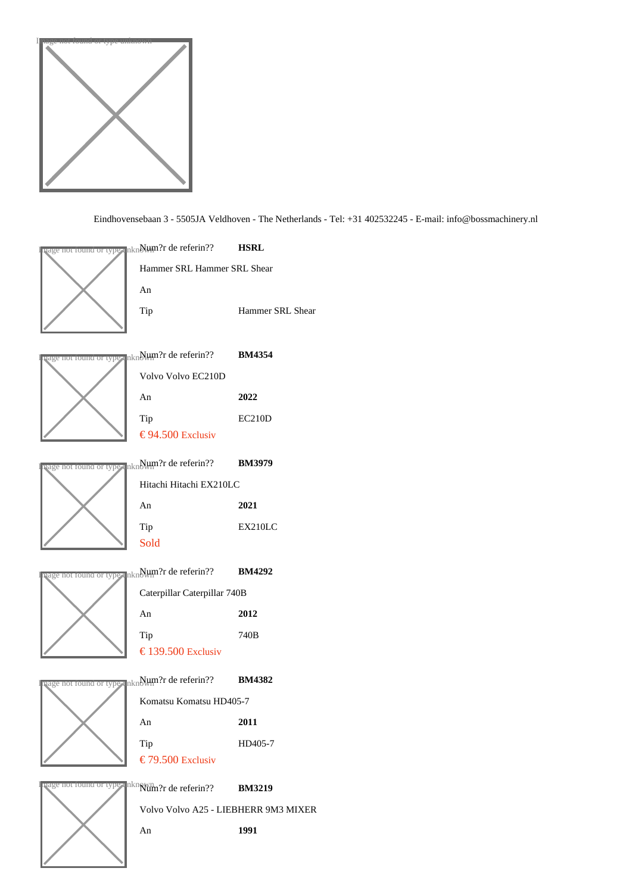Eindhovensebaan 3 - 5505JA Veldhoven - The Netherlands - Tel: +31 402532245 - E-mail: info@bossmachinery.nl

Num?r de referin?? **HSRL**

Hammer SRL Hammer SRL Shear

An

Tip Hammer SRL Shear

Num?r de referin?? **BM4354**

Volvo Volvo EC210D

An **2022**

Tip EC210D

€ 94.500 Exclusiv

Num?r de referin?? **BM3979**

Hitachi Hitachi EX210LC

An **2021**

Tip EX210LC

Sold

Num?r de referin?? **BM4292**

Caterpillar Caterpillar 740B

An **2012**

Tip 740B

€ 139.500 Exclusiv

Num?r de referin?? **BM4382**

Komatsu Komatsu HD405-7

An **2011**

Tip HD405-7

€ 79.500 Exclusiv

Num?r de referin?? **BM3219**

Volvo Volvo A25 - LIEBHERR 9M3 MIXER

An **1991**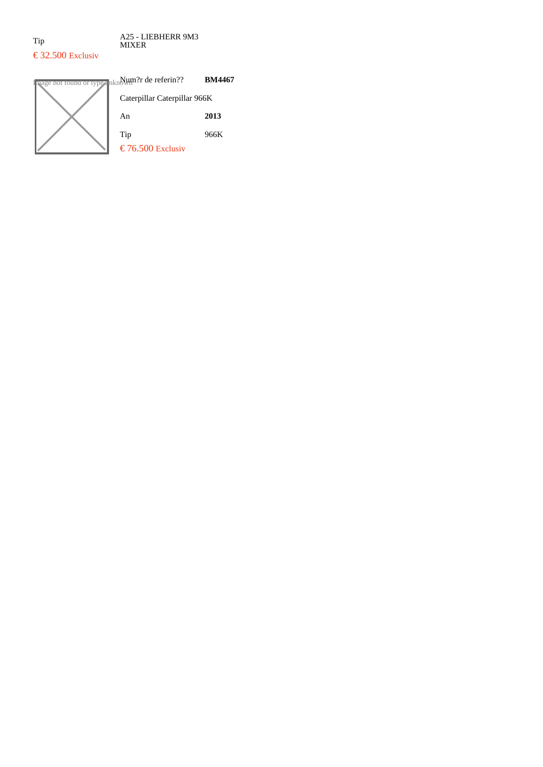Tip

A25 - LIEBHERR 9M3 MIXER

€ 32.500 Exclusiv

Image not found or type unknown

| Num?r de referin?? | **BM4467** |
| --- | --- |
| Caterpillar Caterpillar 966K | |
| An | **2013** |
| Tip | 966K |

€ 76.500 Exclusiv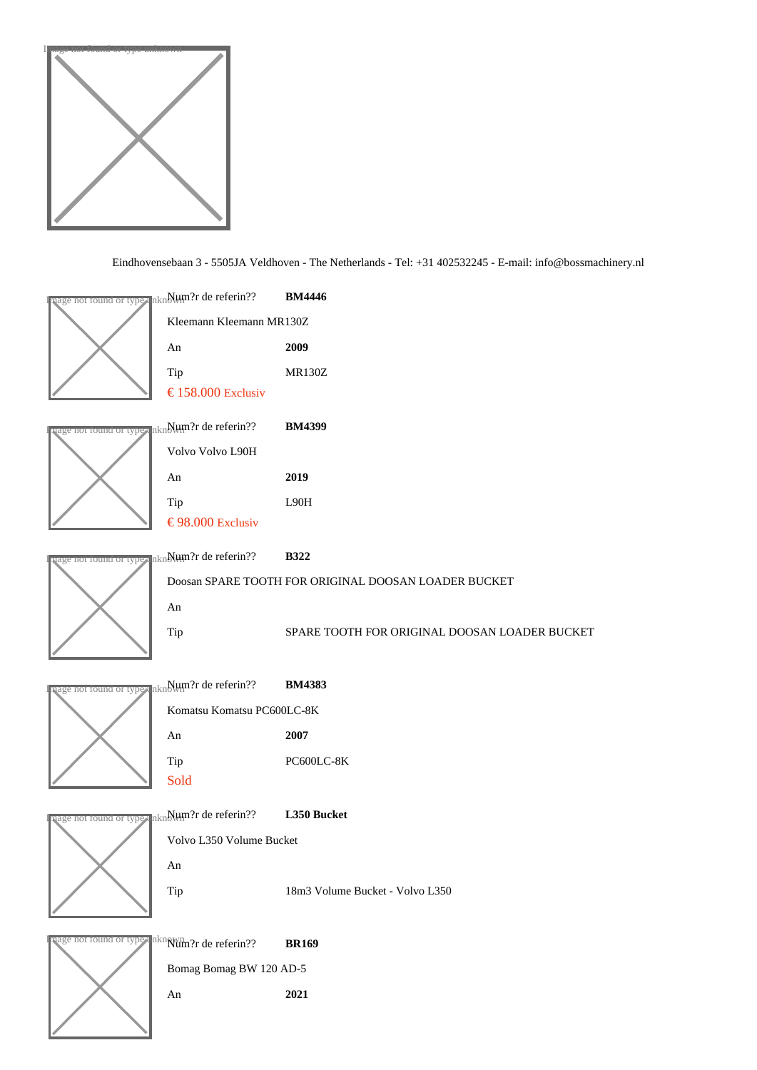Image not found or type unknown

Eindhovensebaan 3 - 5505JA Veldhoven - The Netherlands - Tel: +31 402532245 - E-mail: info@bossmachinery.nl

Image not found or type unknown

| Num?r de referin?? | **BM4446** |
|---|---|
| Kleemann Kleemann MR130Z | |
| An | **2009** |
| Tip | MR130Z |

€ 158.000 Exclusiv

Image not found or type unknown

| Num?r de referin?? | **BM4399** |
|---|---|
| Volvo Volvo L90H | |
| An | **2019** |
| Tip | L90H |

€ 98.000 Exclusiv

Image not found or type unknown

| Num?r de referin?? | **B322** |
|---|---|
| Doosan SPARE TOOTH FOR ORIGINAL DOOSAN LOADER BUCKET | |
| An | |
| Tip | SPARE TOOTH FOR ORIGINAL DOOSAN LOADER BUCKET |

Image not found or type unknown

| Num?r de referin?? | **BM4383** |
|---|---|
| Komatsu Komatsu PC600LC-8K | |
| An | **2007** |
| Tip | PC600LC-8K |

Sold

Image not found or type unknown

| Num?r de referin?? | **L350 Bucket** |
|---|---|
| Volvo L350 Volume Bucket | |
| An | |
| Tip | 18m3 Volume Bucket - Volvo L350 |

Image not found or type unknown

| Num?r de referin?? | **BR169** |
|---|---|
| Bomag Bomag BW 120 AD-5 | |
| An | **2021** |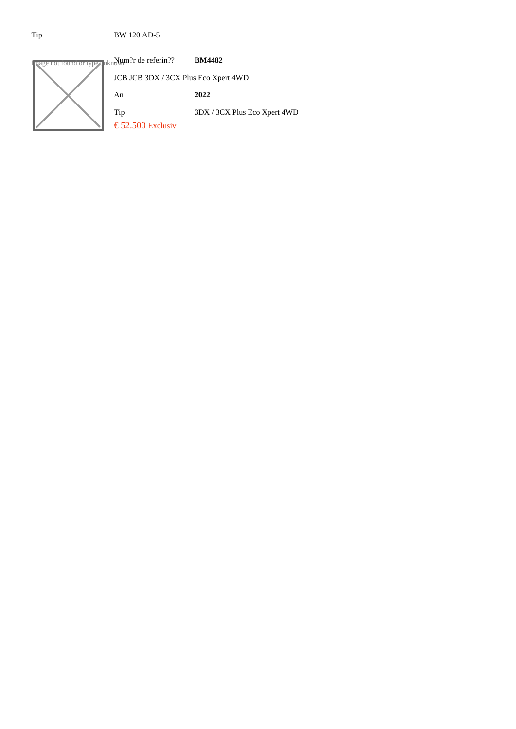Tip BW 120 AD-5

Image not found or type unknown

| Num?r de referin?? | **BM4482** |
|---|---|
| JCB JCB 3DX / 3CX Plus Eco Xpert 4WD | |
| An | **2022** |
| Tip | 3DX / 3CX Plus Eco Xpert 4WD |

€ 52.500 Exclusiv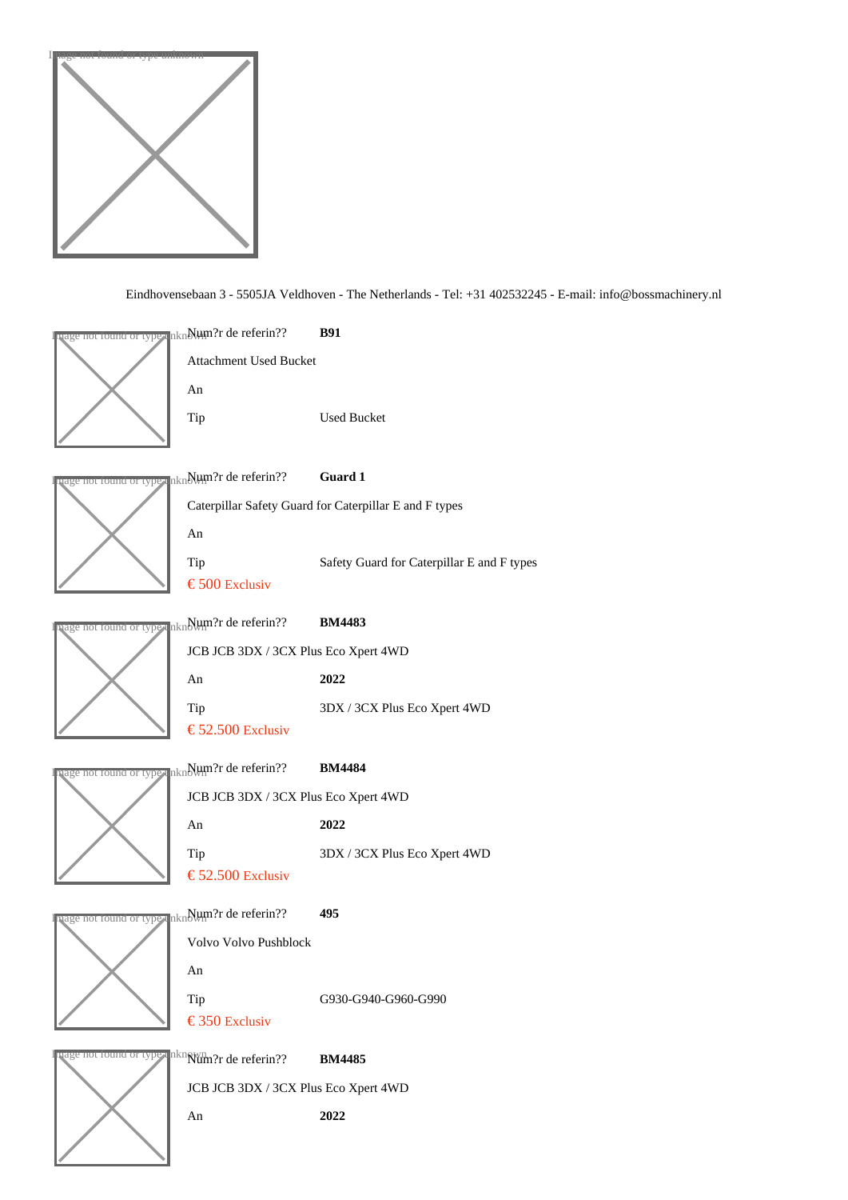Eindhovensebaan 3 - 5505JA Veldhoven - The Netherlands - Tel: +31 402532245 - E-mail: info@bossmachinery.nl

Num?r de referin?? **B91**

Attachment Used Bucket

An

Tip Used Bucket

Num?r de referin?? **Guard 1**

Caterpillar Safety Guard for Caterpillar E and F types

An

Tip Safety Guard for Caterpillar E and F types

€ 500 Exclusiv

Num?r de referin?? **BM4483**

JCB JCB 3DX / 3CX Plus Eco Xpert 4WD

An **2022**

Tip 3DX / 3CX Plus Eco Xpert 4WD

€ 52.500 Exclusiv

Num?r de referin?? **BM4484**

JCB JCB 3DX / 3CX Plus Eco Xpert 4WD

An **2022**

Tip 3DX / 3CX Plus Eco Xpert 4WD

€ 52.500 Exclusiv

Num?r de referin?? **495**

Volvo Volvo Pushblock

An

Tip G930-G940-G960-G990

€ 350 Exclusiv

Num?r de referin?? **BM4485**

JCB JCB 3DX / 3CX Plus Eco Xpert 4WD

An **2022**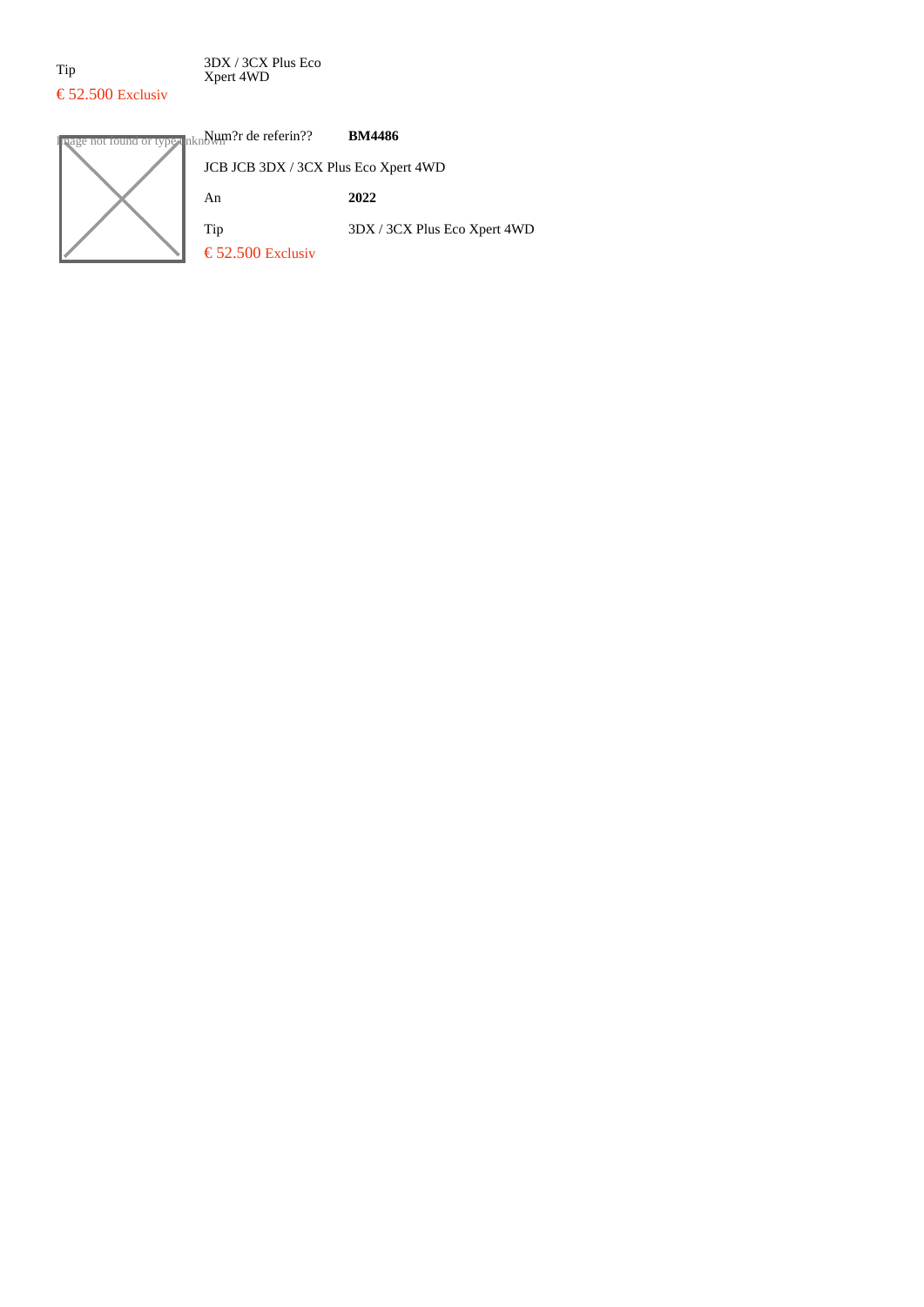| Tip | 3DX / 3CX Plus Eco Xpert 4WD |
| --- | --- |

€ 52.500 Exclusiv

Image not found or type unknown

| Num?r de referin?? | **BM4486** |
| --- | --- |

JCB JCB 3DX / 3CX Plus Eco Xpert 4WD

| An | **2022** |
| --- | --- |
| Tip | 3DX / 3CX Plus Eco Xpert 4WD |

€ 52.500 Exclusiv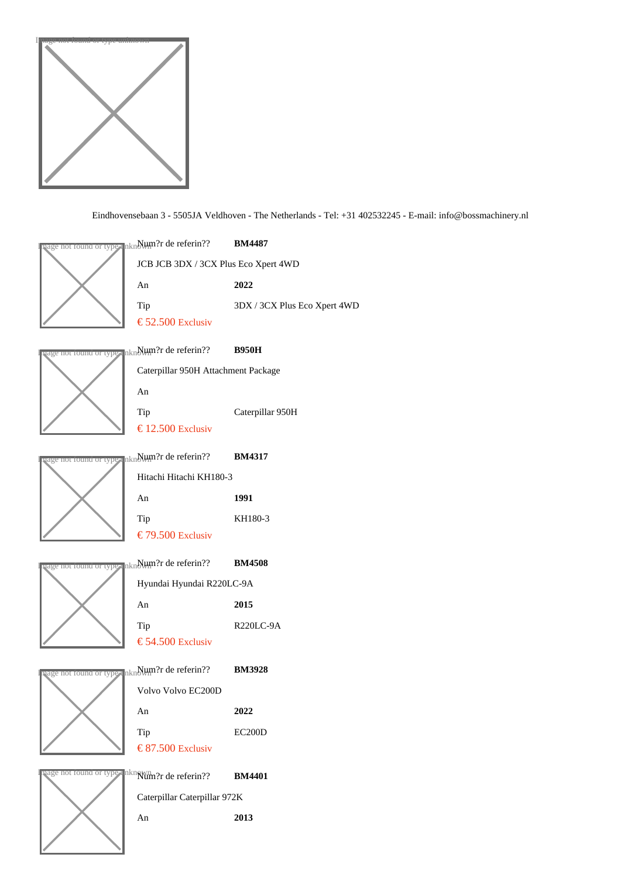Eindhovensebaan 3 - 5505JA Veldhoven - The Netherlands - Tel: +31 402532245 - E-mail: info@bossmachinery.nl

Num?r de referin?? **BM4487**

JCB JCB 3DX / 3CX Plus Eco Xpert 4WD

An **2022**

Tip 3DX / 3CX Plus Eco Xpert 4WD

€ 52.500 Exclusiv

Num?r de referin?? **B950H**

Caterpillar 950H Attachment Package

An

Tip Caterpillar 950H

€ 12.500 Exclusiv

Num?r de referin?? **BM4317**

Hitachi Hitachi KH180-3

An **1991**

Tip KH180-3

€ 79.500 Exclusiv

Num?r de referin?? **BM4508**

Hyundai Hyundai R220LC-9A

An **2015**

Tip R220LC-9A

€ 54.500 Exclusiv

Num?r de referin?? **BM3928**

Volvo Volvo EC200D

An **2022**

Tip EC200D

€ 87.500 Exclusiv

Num?r de referin?? **BM4401**

Caterpillar Caterpillar 972K

An **2013**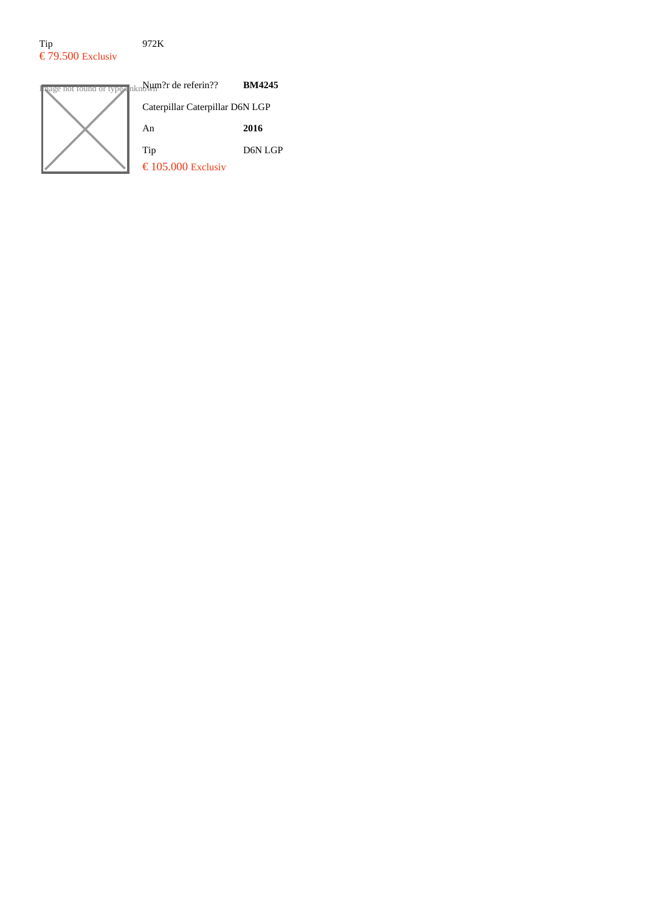| Tip | 972K |
|---|---|
| € 79.500 Exclusiv | |

Image not found or type unknown

| Num?r de referin?? | **BM4245** |
|---|---|
| Caterpillar Caterpillar D6N LGP | |
| An | **2016** |
| Tip | D6N LGP |
| € 105.000 Exclusiv | |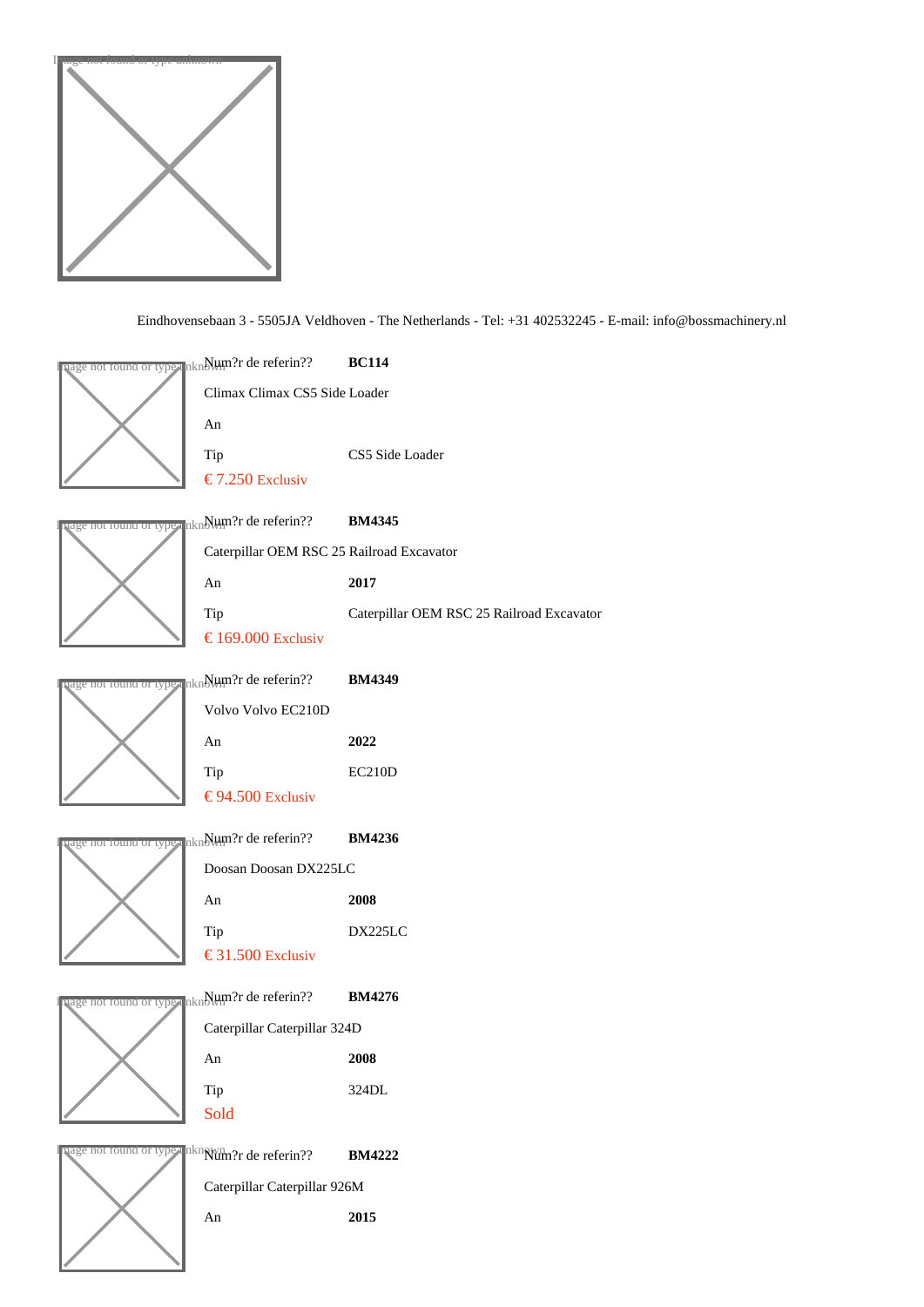Eindhovensebaan 3 - 5505JA Veldhoven - The Netherlands - Tel: +31 402532245 - E-mail: info@bossmachinery.nl

| Num?r de referin?? | **BC114** |
|---|---|
| Climax Climax CS5 Side Loader | |
| An | |
| Tip | CS5 Side Loader |
| € 7.250 Exclusiv | |

| Num?r de referin?? | **BM4345** |
|---|---|
| Caterpillar OEM RSC 25 Railroad Excavator | |
| An | **2017** |
| Tip | Caterpillar OEM RSC 25 Railroad Excavator |
| € 169.000 Exclusiv | |

| Num?r de referin?? | **BM4349** |
|---|---|
| Volvo Volvo EC210D | |
| An | **2022** |
| Tip | EC210D |
| € 94.500 Exclusiv | |

| Num?r de referin?? | **BM4236** |
|---|---|
| Doosan Doosan DX225LC | |
| An | **2008** |
| Tip | DX225LC |
| € 31.500 Exclusiv | |

| Num?r de referin?? | **BM4276** |
|---|---|
| Caterpillar Caterpillar 324D | |
| An | **2008** |
| Tip | 324DL |
| Sold | |

| Num?r de referin?? | **BM4222** |
|---|---|
| Caterpillar Caterpillar 926M | |
| An | **2015** |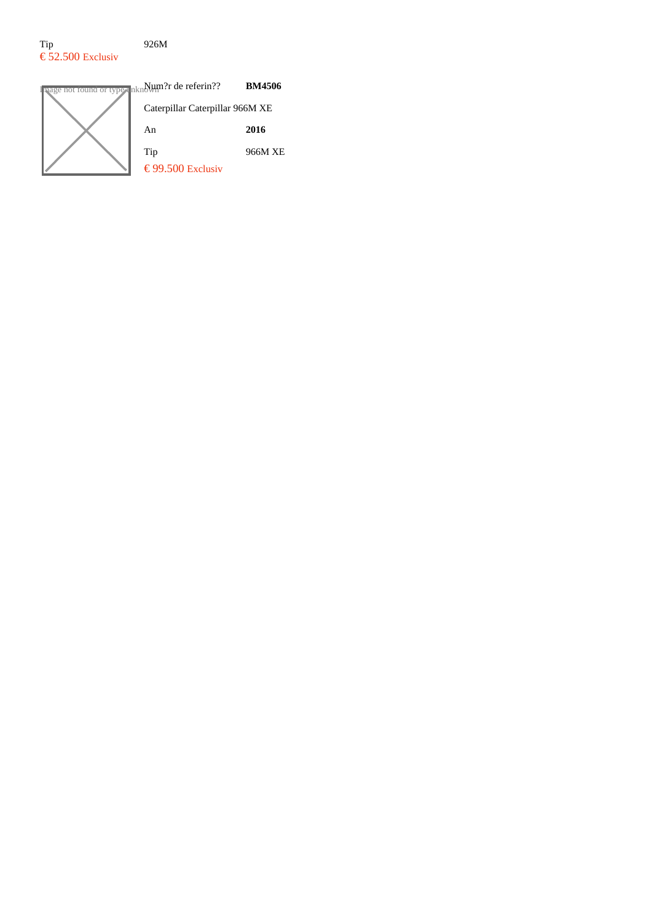| Tip | 926M |
|---|---|

€ 52.500 Exclusiv

Image not found or type unknown

| Num?r de referin?? | **BM4506** |
|---|---|
| Caterpillar Caterpillar 966M XE | |
| An | **2016** |
| Tip | 966M XE |

€ 99.500 Exclusiv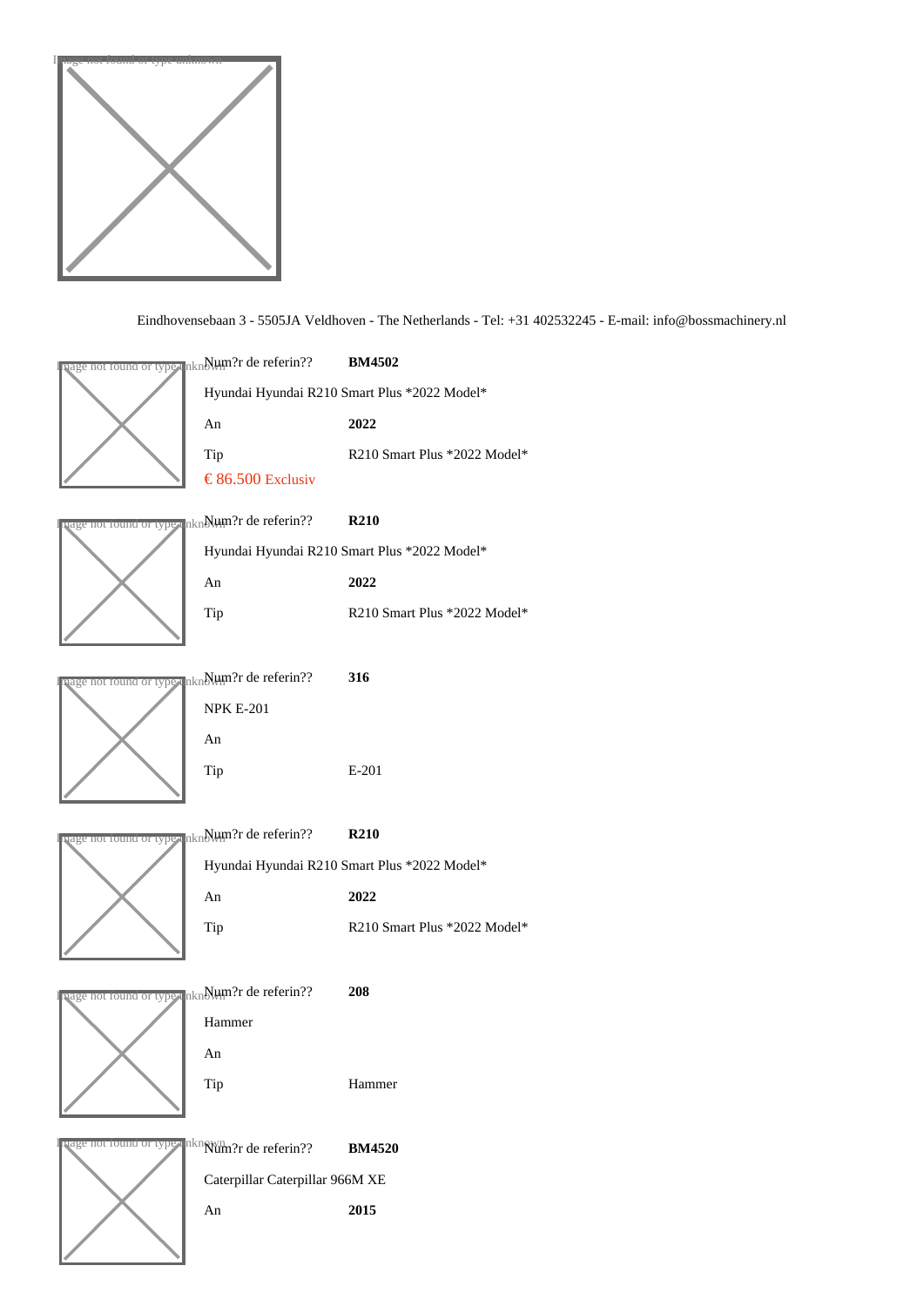Eindhovensebaan 3 - 5505JA Veldhoven - The Netherlands - Tel: +31 402532245 - E-mail: info@bossmachinery.nl

Num?r de referin?? **BM4502**

Hyundai Hyundai R210 Smart Plus *2022 Model*

| | |
|---|---|
| An | **2022** |
| Tip | R210 Smart Plus *2022 Model* |

€ 86.500 Exclusiv

Num?r de referin?? **R210**

Hyundai Hyundai R210 Smart Plus *2022 Model*

| | |
|---|---|
| An | **2022** |
| Tip | R210 Smart Plus *2022 Model* |

Num?r de referin?? **316**

NPK E-201

| | |
|---|---|
| An | |
| Tip | E-201 |

Num?r de referin?? **R210**

Hyundai Hyundai R210 Smart Plus *2022 Model*

| | |
|---|---|
| An | **2022** |
| Tip | R210 Smart Plus *2022 Model* |

Num?r de referin?? **208**

Hammer

| | |
|---|---|
| An | |
| Tip | Hammer |

Num?r de referin?? **BM4520**

Caterpillar Caterpillar 966M XE

| | |
|---|---|
| An | **2015** |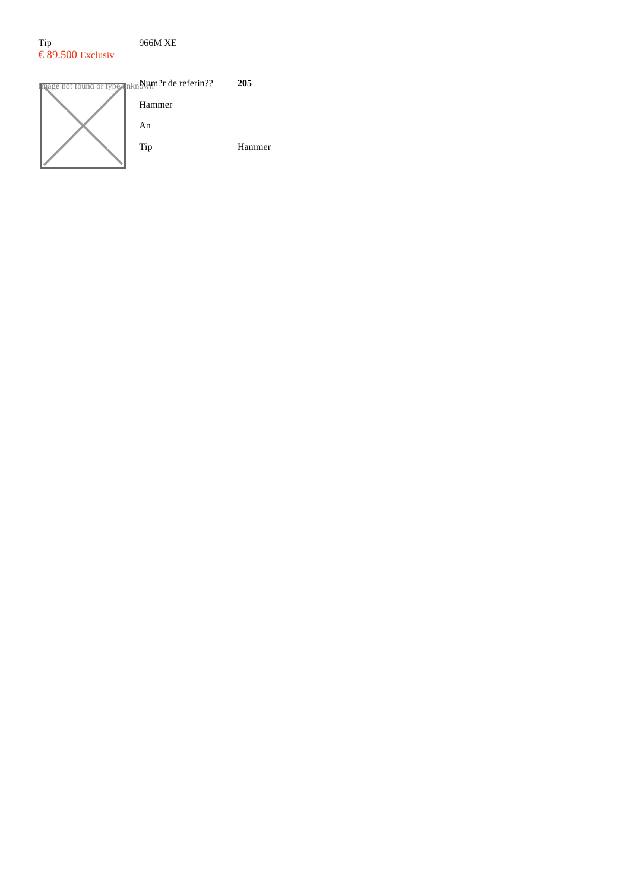Tip
€ 89.500 Exclusiv

966M XE

Image not found or type unknown

| | |
|---|---|
| Num?r de referin?? | **205** |
| Hammer | |
| An | |
| Tip | Hammer |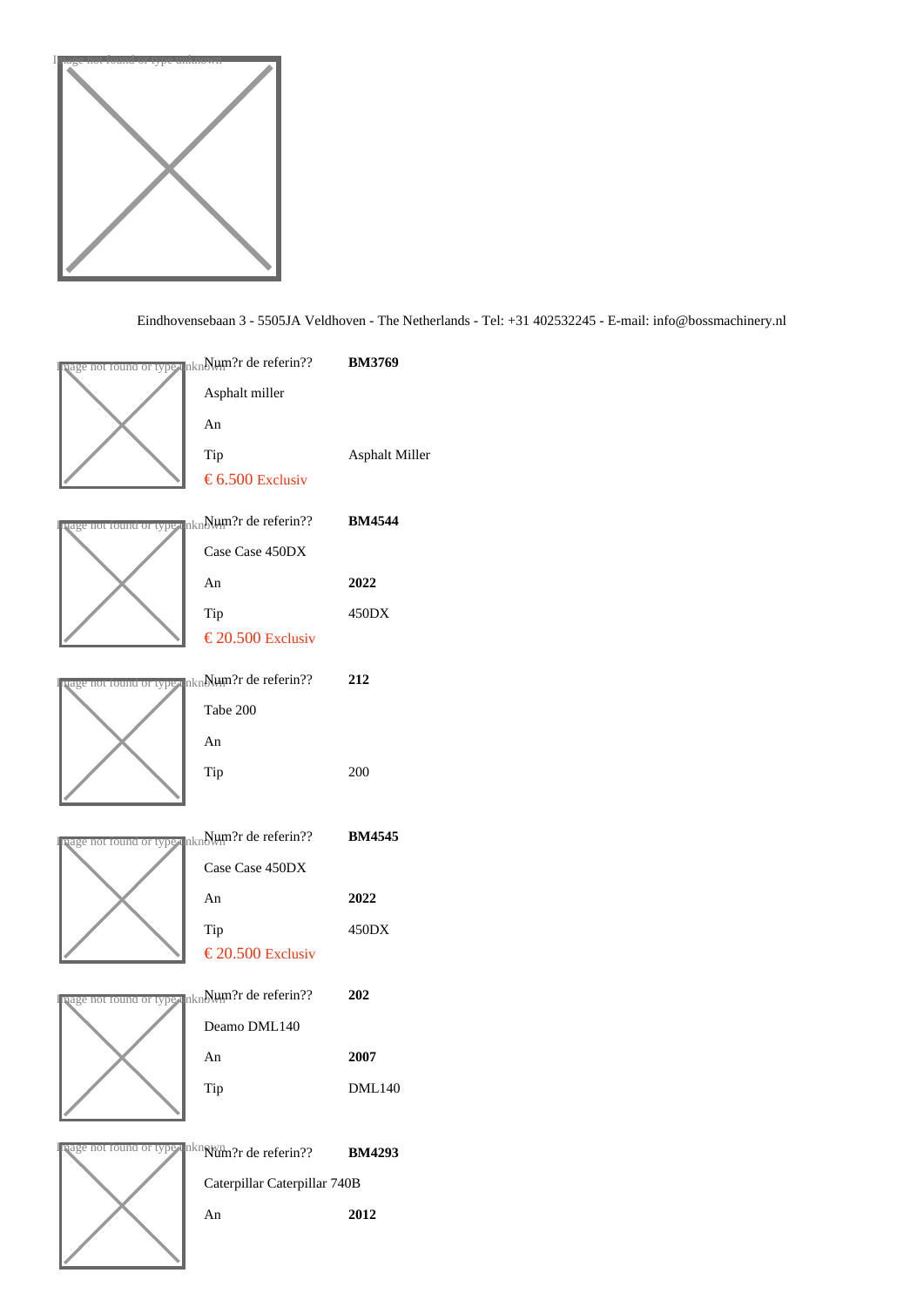Eindhovensebaan 3 - 5505JA Veldhoven - The Netherlands - Tel: +31 402532245 - E-mail: info@bossmachinery.nl

| Num?r de referin?? | **BM3769** |
| --- | --- |
| Asphalt miller | |
| An | |
| Tip | Asphalt Miller |
| € 6.500 Exclusiv | |

| Num?r de referin?? | **BM4544** |
| --- | --- |
| Case Case 450DX | |
| An | **2022** |
| Tip | 450DX |
| € 20.500 Exclusiv | |

| Num?r de referin?? | **212** |
| --- | --- |
| Tabe 200 | |
| An | |
| Tip | 200 |

| Num?r de referin?? | **BM4545** |
| --- | --- |
| Case Case 450DX | |
| An | **2022** |
| Tip | 450DX |
| € 20.500 Exclusiv | |

| Num?r de referin?? | **202** |
| --- | --- |
| Deamo DML140 | |
| An | **2007** |
| Tip | DML140 |

| Num?r de referin?? | **BM4293** |
| --- | --- |
| Caterpillar Caterpillar 740B | |
| An | **2012** |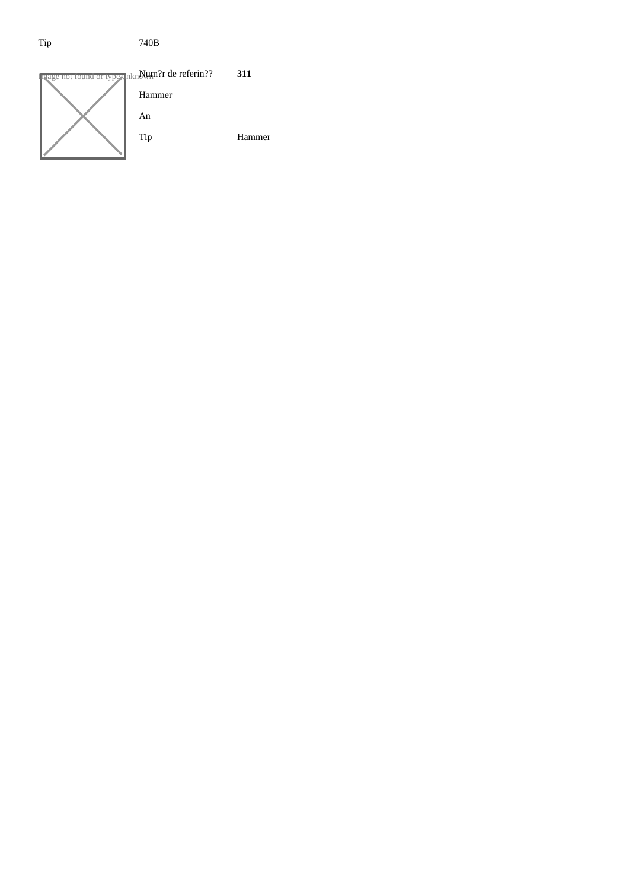| Tip | 740B |
|---|---|

| Num?r de referin?? | **311** |
|---|---|
| Hammer | |
| An | |
| Tip | Hammer |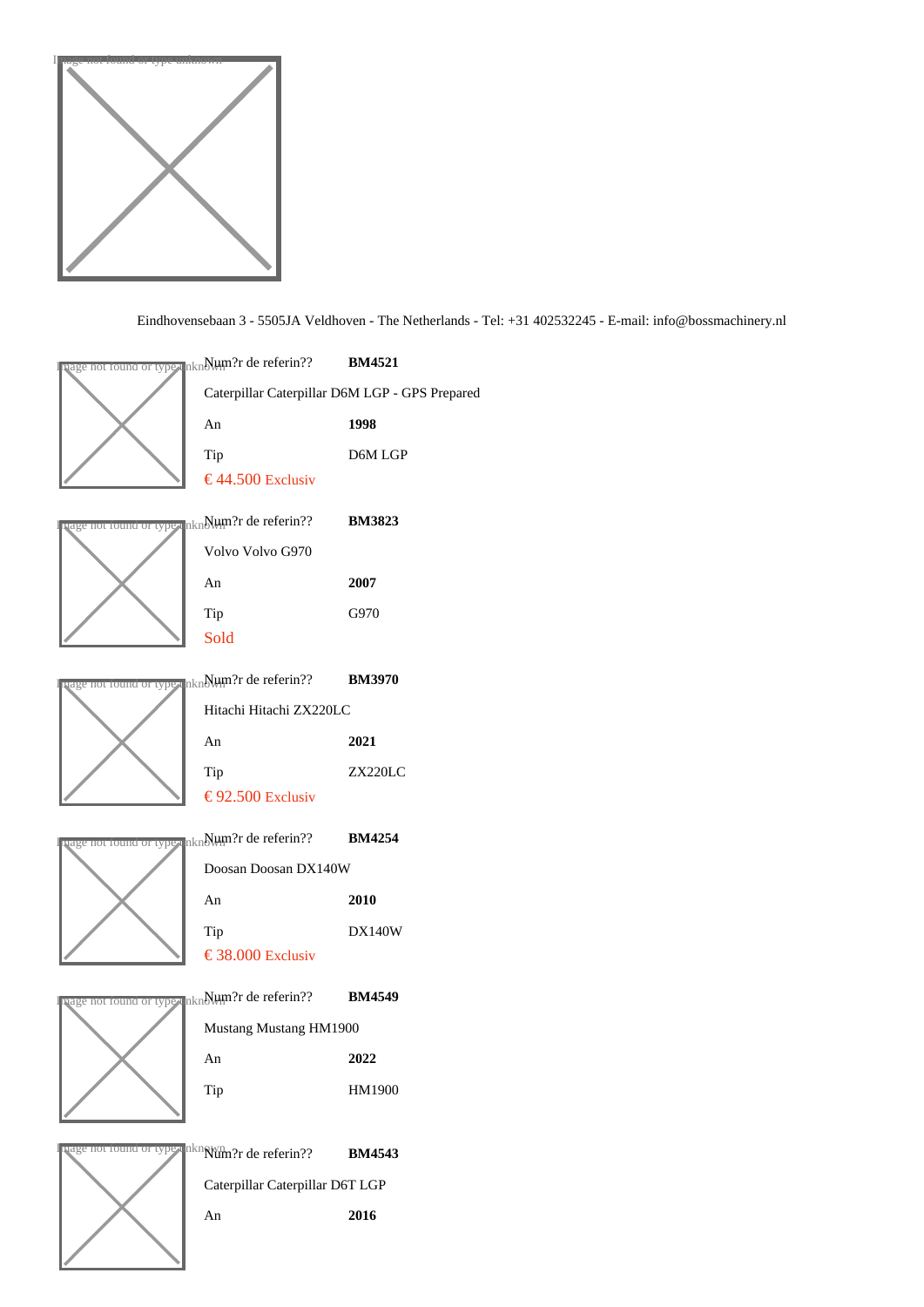Eindhovensebaan 3 - 5505JA Veldhoven - The Netherlands - Tel: +31 402532245 - E-mail: info@bossmachinery.nl

Num?r de referin?? **BM4521**

Caterpillar Caterpillar D6M LGP - GPS Prepared

An **1998**

Tip D6M LGP

€ 44.500 Exclusiv

Num?r de referin?? **BM3823**

Volvo Volvo G970

An **2007**

Tip G970

Sold

Num?r de referin?? **BM3970**

Hitachi Hitachi ZX220LC

An **2021**

Tip ZX220LC

€ 92.500 Exclusiv

Num?r de referin?? **BM4254**

Doosan Doosan DX140W

An **2010**

Tip DX140W

€ 38.000 Exclusiv

Num?r de referin?? **BM4549**

Mustang Mustang HM1900

An **2022**

Tip HM1900

Num?r de referin?? **BM4543**

Caterpillar Caterpillar D6T LGP

An **2016**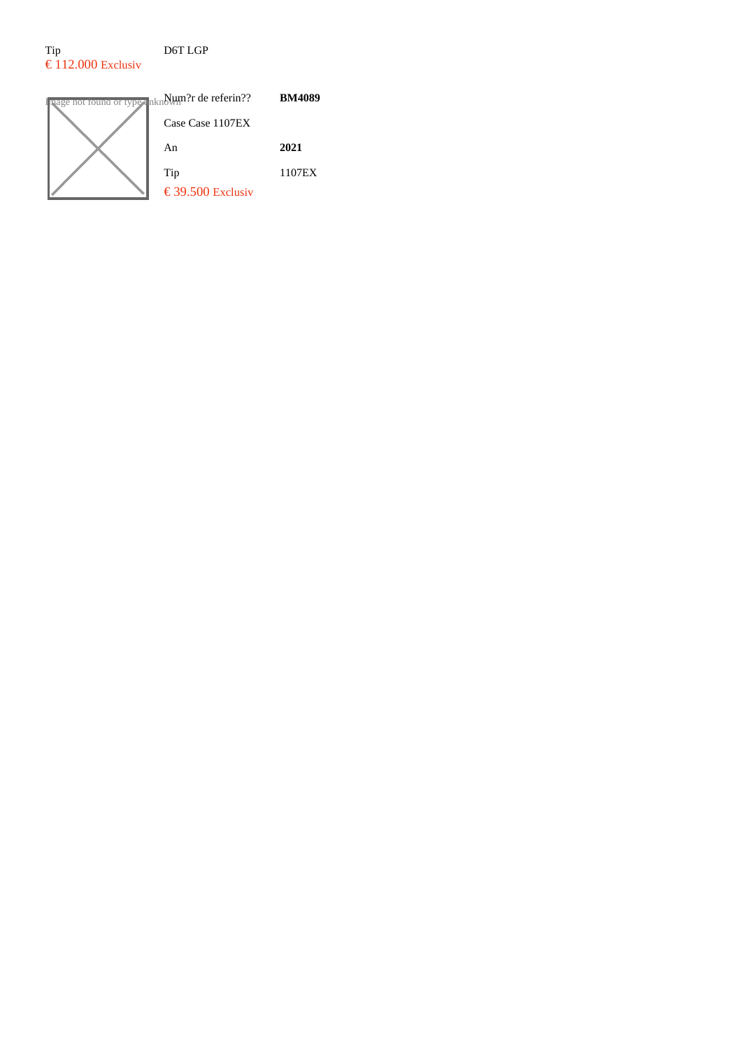| Tip | D6T LGP |
| --- | --- |

€ 112.000 Exclusiv

Image not found or type unknown

| Num?r de referin?? | **BM4089** |
| --- | --- |
| Case Case 1107EX | |
| An | **2021** |
| Tip | 1107EX |

€ 39.500 Exclusiv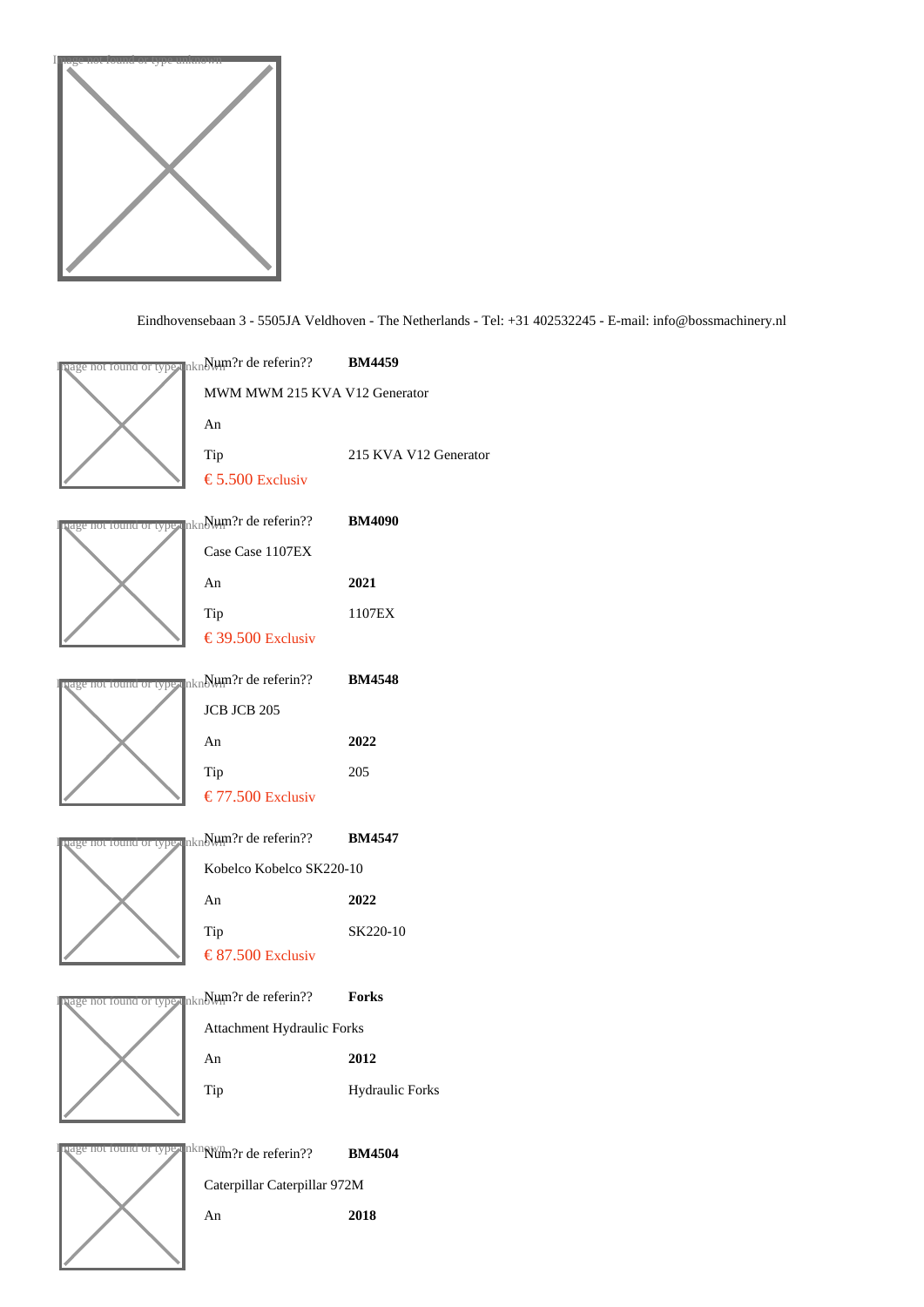Eindhovensebaan 3 - 5505JA Veldhoven - The Netherlands - Tel: +31 402532245 - E-mail: info@bossmachinery.nl

| | |
|---|---|
| Num?r de referin?? | **BM4459** |
| MWM MWM 215 KVA V12 Generator | |
| An | |
| Tip | 215 KVA V12 Generator |
| € 5.500 Exclusiv | |

| | |
|---|---|
| Num?r de referin?? | **BM4090** |
| Case Case 1107EX | |
| An | **2021** |
| Tip | 1107EX |
| € 39.500 Exclusiv | |

| | |
|---|---|
| Num?r de referin?? | **BM4548** |
| JCB JCB 205 | |
| An | **2022** |
| Tip | 205 |
| € 77.500 Exclusiv | |

| | |
|---|---|
| Num?r de referin?? | **BM4547** |
| Kobelco Kobelco SK220-10 | |
| An | **2022** |
| Tip | SK220-10 |
| € 87.500 Exclusiv | |

| | |
|---|---|
| Num?r de referin?? | **Forks** |
| Attachment Hydraulic Forks | |
| An | **2012** |
| Tip | Hydraulic Forks |

| | |
|---|---|
| Num?r de referin?? | **BM4504** |
| Caterpillar Caterpillar 972M | |
| An | **2018** |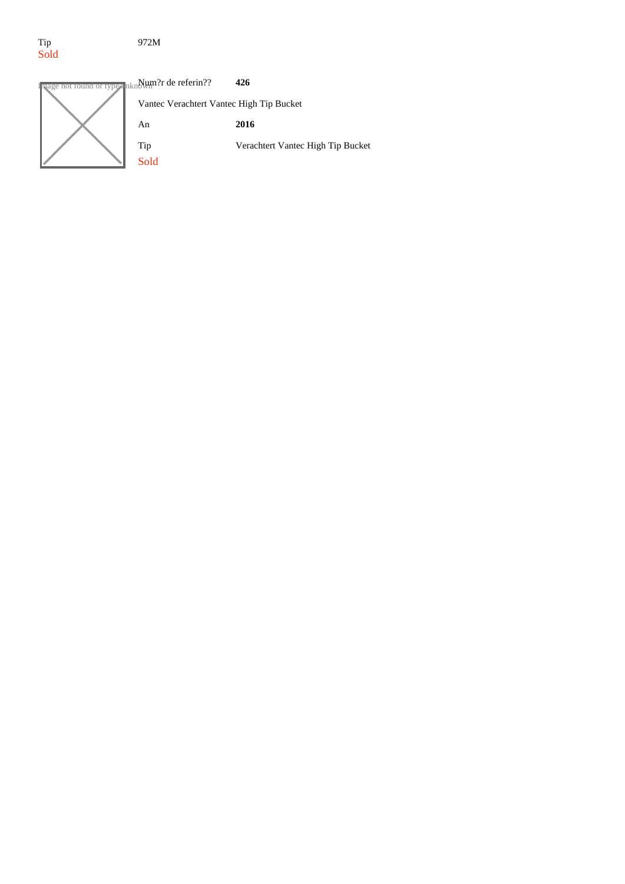Tip | 972M
Sold

Image not found or type unknown

| Num?r de referin?? | **426** |
|---|---|
| Vantec Verachtert Vantec High Tip Bucket | |
| An | **2016** |
| Tip | Verachtert Vantec High Tip Bucket |

Sold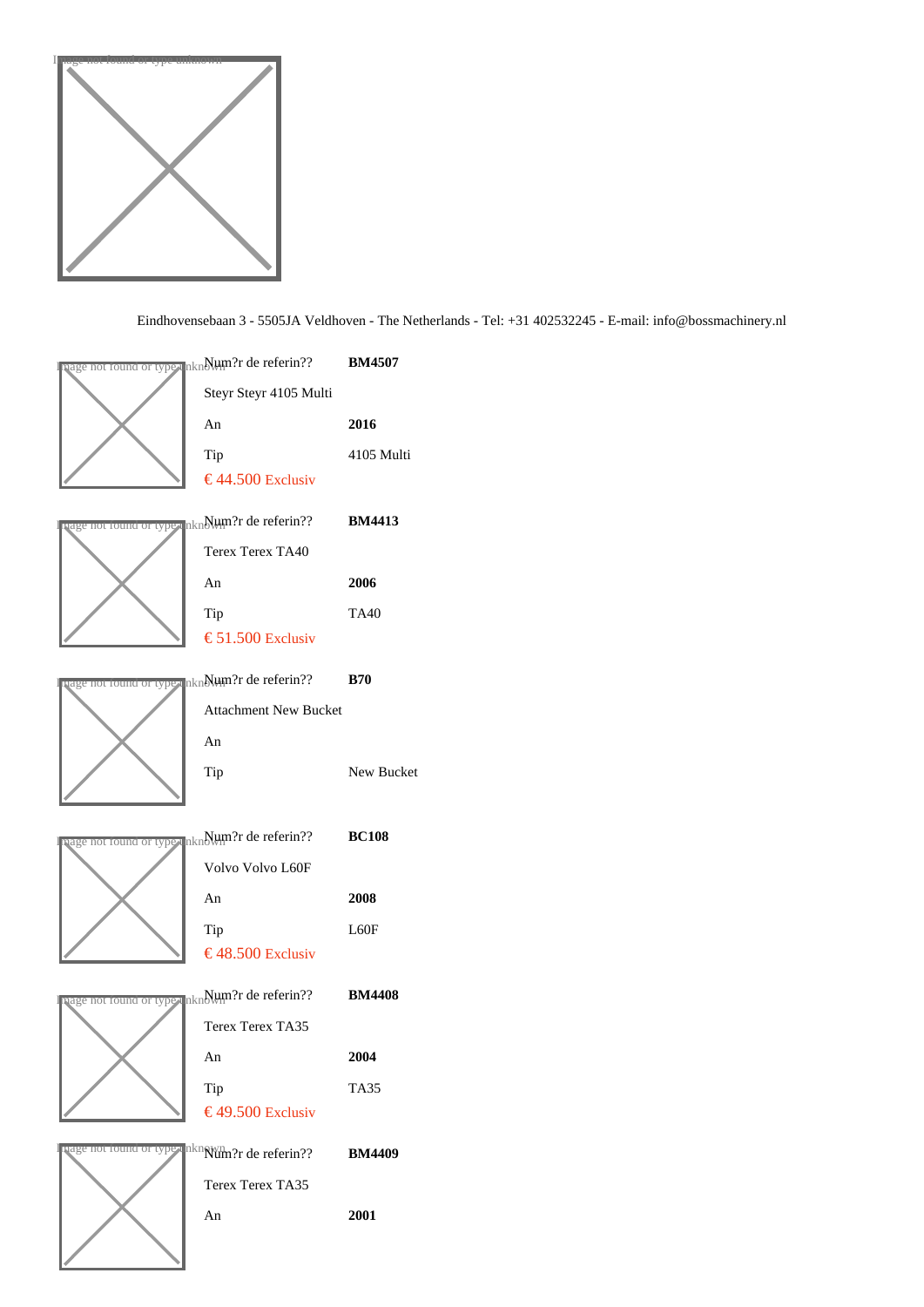Eindhovensebaan 3 - 5505JA Veldhoven - The Netherlands - Tel: +31 402532245 - E-mail: info@bossmachinery.nl

| Num?r de referin?? | **BM4507** |
|---|---|
| Steyr Steyr 4105 Multi | |
| An | **2016** |
| Tip | 4105 Multi |
| € 44.500 Exclusiv | |

| Num?r de referin?? | **BM4413** |
|---|---|
| Terex Terex TA40 | |
| An | **2006** |
| Tip | TA40 |
| € 51.500 Exclusiv | |

| Num?r de referin?? | **B70** |
|---|---|
| Attachment New Bucket | |
| An | |
| Tip | New Bucket |

| Num?r de referin?? | **BC108** |
|---|---|
| Volvo Volvo L60F | |
| An | **2008** |
| Tip | L60F |
| € 48.500 Exclusiv | |

| Num?r de referin?? | **BM4408** |
|---|---|
| Terex Terex TA35 | |
| An | **2004** |
| Tip | TA35 |
| € 49.500 Exclusiv | |

| Num?r de referin?? | **BM4409** |
|---|---|
| Terex Terex TA35 | |
| An | **2001** |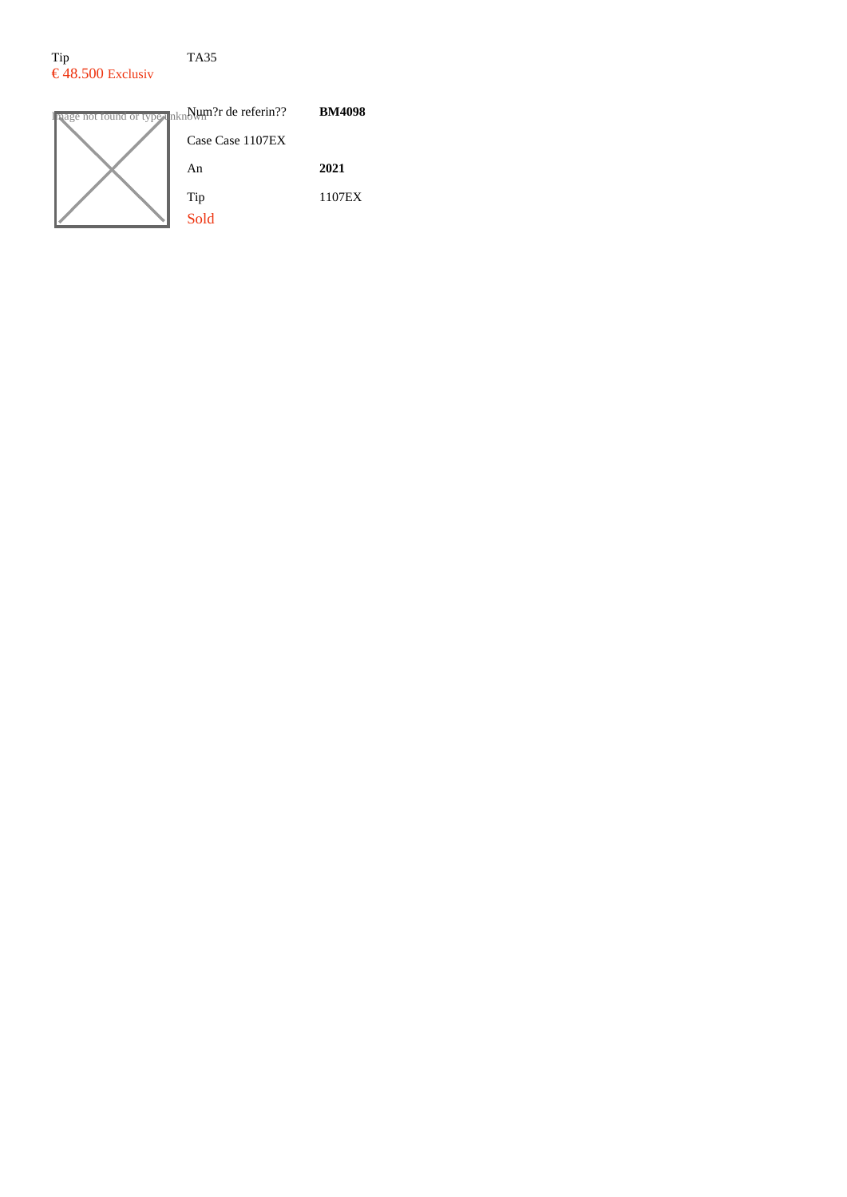Tip
€ 48.500 Exclusiv

TA35

Image not found or type unknown

| Num?r de referin?? | **BM4098** |
| --- | --- |
| Case Case 1107EX | |
| An | **2021** |
| Tip | 1107EX |

Sold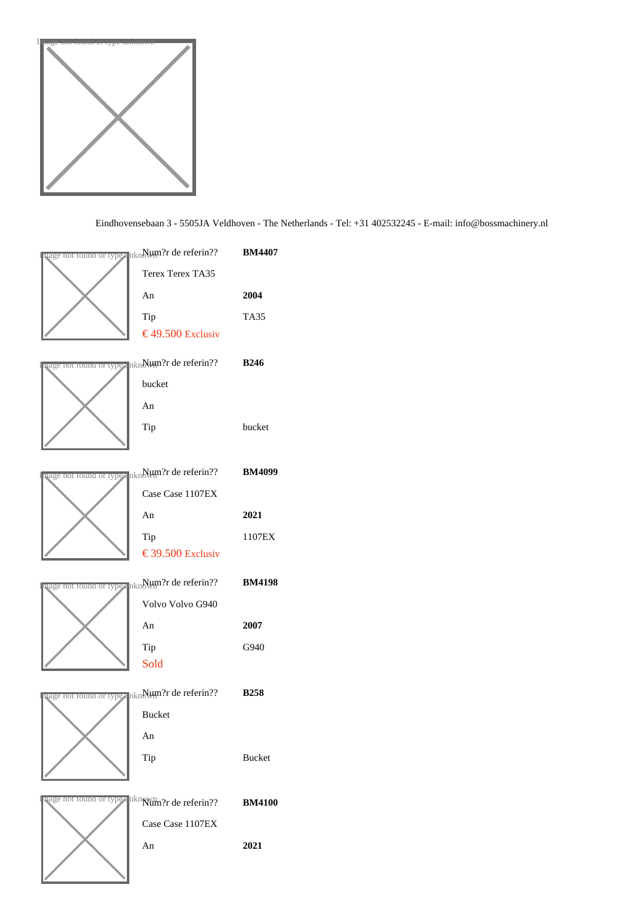Eindhovensebaan 3 - 5505JA Veldhoven - The Netherlands - Tel: +31 402532245 - E-mail: info@bossmachinery.nl

| | |
|---|---|
| Num?r de referin?? | **BM4407** |
| Terex Terex TA35 | |
| An | **2004** |
| Tip | TA35 |
| € 49.500 Exclusiv | |

| | |
|---|---|
| Num?r de referin?? | **B246** |
| bucket | |
| An | |
| Tip | bucket |

| | |
|---|---|
| Num?r de referin?? | **BM4099** |
| Case Case 1107EX | |
| An | **2021** |
| Tip | 1107EX |
| € 39.500 Exclusiv | |

| | |
|---|---|
| Num?r de referin?? | **BM4198** |
| Volvo Volvo G940 | |
| An | **2007** |
| Tip | G940 |
| Sold | |

| | |
|---|---|
| Num?r de referin?? | **B258** |
| Bucket | |
| An | |
| Tip | Bucket |

| | |
|---|---|
| Num?r de referin?? | **BM4100** |
| Case Case 1107EX | |
| An | **2021** |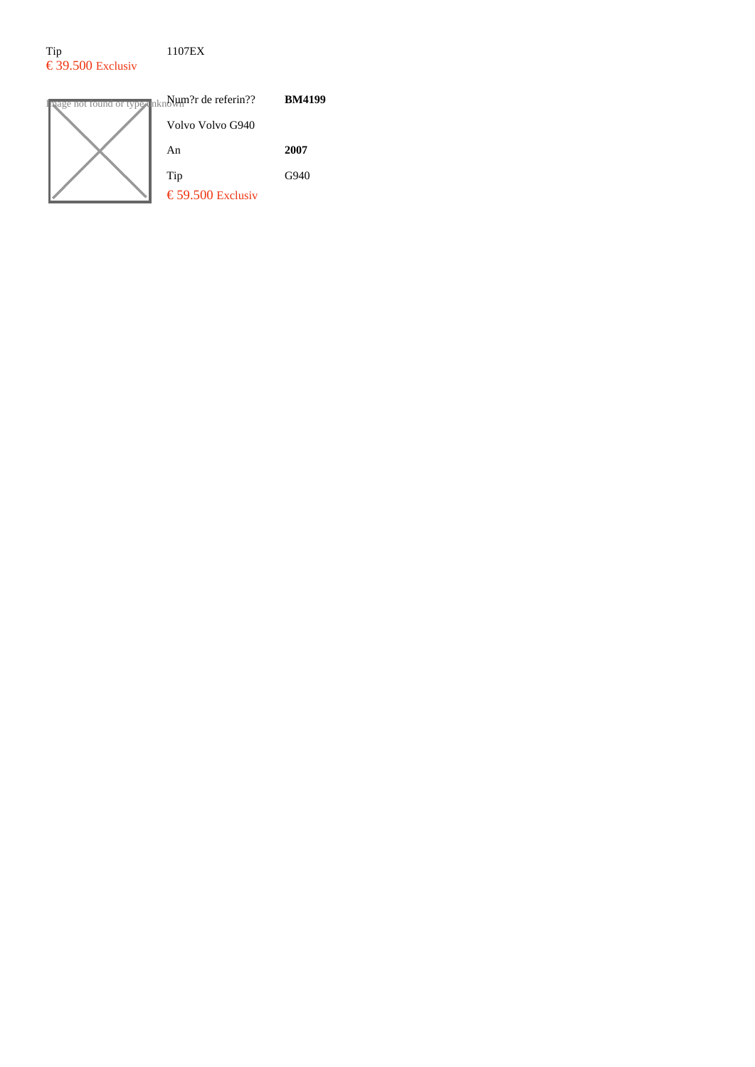| Tip | 1107EX |
|---|---|
| € 39.500 Exclusiv | |

Image not found or type unknown

| Num?r de referin?? | **BM4199** |
|---|---|
| Volvo Volvo G940 | |
| An | **2007** |
| Tip | G940 |
| € 59.500 Exclusiv | |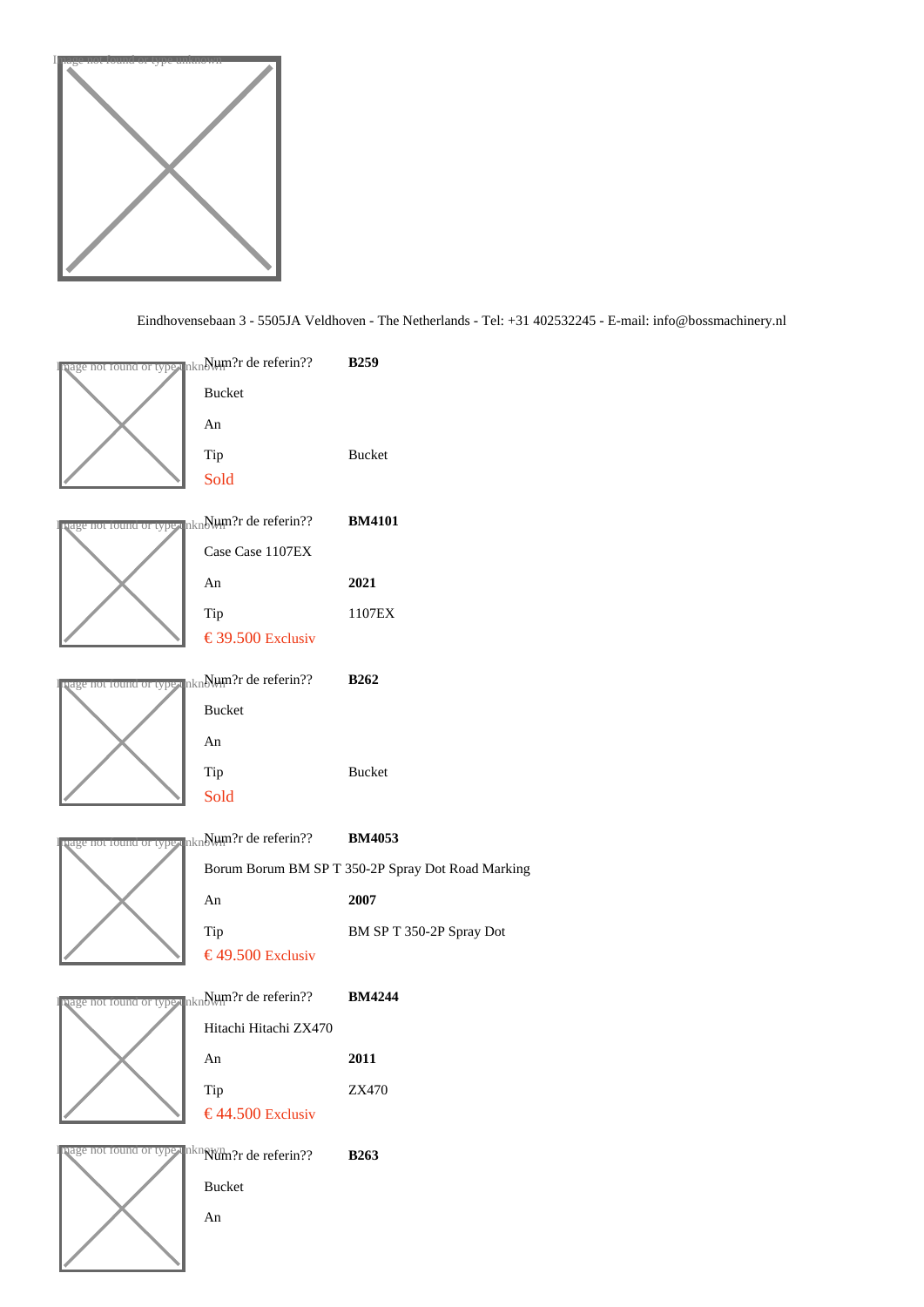Eindhovensebaan 3 - 5505JA Veldhoven - The Netherlands - Tel: +31 402532245 - E-mail: info@bossmachinery.nl

| | |
|---|---|
| Num?r de referin?? | **B259** |
| Bucket | |
| An | |
| Tip | Bucket |
| Sold | |

| | |
|---|---|
| Num?r de referin?? | **BM4101** |
| Case Case 1107EX | |
| An | **2021** |
| Tip | 1107EX |
| € 39.500 Exclusiv | |

| | |
|---|---|
| Num?r de referin?? | **B262** |
| Bucket | |
| An | |
| Tip | Bucket |
| Sold | |

| | |
|---|---|
| Num?r de referin?? | **BM4053** |
| Borum Borum BM SP T 350-2P Spray Dot Road Marking | |
| An | **2007** |
| Tip | BM SP T 350-2P Spray Dot |
| € 49.500 Exclusiv | |

| | |
|---|---|
| Num?r de referin?? | **BM4244** |
| Hitachi Hitachi ZX470 | |
| An | **2011** |
| Tip | ZX470 |
| € 44.500 Exclusiv | |

| | |
|---|---|
| Num?r de referin?? | **B263** |
| Bucket | |
| An | |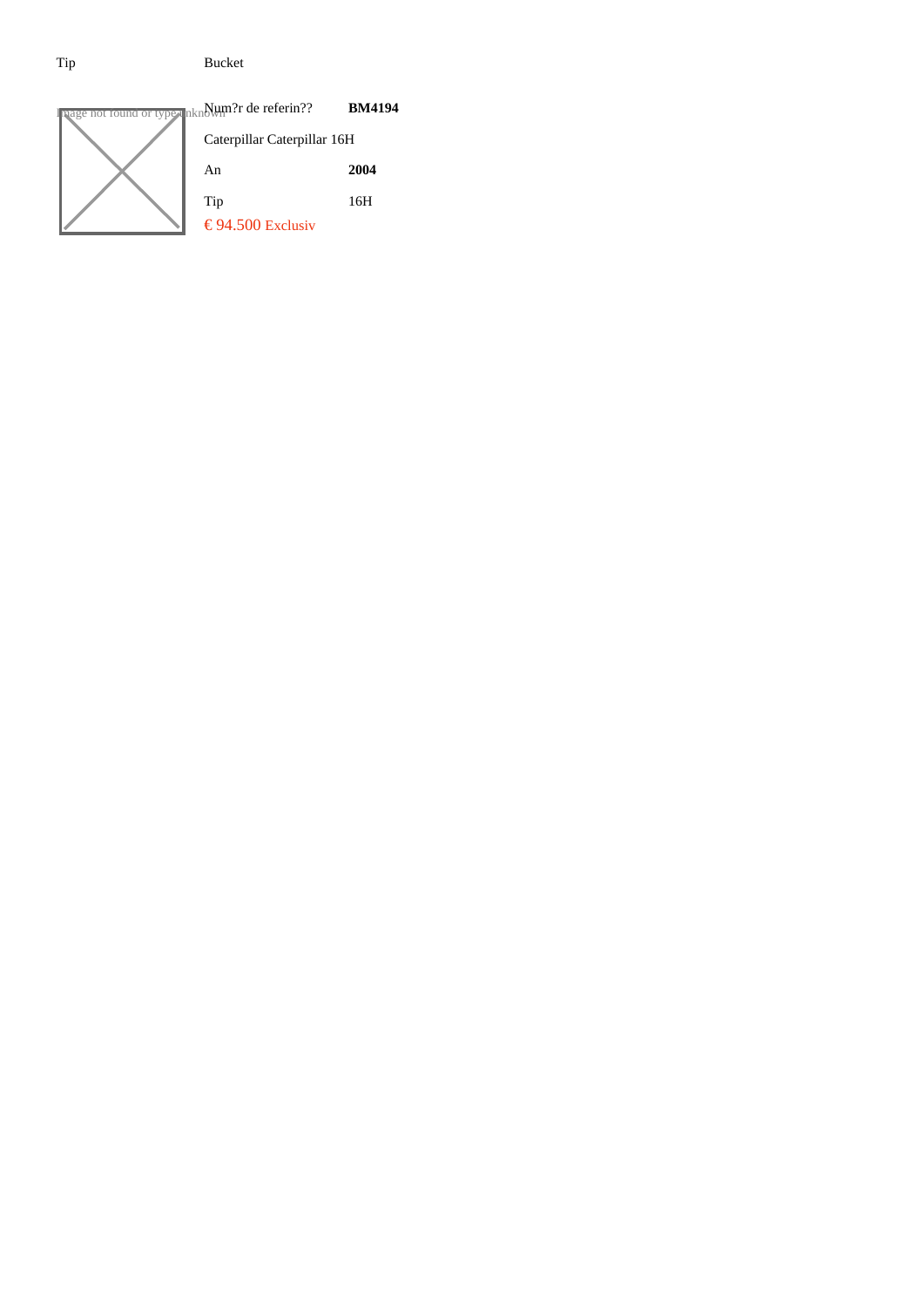Tip Bucket

Image not found or type unknown

| Num?r de referin?? | **BM4194** |
| --- | --- |
| Caterpillar Caterpillar 16H | |
| An | **2004** |
| Tip | 16H |

€ 94.500 Exclusiv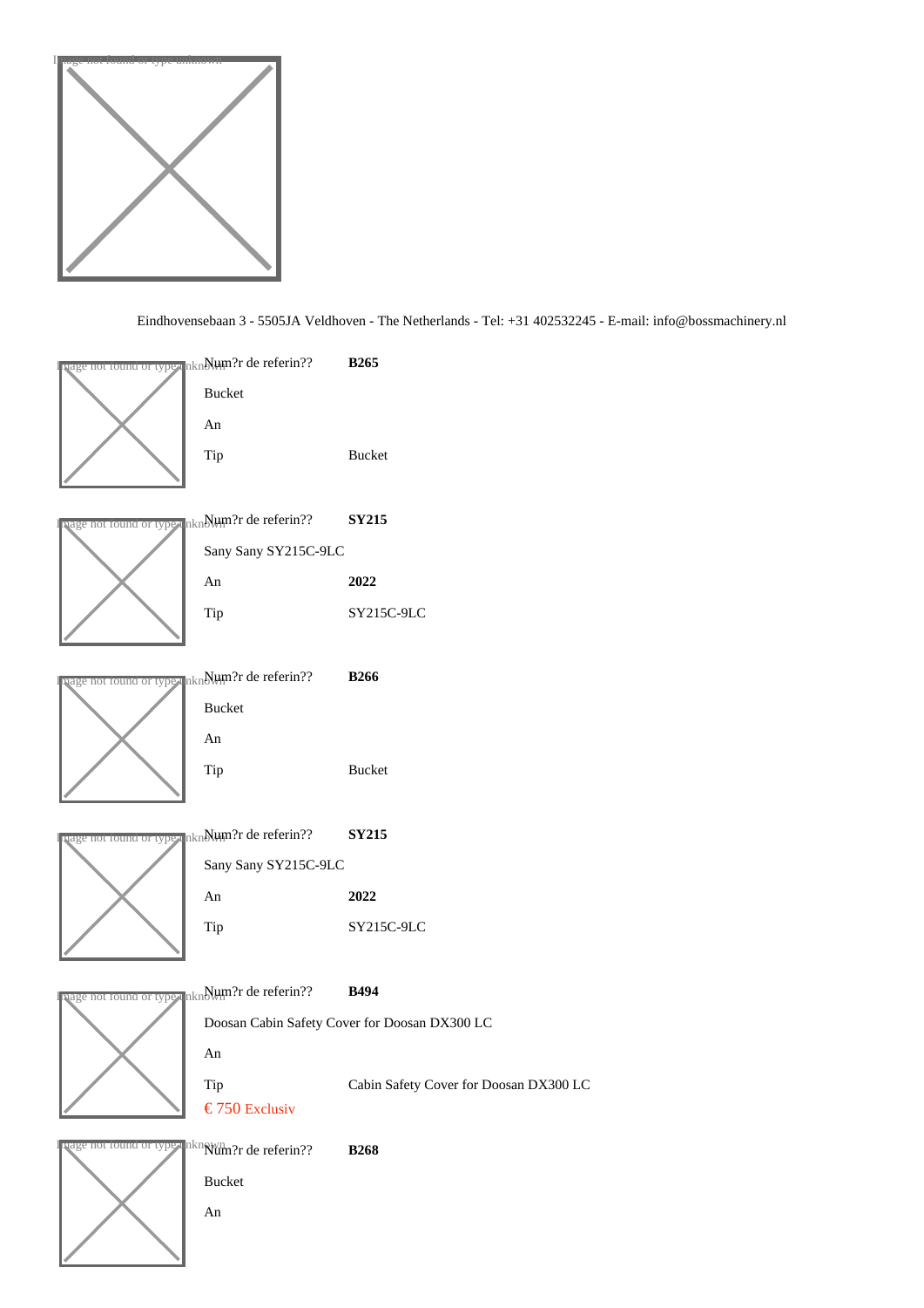Eindhovensebaan 3 - 5505JA Veldhoven - The Netherlands - Tel: +31 402532245 - E-mail: info@bossmachinery.nl

| Num?r de referin?? | **B265** |
|---|---|
| Bucket | |
| An | |
| Tip | Bucket |

| Num?r de referin?? | **SY215** |
|---|---|
| Sany Sany SY215C-9LC | |
| An | **2022** |
| Tip | SY215C-9LC |

| Num?r de referin?? | **B266** |
|---|---|
| Bucket | |
| An | |
| Tip | Bucket |

| Num?r de referin?? | **SY215** |
|---|---|
| Sany Sany SY215C-9LC | |
| An | **2022** |
| Tip | SY215C-9LC |

| Num?r de referin?? | **B494** |
|---|---|
| Doosan Cabin Safety Cover for Doosan DX300 LC | |
| An | |
| Tip | Cabin Safety Cover for Doosan DX300 LC |

€ 750 Exclusiv

| Num?r de referin?? | **B268** |
|---|---|
| Bucket | |
| An | |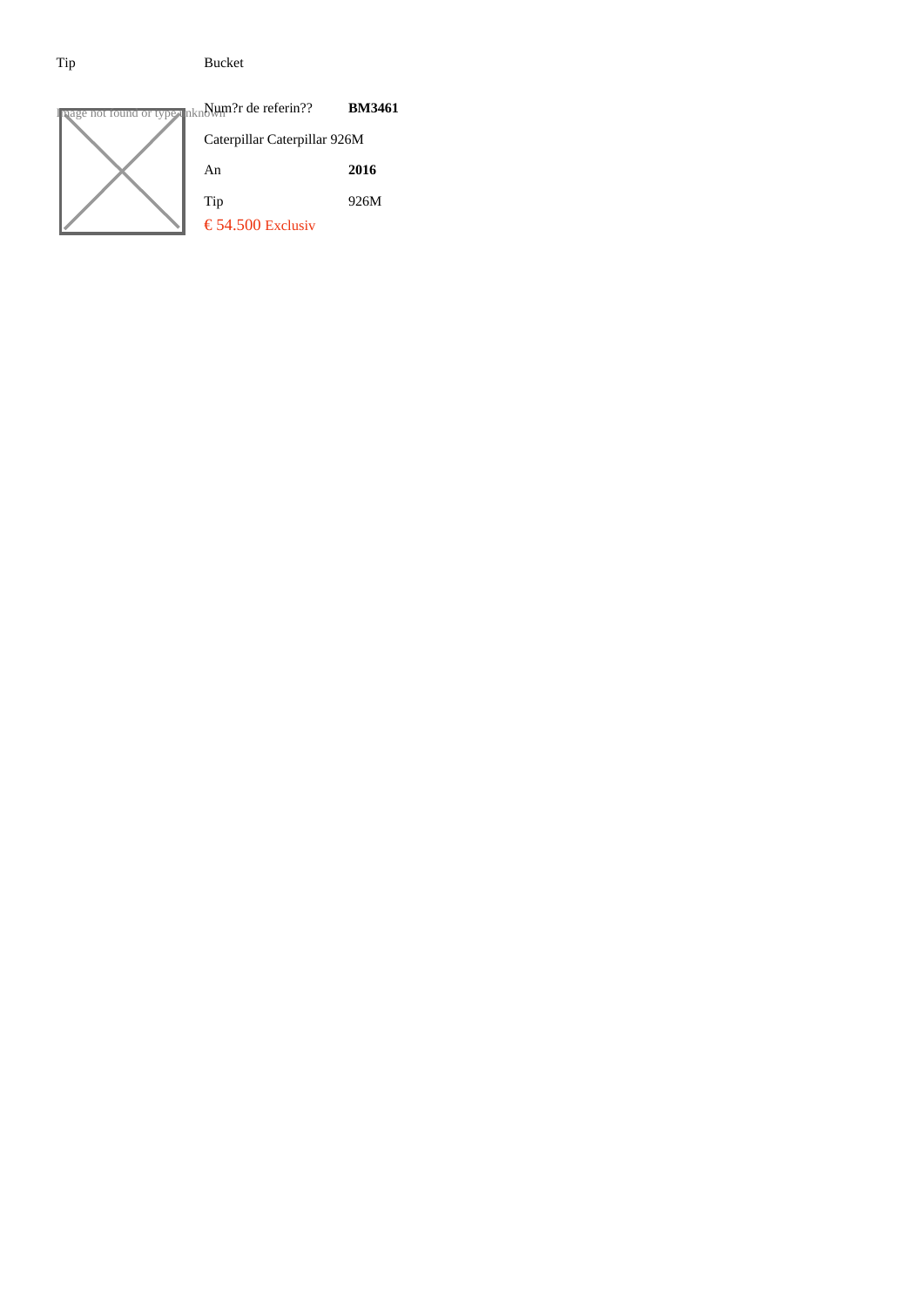| Tip | Bucket |
|---|---|
| Num?r de referin?? | **BM3461** |
| Caterpillar Caterpillar 926M | |
| An | **2016** |
| Tip | 926M |

€ 54.500 Exclusiv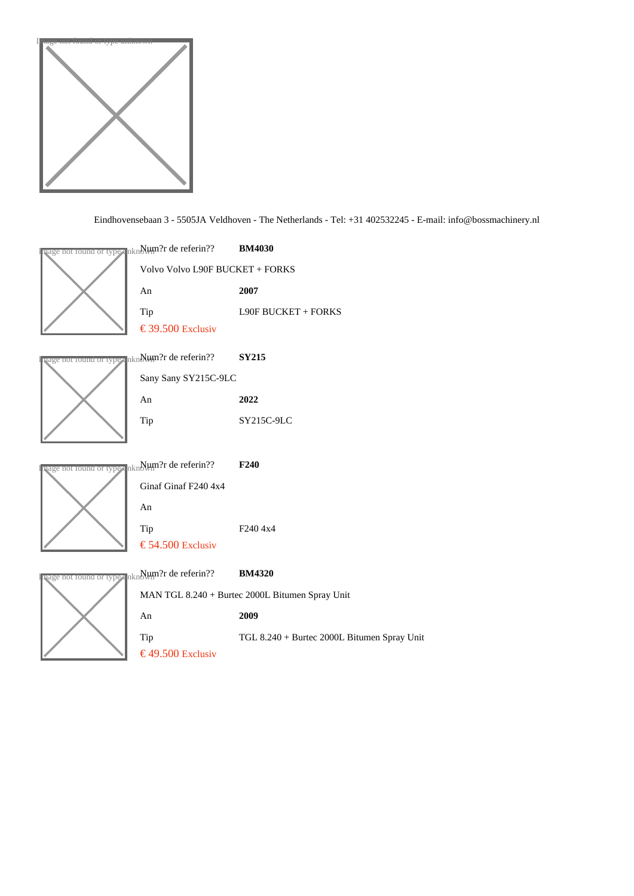Eindhovensebaan 3 - 5505JA Veldhoven - The Netherlands - Tel: +31 402532245 - E-mail: info@bossmachinery.nl

Num?r de referin?? **BM4030**

Volvo Volvo L90F BUCKET + FORKS

An **2007**

Tip L90F BUCKET + FORKS

€ 39.500 Exclusiv

Num?r de referin?? **SY215**

Sany Sany SY215C-9LC

An **2022**

Tip SY215C-9LC

Num?r de referin?? **F240**

Ginaf Ginaf F240 4x4

An

Tip F240 4x4

€ 54.500 Exclusiv

Num?r de referin?? **BM4320**

MAN TGL 8.240 + Burtec 2000L Bitumen Spray Unit

An **2009**

Tip TGL 8.240 + Burtec 2000L Bitumen Spray Unit

€ 49.500 Exclusiv